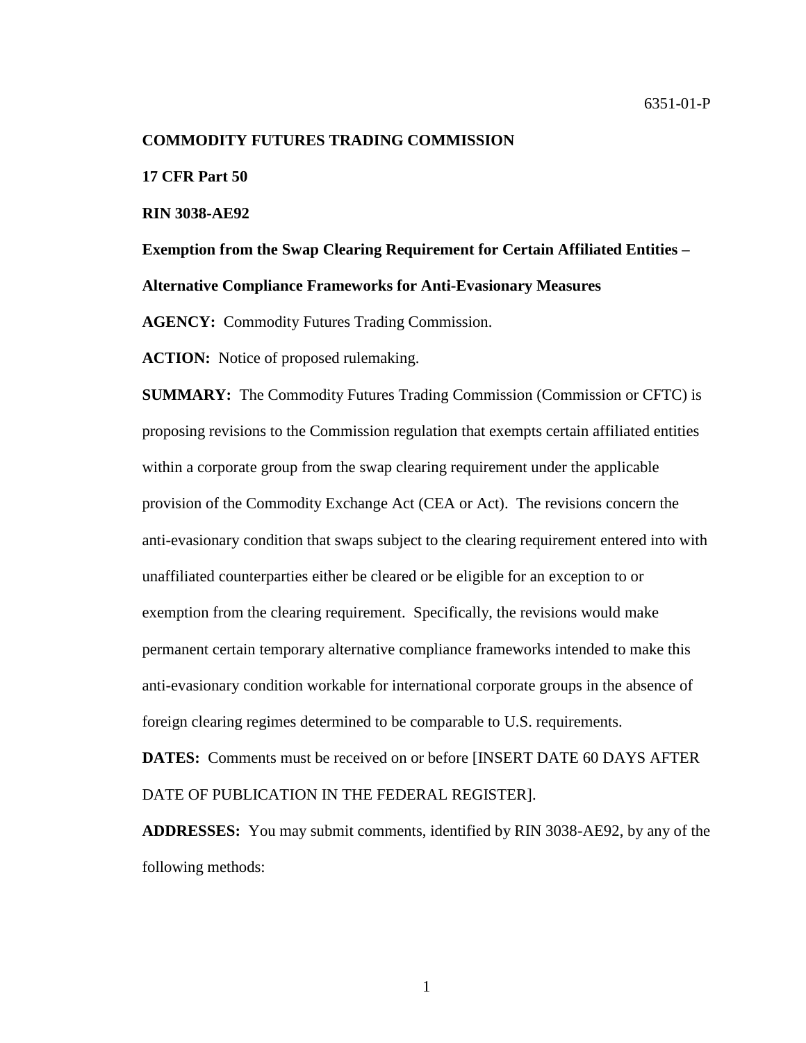6351-01-P

**COMMODITY FUTURES TRADING COMMISSION**

**17 CFR Part 50**

**RIN 3038-AE92**

**Exemption from the Swap Clearing Requirement for Certain Affiliated Entities – Alternative Compliance Frameworks for Anti-Evasionary Measures**

**AGENCY:** Commodity Futures Trading Commission.

**ACTION:** Notice of proposed rulemaking.

**SUMMARY:** The Commodity Futures Trading Commission (Commission or CFTC) is proposing revisions to the Commission regulation that exempts certain affiliated entities within a corporate group from the swap clearing requirement under the applicable provision of the Commodity Exchange Act (CEA or Act). The revisions concern the anti-evasionary condition that swaps subject to the clearing requirement entered into with unaffiliated counterparties either be cleared or be eligible for an exception to or exemption from the clearing requirement. Specifically, the revisions would make permanent certain temporary alternative compliance frameworks intended to make this anti-evasionary condition workable for international corporate groups in the absence of foreign clearing regimes determined to be comparable to U.S. requirements.

**DATES:** Comments must be received on or before [INSERT DATE 60 DAYS AFTER DATE OF PUBLICATION IN THE FEDERAL REGISTER].

**ADDRESSES:** You may submit comments, identified by RIN 3038-AE92, by any of the following methods: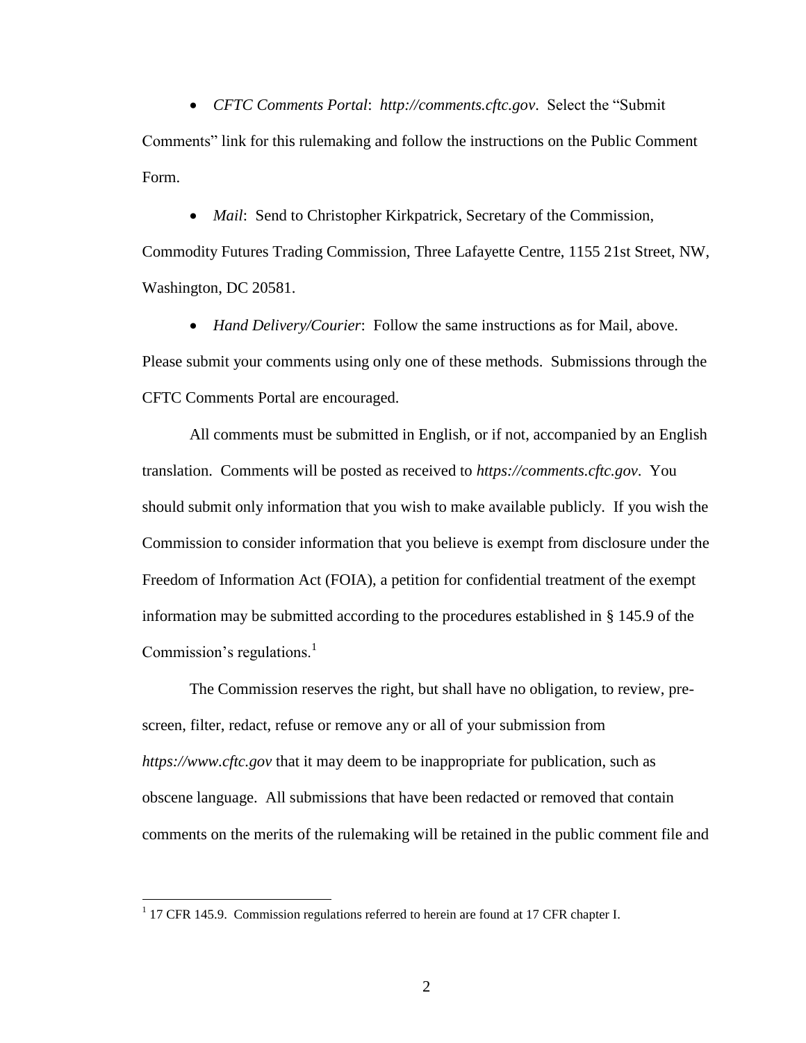- *CFTC Comments Portal*: *http://comments.cftc.gov*. Select the "Submit Comments" link for this rulemaking and follow the instructions on the Public Comment Form.

- *Mail*: Send to Christopher Kirkpatrick, Secretary of the Commission, Commodity Futures Trading Commission, Three Lafayette Centre, 1155 21st Street, NW, Washington, DC 20581.

- *Hand Delivery/Courier*: Follow the same instructions as for Mail, above.

Please submit your comments using only one of these methods. Submissions through the CFTC Comments Portal are encouraged.

All comments must be submitted in English, or if not, accompanied by an English translation. Comments will be posted as received to *https://comments.cftc.gov*. You should submit only information that you wish to make available publicly. If you wish the Commission to consider information that you believe is exempt from disclosure under the Freedom of Information Act (FOIA), a petition for confidential treatment of the exempt information may be submitted according to the procedures established in § 145.9 of the Commission's regulations.[1]

The Commission reserves the right, but shall have no obligation, to review, pre-screen, filter, redact, refuse or remove any or all of your submission from *https://www.cftc.gov* that it may deem to be inappropriate for publication, such as obscene language. All submissions that have been redacted or removed that contain comments on the merits of the rulemaking will be retained in the public comment file and

[1] 17 CFR 145.9. Commission regulations referred to herein are found at 17 CFR chapter I.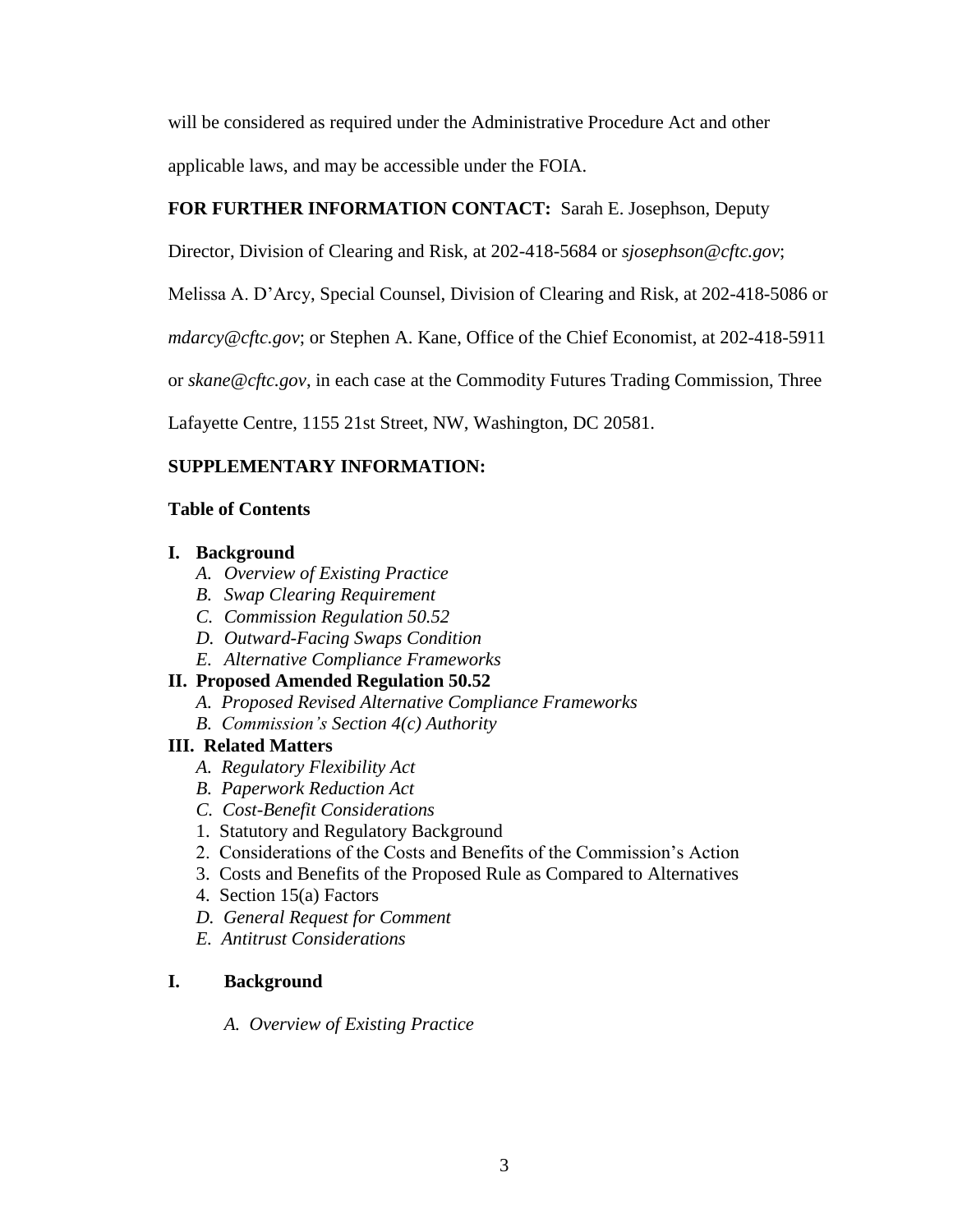will be considered as required under the Administrative Procedure Act and other applicable laws, and may be accessible under the FOIA.

**FOR FURTHER INFORMATION CONTACT:** Sarah E. Josephson, Deputy Director, Division of Clearing and Risk, at 202-418-5684 or *sjosephson@cftc.gov*; Melissa A. D'Arcy, Special Counsel, Division of Clearing and Risk, at 202-418-5086 or *mdarcy@cftc.gov*; or Stephen A. Kane, Office of the Chief Economist, at 202-418-5911 or *skane@cftc.gov*, in each case at the Commodity Futures Trading Commission, Three Lafayette Centre, 1155 21st Street, NW, Washington, DC 20581.

**SUPPLEMENTARY INFORMATION:**

**Table of Contents**

**I. Background**
- *A. Overview of Existing Practice*
- *B. Swap Clearing Requirement*
- *C. Commission Regulation 50.52*
- *D. Outward-Facing Swaps Condition*
- *E. Alternative Compliance Frameworks*

**II. Proposed Amended Regulation 50.52**
- *A. Proposed Revised Alternative Compliance Frameworks*
- *B. Commission's Section 4(c) Authority*

**III. Related Matters**
- *A. Regulatory Flexibility Act*
- *B. Paperwork Reduction Act*
- *C. Cost-Benefit Considerations*
- 1. Statutory and Regulatory Background
- 2. Considerations of the Costs and Benefits of the Commission's Action
- 3. Costs and Benefits of the Proposed Rule as Compared to Alternatives
- 4. Section 15(a) Factors
- *D. General Request for Comment*
- *E. Antitrust Considerations*

## I. Background

### *A. Overview of Existing Practice*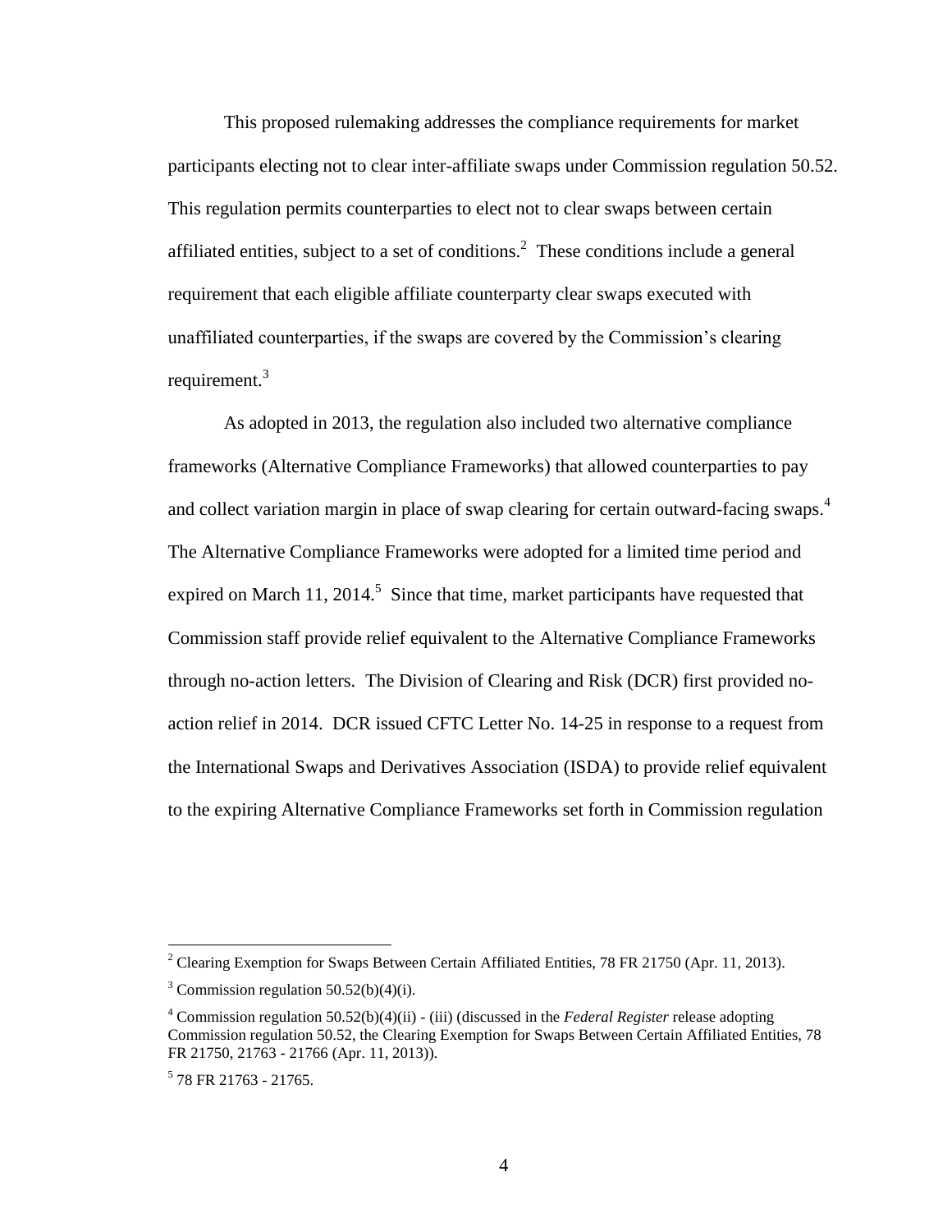This proposed rulemaking addresses the compliance requirements for market participants electing not to clear inter-affiliate swaps under Commission regulation 50.52. This regulation permits counterparties to elect not to clear swaps between certain affiliated entities, subject to a set of conditions.[2] These conditions include a general requirement that each eligible affiliate counterparty clear swaps executed with unaffiliated counterparties, if the swaps are covered by the Commission's clearing requirement.[3]

As adopted in 2013, the regulation also included two alternative compliance frameworks (Alternative Compliance Frameworks) that allowed counterparties to pay and collect variation margin in place of swap clearing for certain outward-facing swaps.[4] The Alternative Compliance Frameworks were adopted for a limited time period and expired on March 11, 2014.[5] Since that time, market participants have requested that Commission staff provide relief equivalent to the Alternative Compliance Frameworks through no-action letters. The Division of Clearing and Risk (DCR) first provided no-action relief in 2014. DCR issued CFTC Letter No. 14-25 in response to a request from the International Swaps and Derivatives Association (ISDA) to provide relief equivalent to the expiring Alternative Compliance Frameworks set forth in Commission regulation

---

[2] Clearing Exemption for Swaps Between Certain Affiliated Entities, 78 FR 21750 (Apr. 11, 2013).

[3] Commission regulation 50.52(b)(4)(i).

[4] Commission regulation 50.52(b)(4)(ii) - (iii) (discussed in the *Federal Register* release adopting Commission regulation 50.52, the Clearing Exemption for Swaps Between Certain Affiliated Entities, 78 FR 21750, 21763 - 21766 (Apr. 11, 2013)).

[5] 78 FR 21763 - 21765.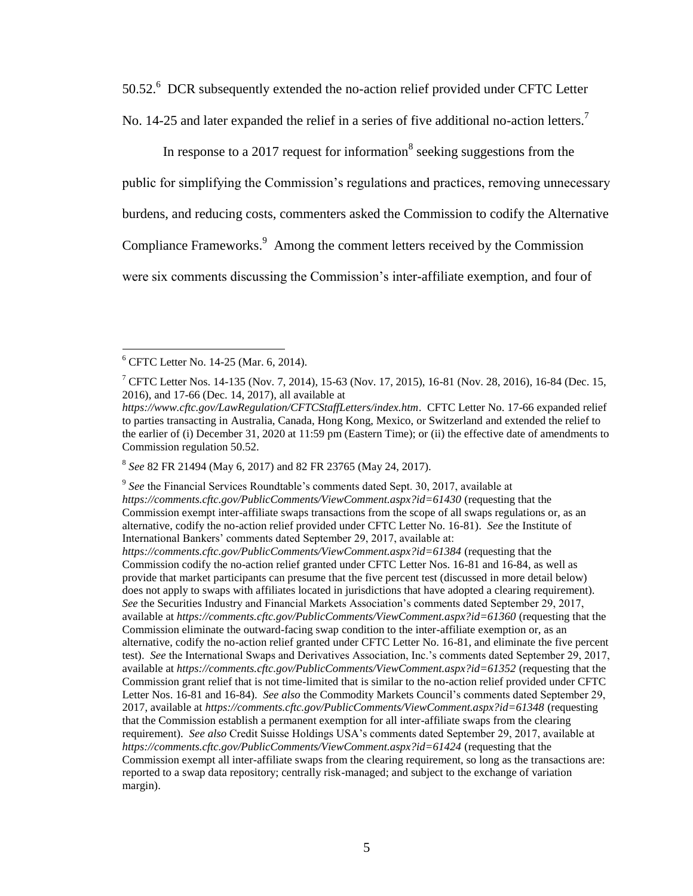50.52.[6] DCR subsequently extended the no-action relief provided under CFTC Letter No. 14-25 and later expanded the relief in a series of five additional no-action letters.[7]

In response to a 2017 request for information[8] seeking suggestions from the public for simplifying the Commission's regulations and practices, removing unnecessary burdens, and reducing costs, commenters asked the Commission to codify the Alternative Compliance Frameworks.[9] Among the comment letters received by the Commission were six comments discussing the Commission's inter-affiliate exemption, and four of

---

[6] CFTC Letter No. 14-25 (Mar. 6, 2014).

[7] CFTC Letter Nos. 14-135 (Nov. 7, 2014), 15-63 (Nov. 17, 2015), 16-81 (Nov. 28, 2016), 16-84 (Dec. 15, 2016), and 17-66 (Dec. 14, 2017), all available at *https://www.cftc.gov/LawRegulation/CFTCStaffLetters/index.htm*. CFTC Letter No. 17-66 expanded relief to parties transacting in Australia, Canada, Hong Kong, Mexico, or Switzerland and extended the relief to the earlier of (i) December 31, 2020 at 11:59 pm (Eastern Time); or (ii) the effective date of amendments to Commission regulation 50.52.

[8] *See* 82 FR 21494 (May 6, 2017) and 82 FR 23765 (May 24, 2017).

[9] *See* the Financial Services Roundtable's comments dated Sept. 30, 2017, available at *https://comments.cftc.gov/PublicComments/ViewComment.aspx?id=61430* (requesting that the Commission exempt inter-affiliate swaps transactions from the scope of all swaps regulations or, as an alternative, codify the no-action relief provided under CFTC Letter No. 16-81). *See* the Institute of International Bankers' comments dated September 29, 2017, available at: *https://comments.cftc.gov/PublicComments/ViewComment.aspx?id=61384* (requesting that the Commission codify the no-action relief granted under CFTC Letter Nos. 16-81 and 16-84, as well as provide that market participants can presume that the five percent test (discussed in more detail below) does not apply to swaps with affiliates located in jurisdictions that have adopted a clearing requirement). *See* the Securities Industry and Financial Markets Association's comments dated September 29, 2017, available at *https://comments.cftc.gov/PublicComments/ViewComment.aspx?id=61360* (requesting that the Commission eliminate the outward-facing swap condition to the inter-affiliate exemption or, as an alternative, codify the no-action relief granted under CFTC Letter No. 16-81, and eliminate the five percent test). *See* the International Swaps and Derivatives Association, Inc.'s comments dated September 29, 2017, available at *https://comments.cftc.gov/PublicComments/ViewComment.aspx?id=61352* (requesting that the Commission grant relief that is not time-limited that is similar to the no-action relief provided under CFTC Letter Nos. 16-81 and 16-84). *See also* the Commodity Markets Council's comments dated September 29, 2017, available at *https://comments.cftc.gov/PublicComments/ViewComment.aspx?id=61348* (requesting that the Commission establish a permanent exemption for all inter-affiliate swaps from the clearing requirement). *See also* Credit Suisse Holdings USA's comments dated September 29, 2017, available at *https://comments.cftc.gov/PublicComments/ViewComment.aspx?id=61424* (requesting that the Commission exempt all inter-affiliate swaps from the clearing requirement, so long as the transactions are: reported to a swap data repository; centrally risk-managed; and subject to the exchange of variation margin).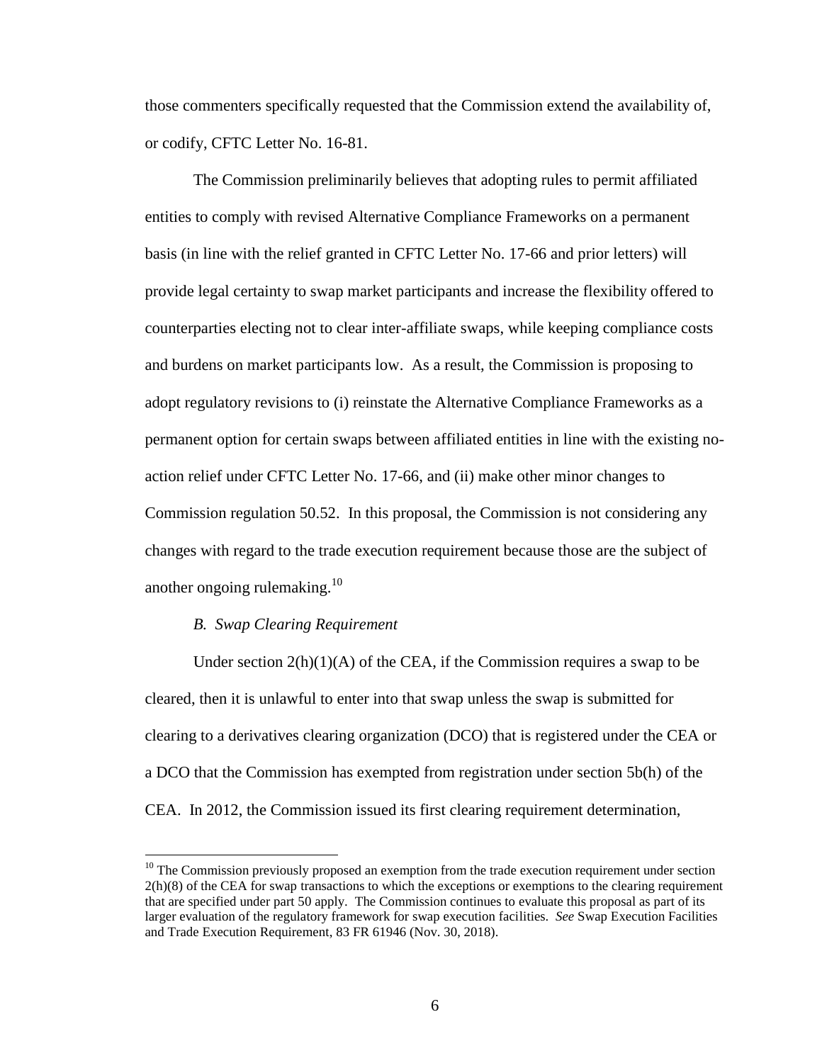those commenters specifically requested that the Commission extend the availability of, or codify, CFTC Letter No. 16-81.

The Commission preliminarily believes that adopting rules to permit affiliated entities to comply with revised Alternative Compliance Frameworks on a permanent basis (in line with the relief granted in CFTC Letter No. 17-66 and prior letters) will provide legal certainty to swap market participants and increase the flexibility offered to counterparties electing not to clear inter-affiliate swaps, while keeping compliance costs and burdens on market participants low. As a result, the Commission is proposing to adopt regulatory revisions to (i) reinstate the Alternative Compliance Frameworks as a permanent option for certain swaps between affiliated entities in line with the existing no-action relief under CFTC Letter No. 17-66, and (ii) make other minor changes to Commission regulation 50.52. In this proposal, the Commission is not considering any changes with regard to the trade execution requirement because those are the subject of another ongoing rulemaking.[10]

*B. Swap Clearing Requirement*

Under section 2(h)(1)(A) of the CEA, if the Commission requires a swap to be cleared, then it is unlawful to enter into that swap unless the swap is submitted for clearing to a derivatives clearing organization (DCO) that is registered under the CEA or a DCO that the Commission has exempted from registration under section 5b(h) of the CEA. In 2012, the Commission issued its first clearing requirement determination,

[10] The Commission previously proposed an exemption from the trade execution requirement under section 2(h)(8) of the CEA for swap transactions to which the exceptions or exemptions to the clearing requirement that are specified under part 50 apply. The Commission continues to evaluate this proposal as part of its larger evaluation of the regulatory framework for swap execution facilities. *See* Swap Execution Facilities and Trade Execution Requirement, 83 FR 61946 (Nov. 30, 2018).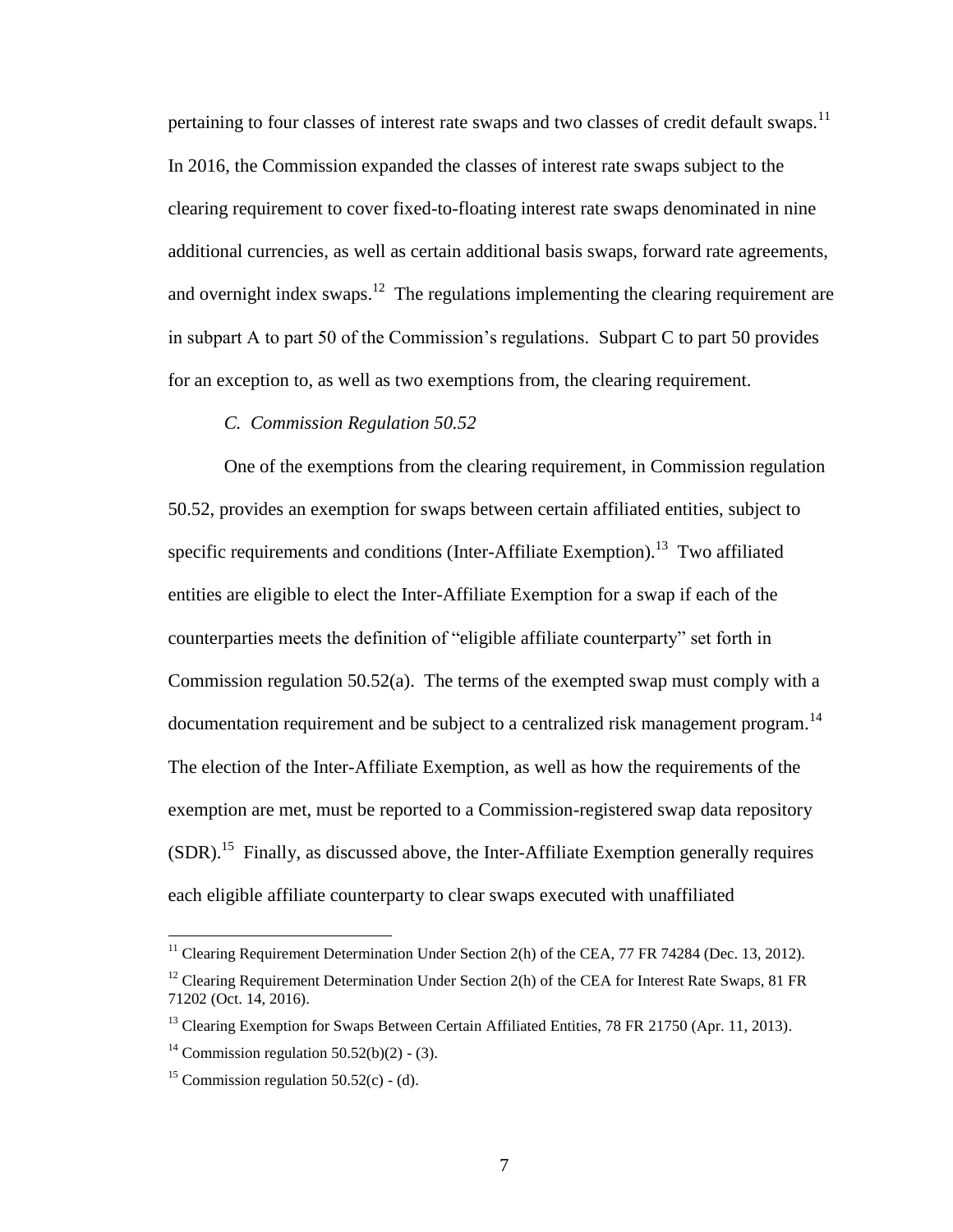pertaining to four classes of interest rate swaps and two classes of credit default swaps.[11] In 2016, the Commission expanded the classes of interest rate swaps subject to the clearing requirement to cover fixed-to-floating interest rate swaps denominated in nine additional currencies, as well as certain additional basis swaps, forward rate agreements, and overnight index swaps.[12] The regulations implementing the clearing requirement are in subpart A to part 50 of the Commission's regulations. Subpart C to part 50 provides for an exception to, as well as two exemptions from, the clearing requirement.

### *C. Commission Regulation 50.52*

One of the exemptions from the clearing requirement, in Commission regulation 50.52, provides an exemption for swaps between certain affiliated entities, subject to specific requirements and conditions (Inter-Affiliate Exemption).[13] Two affiliated entities are eligible to elect the Inter-Affiliate Exemption for a swap if each of the counterparties meets the definition of "eligible affiliate counterparty" set forth in Commission regulation 50.52(a). The terms of the exempted swap must comply with a documentation requirement and be subject to a centralized risk management program.[14] The election of the Inter-Affiliate Exemption, as well as how the requirements of the exemption are met, must be reported to a Commission-registered swap data repository (SDR).[15] Finally, as discussed above, the Inter-Affiliate Exemption generally requires each eligible affiliate counterparty to clear swaps executed with unaffiliated

---

[11] Clearing Requirement Determination Under Section 2(h) of the CEA, 77 FR 74284 (Dec. 13, 2012).

[12] Clearing Requirement Determination Under Section 2(h) of the CEA for Interest Rate Swaps, 81 FR 71202 (Oct. 14, 2016).

[13] Clearing Exemption for Swaps Between Certain Affiliated Entities, 78 FR 21750 (Apr. 11, 2013).

[14] Commission regulation 50.52(b)(2) - (3).

[15] Commission regulation 50.52(c) - (d).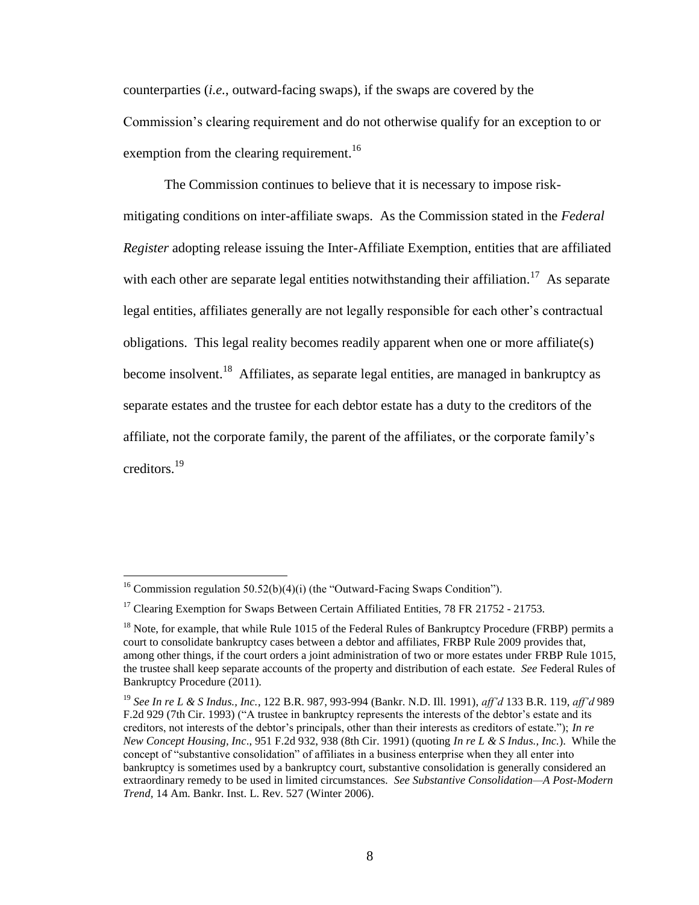counterparties (*i.e.*, outward-facing swaps), if the swaps are covered by the Commission's clearing requirement and do not otherwise qualify for an exception to or exemption from the clearing requirement.[16]

The Commission continues to believe that it is necessary to impose risk-mitigating conditions on inter-affiliate swaps. As the Commission stated in the *Federal Register* adopting release issuing the Inter-Affiliate Exemption, entities that are affiliated with each other are separate legal entities notwithstanding their affiliation.[17] As separate legal entities, affiliates generally are not legally responsible for each other's contractual obligations. This legal reality becomes readily apparent when one or more affiliate(s) become insolvent.[18] Affiliates, as separate legal entities, are managed in bankruptcy as separate estates and the trustee for each debtor estate has a duty to the creditors of the affiliate, not the corporate family, the parent of the affiliates, or the corporate family's creditors.[19]

---

[16] Commission regulation 50.52(b)(4)(i) (the "Outward-Facing Swaps Condition").

[17] Clearing Exemption for Swaps Between Certain Affiliated Entities, 78 FR 21752 - 21753.

[18] Note, for example, that while Rule 1015 of the Federal Rules of Bankruptcy Procedure (FRBP) permits a court to consolidate bankruptcy cases between a debtor and affiliates, FRBP Rule 2009 provides that, among other things, if the court orders a joint administration of two or more estates under FRBP Rule 1015, the trustee shall keep separate accounts of the property and distribution of each estate. *See* Federal Rules of Bankruptcy Procedure (2011).

[19] *See In re L & S Indus., Inc.*, 122 B.R. 987, 993-994 (Bankr. N.D. Ill. 1991), *aff'd* 133 B.R. 119, *aff'd* 989 F.2d 929 (7th Cir. 1993) ("A trustee in bankruptcy represents the interests of the debtor's estate and its creditors, not interests of the debtor's principals, other than their interests as creditors of estate."); *In re New Concept Housing, Inc*., 951 F.2d 932, 938 (8th Cir. 1991) (quoting *In re L & S Indus., Inc.*). While the concept of "substantive consolidation" of affiliates in a business enterprise when they all enter into bankruptcy is sometimes used by a bankruptcy court, substantive consolidation is generally considered an extraordinary remedy to be used in limited circumstances. *See Substantive Consolidation—A Post-Modern Trend*, 14 Am. Bankr. Inst. L. Rev. 527 (Winter 2006).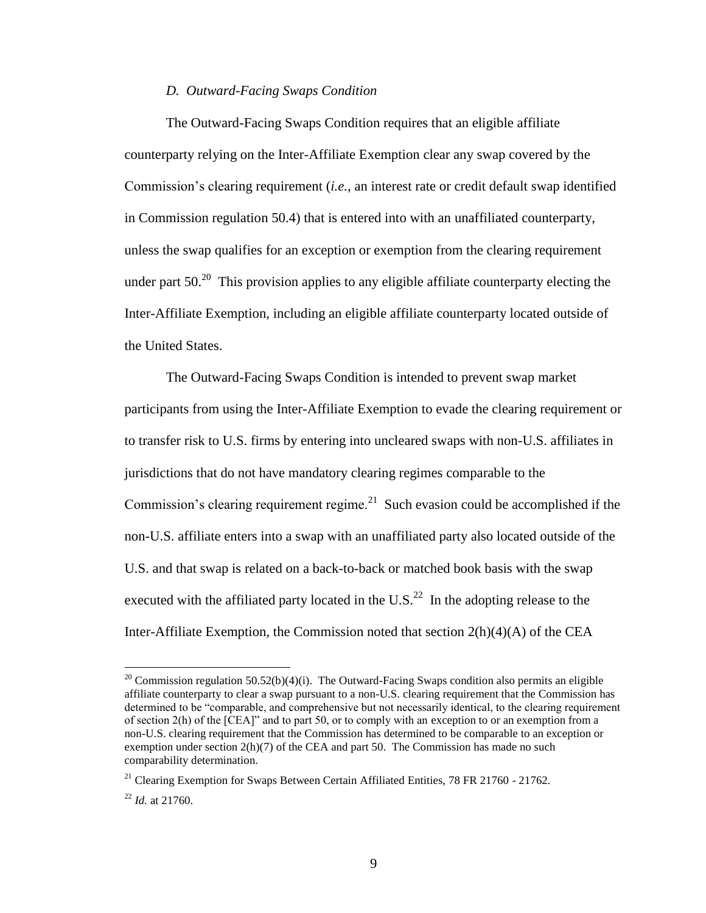### *D. Outward-Facing Swaps Condition*

The Outward-Facing Swaps Condition requires that an eligible affiliate counterparty relying on the Inter-Affiliate Exemption clear any swap covered by the Commission's clearing requirement (*i.e.*, an interest rate or credit default swap identified in Commission regulation 50.4) that is entered into with an unaffiliated counterparty, unless the swap qualifies for an exception or exemption from the clearing requirement under part 50.[20] This provision applies to any eligible affiliate counterparty electing the Inter-Affiliate Exemption, including an eligible affiliate counterparty located outside of the United States.

The Outward-Facing Swaps Condition is intended to prevent swap market participants from using the Inter-Affiliate Exemption to evade the clearing requirement or to transfer risk to U.S. firms by entering into uncleared swaps with non-U.S. affiliates in jurisdictions that do not have mandatory clearing regimes comparable to the Commission's clearing requirement regime.[21] Such evasion could be accomplished if the non-U.S. affiliate enters into a swap with an unaffiliated party also located outside of the U.S. and that swap is related on a back-to-back or matched book basis with the swap executed with the affiliated party located in the U.S.[22] In the adopting release to the Inter-Affiliate Exemption, the Commission noted that section 2(h)(4)(A) of the CEA

---

[20] Commission regulation 50.52(b)(4)(i). The Outward-Facing Swaps condition also permits an eligible affiliate counterparty to clear a swap pursuant to a non-U.S. clearing requirement that the Commission has determined to be "comparable, and comprehensive but not necessarily identical, to the clearing requirement of section 2(h) of the [CEA]" and to part 50, or to comply with an exception to or an exemption from a non-U.S. clearing requirement that the Commission has determined to be comparable to an exception or exemption under section 2(h)(7) of the CEA and part 50. The Commission has made no such comparability determination.

[21] Clearing Exemption for Swaps Between Certain Affiliated Entities, 78 FR 21760 - 21762.

[22] *Id.* at 21760.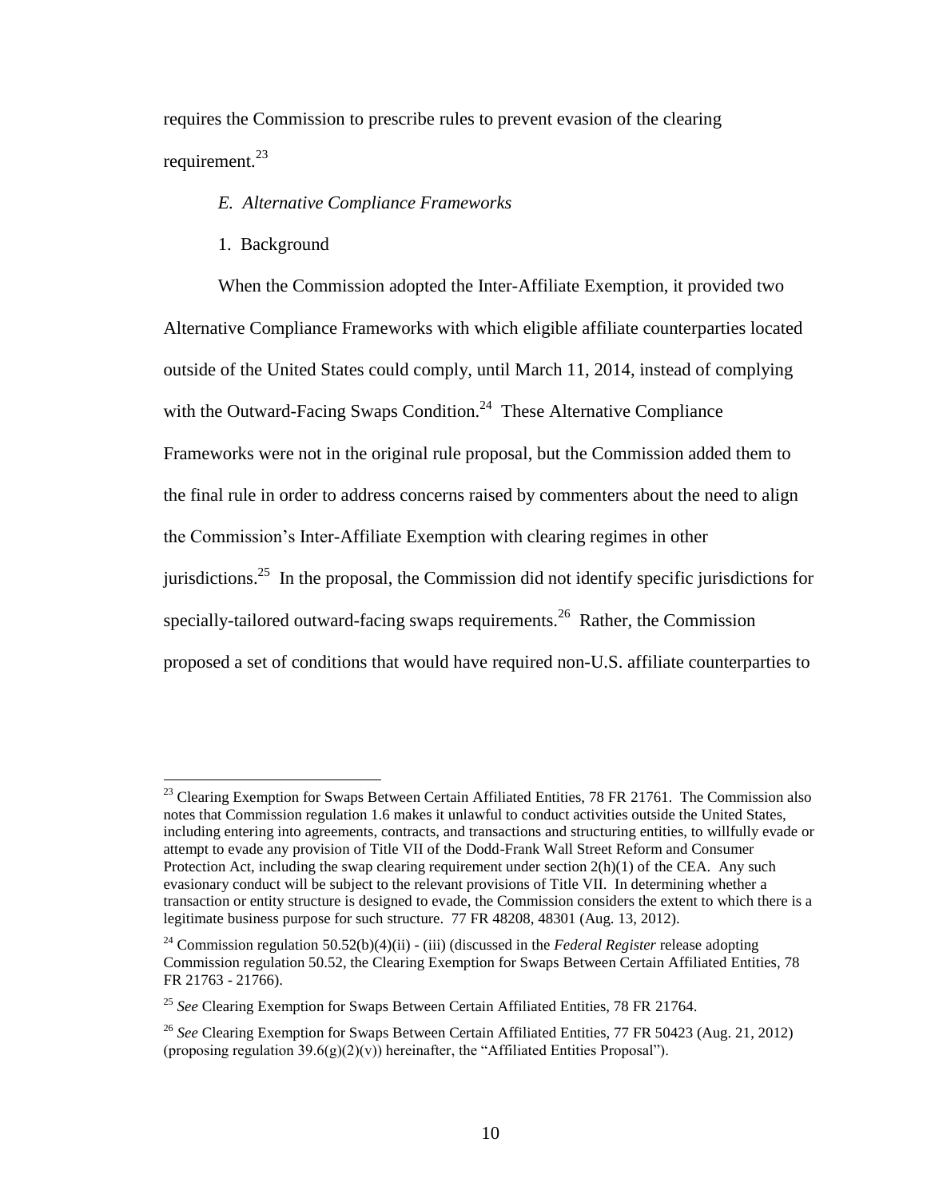requires the Commission to prescribe rules to prevent evasion of the clearing requirement.[23]

### *E. Alternative Compliance Frameworks*

1. Background

When the Commission adopted the Inter-Affiliate Exemption, it provided two Alternative Compliance Frameworks with which eligible affiliate counterparties located outside of the United States could comply, until March 11, 2014, instead of complying with the Outward-Facing Swaps Condition.[24] These Alternative Compliance Frameworks were not in the original rule proposal, but the Commission added them to the final rule in order to address concerns raised by commenters about the need to align the Commission's Inter-Affiliate Exemption with clearing regimes in other jurisdictions.[25] In the proposal, the Commission did not identify specific jurisdictions for specially-tailored outward-facing swaps requirements.[26] Rather, the Commission proposed a set of conditions that would have required non-U.S. affiliate counterparties to

---

[23] Clearing Exemption for Swaps Between Certain Affiliated Entities, 78 FR 21761. The Commission also notes that Commission regulation 1.6 makes it unlawful to conduct activities outside the United States, including entering into agreements, contracts, and transactions and structuring entities, to willfully evade or attempt to evade any provision of Title VII of the Dodd-Frank Wall Street Reform and Consumer Protection Act, including the swap clearing requirement under section 2(h)(1) of the CEA. Any such evasionary conduct will be subject to the relevant provisions of Title VII. In determining whether a transaction or entity structure is designed to evade, the Commission considers the extent to which there is a legitimate business purpose for such structure. 77 FR 48208, 48301 (Aug. 13, 2012).

[24] Commission regulation 50.52(b)(4)(ii) - (iii) (discussed in the *Federal Register* release adopting Commission regulation 50.52, the Clearing Exemption for Swaps Between Certain Affiliated Entities, 78 FR 21763 - 21766).

[25] *See* Clearing Exemption for Swaps Between Certain Affiliated Entities, 78 FR 21764.

[26] *See* Clearing Exemption for Swaps Between Certain Affiliated Entities, 77 FR 50423 (Aug. 21, 2012) (proposing regulation 39.6(g)(2)(v)) hereinafter, the "Affiliated Entities Proposal").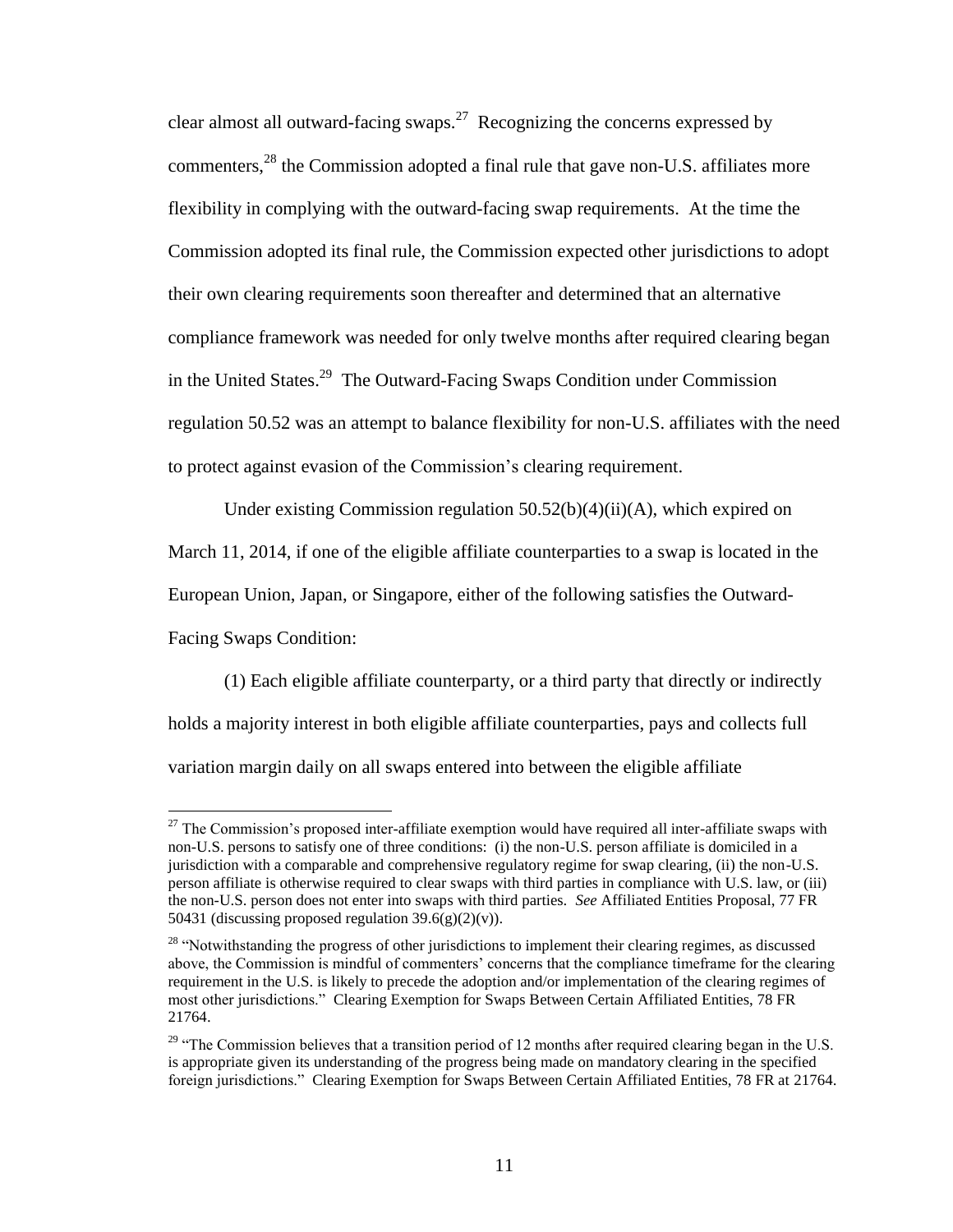clear almost all outward-facing swaps.[27] Recognizing the concerns expressed by commenters,[28] the Commission adopted a final rule that gave non-U.S. affiliates more flexibility in complying with the outward-facing swap requirements. At the time the Commission adopted its final rule, the Commission expected other jurisdictions to adopt their own clearing requirements soon thereafter and determined that an alternative compliance framework was needed for only twelve months after required clearing began in the United States.[29] The Outward-Facing Swaps Condition under Commission regulation 50.52 was an attempt to balance flexibility for non-U.S. affiliates with the need to protect against evasion of the Commission's clearing requirement.

Under existing Commission regulation 50.52(b)(4)(ii)(A), which expired on March 11, 2014, if one of the eligible affiliate counterparties to a swap is located in the European Union, Japan, or Singapore, either of the following satisfies the Outward-Facing Swaps Condition:

(1) Each eligible affiliate counterparty, or a third party that directly or indirectly holds a majority interest in both eligible affiliate counterparties, pays and collects full variation margin daily on all swaps entered into between the eligible affiliate

---

[27] The Commission's proposed inter-affiliate exemption would have required all inter-affiliate swaps with non-U.S. persons to satisfy one of three conditions: (i) the non-U.S. person affiliate is domiciled in a jurisdiction with a comparable and comprehensive regulatory regime for swap clearing, (ii) the non-U.S. person affiliate is otherwise required to clear swaps with third parties in compliance with U.S. law, or (iii) the non-U.S. person does not enter into swaps with third parties. *See* Affiliated Entities Proposal, 77 FR 50431 (discussing proposed regulation 39.6(g)(2)(v)).

[28] "Notwithstanding the progress of other jurisdictions to implement their clearing regimes, as discussed above, the Commission is mindful of commenters' concerns that the compliance timeframe for the clearing requirement in the U.S. is likely to precede the adoption and/or implementation of the clearing regimes of most other jurisdictions." Clearing Exemption for Swaps Between Certain Affiliated Entities, 78 FR 21764.

[29] "The Commission believes that a transition period of 12 months after required clearing began in the U.S. is appropriate given its understanding of the progress being made on mandatory clearing in the specified foreign jurisdictions." Clearing Exemption for Swaps Between Certain Affiliated Entities, 78 FR at 21764.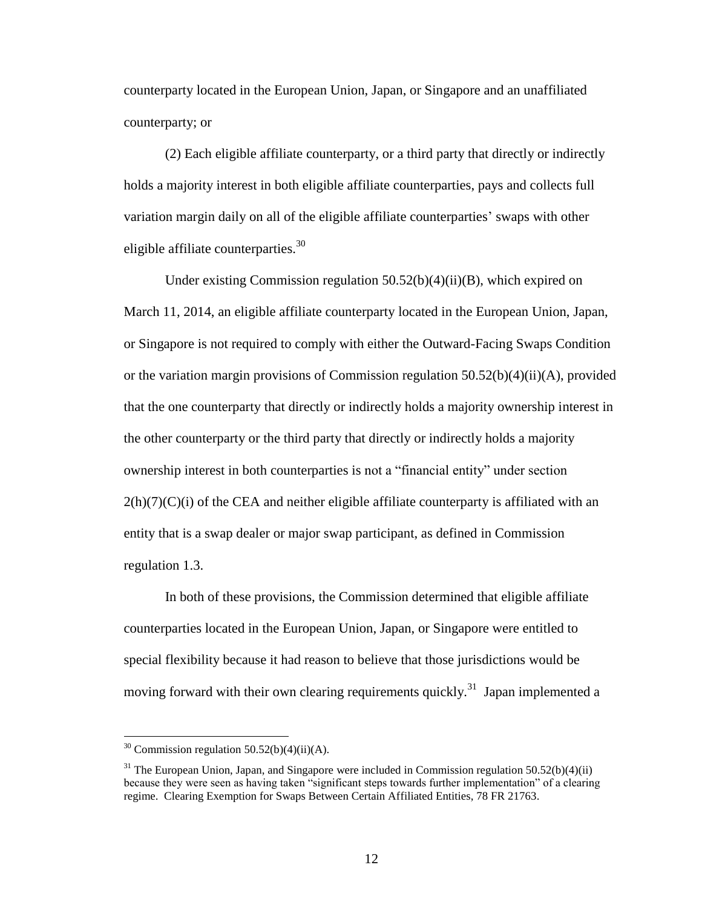counterparty located in the European Union, Japan, or Singapore and an unaffiliated counterparty; or

(2) Each eligible affiliate counterparty, or a third party that directly or indirectly holds a majority interest in both eligible affiliate counterparties, pays and collects full variation margin daily on all of the eligible affiliate counterparties' swaps with other eligible affiliate counterparties.[30]

Under existing Commission regulation 50.52(b)(4)(ii)(B), which expired on March 11, 2014, an eligible affiliate counterparty located in the European Union, Japan, or Singapore is not required to comply with either the Outward-Facing Swaps Condition or the variation margin provisions of Commission regulation 50.52(b)(4)(ii)(A), provided that the one counterparty that directly or indirectly holds a majority ownership interest in the other counterparty or the third party that directly or indirectly holds a majority ownership interest in both counterparties is not a "financial entity" under section 2(h)(7)(C)(i) of the CEA and neither eligible affiliate counterparty is affiliated with an entity that is a swap dealer or major swap participant, as defined in Commission regulation 1.3.

In both of these provisions, the Commission determined that eligible affiliate counterparties located in the European Union, Japan, or Singapore were entitled to special flexibility because it had reason to believe that those jurisdictions would be moving forward with their own clearing requirements quickly.[31] Japan implemented a

[30] Commission regulation 50.52(b)(4)(ii)(A).

[31] The European Union, Japan, and Singapore were included in Commission regulation 50.52(b)(4)(ii) because they were seen as having taken "significant steps towards further implementation" of a clearing regime. Clearing Exemption for Swaps Between Certain Affiliated Entities, 78 FR 21763.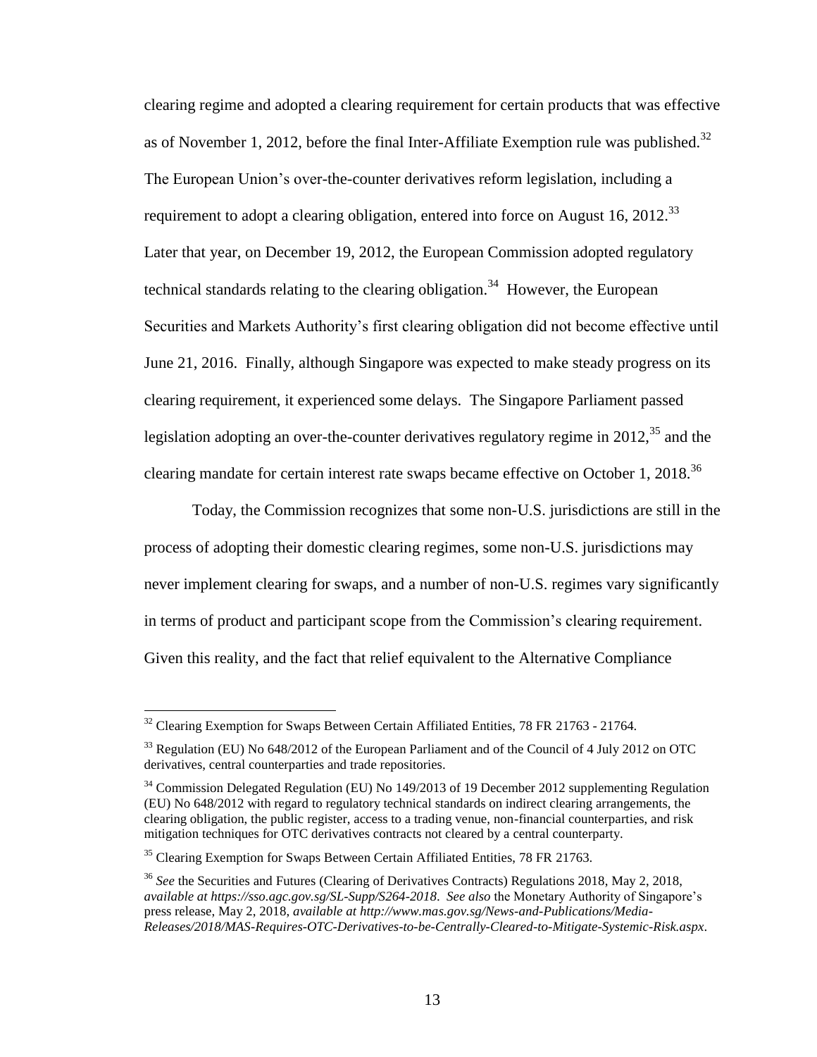clearing regime and adopted a clearing requirement for certain products that was effective as of November 1, 2012, before the final Inter-Affiliate Exemption rule was published.[32] The European Union's over-the-counter derivatives reform legislation, including a requirement to adopt a clearing obligation, entered into force on August 16, 2012.[33] Later that year, on December 19, 2012, the European Commission adopted regulatory technical standards relating to the clearing obligation.[34] However, the European Securities and Markets Authority's first clearing obligation did not become effective until June 21, 2016. Finally, although Singapore was expected to make steady progress on its clearing requirement, it experienced some delays. The Singapore Parliament passed legislation adopting an over-the-counter derivatives regulatory regime in 2012,[35] and the clearing mandate for certain interest rate swaps became effective on October 1, 2018.[36]

Today, the Commission recognizes that some non-U.S. jurisdictions are still in the process of adopting their domestic clearing regimes, some non-U.S. jurisdictions may never implement clearing for swaps, and a number of non-U.S. regimes vary significantly in terms of product and participant scope from the Commission's clearing requirement. Given this reality, and the fact that relief equivalent to the Alternative Compliance

---

[32] Clearing Exemption for Swaps Between Certain Affiliated Entities, 78 FR 21763 - 21764.

[33] Regulation (EU) No 648/2012 of the European Parliament and of the Council of 4 July 2012 on OTC derivatives, central counterparties and trade repositories.

[34] Commission Delegated Regulation (EU) No 149/2013 of 19 December 2012 supplementing Regulation (EU) No 648/2012 with regard to regulatory technical standards on indirect clearing arrangements, the clearing obligation, the public register, access to a trading venue, non-financial counterparties, and risk mitigation techniques for OTC derivatives contracts not cleared by a central counterparty.

[35] Clearing Exemption for Swaps Between Certain Affiliated Entities, 78 FR 21763.

[36] *See* the Securities and Futures (Clearing of Derivatives Contracts) Regulations 2018, May 2, 2018, *available at https://sso.agc.gov.sg/SL-Supp/S264-2018*. *See also* the Monetary Authority of Singapore's press release, May 2, 2018, *available at http://www.mas.gov.sg/News-and-Publications/Media-Releases/2018/MAS-Requires-OTC-Derivatives-to-be-Centrally-Cleared-to-Mitigate-Systemic-Risk.aspx*.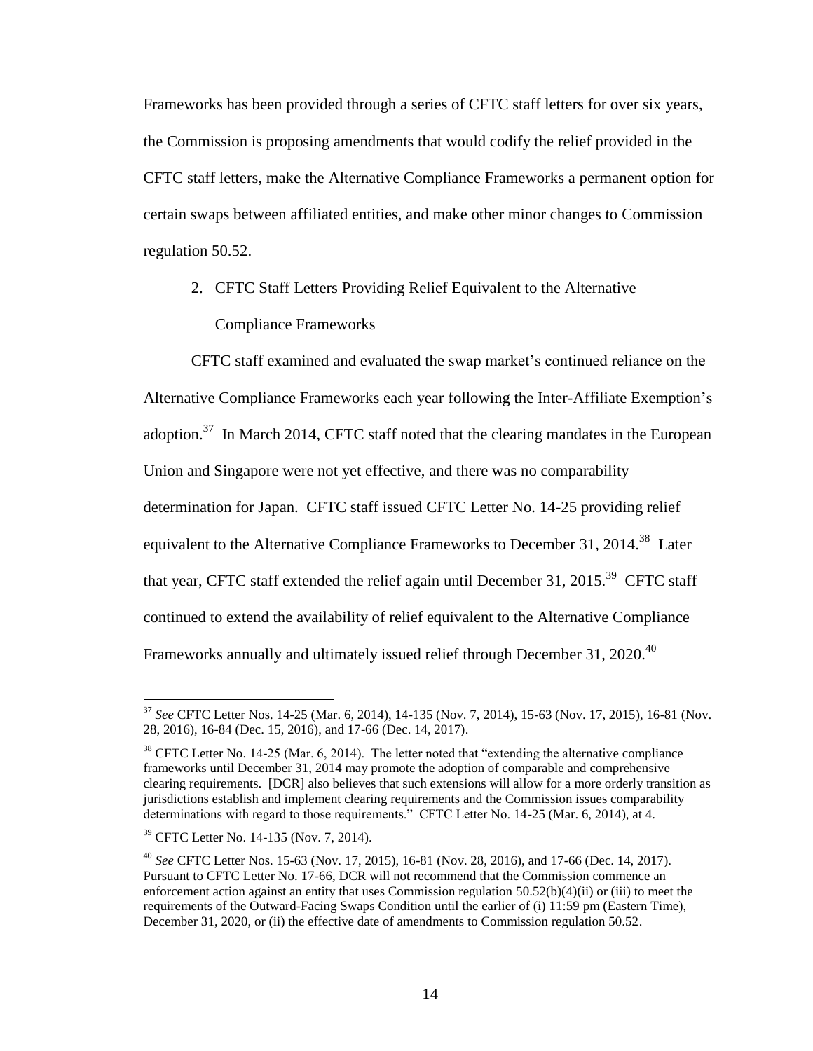Frameworks has been provided through a series of CFTC staff letters for over six years, the Commission is proposing amendments that would codify the relief provided in the CFTC staff letters, make the Alternative Compliance Frameworks a permanent option for certain swaps between affiliated entities, and make other minor changes to Commission regulation 50.52.

2. CFTC Staff Letters Providing Relief Equivalent to the Alternative Compliance Frameworks

CFTC staff examined and evaluated the swap market's continued reliance on the Alternative Compliance Frameworks each year following the Inter-Affiliate Exemption's adoption.[37] In March 2014, CFTC staff noted that the clearing mandates in the European Union and Singapore were not yet effective, and there was no comparability determination for Japan. CFTC staff issued CFTC Letter No. 14-25 providing relief equivalent to the Alternative Compliance Frameworks to December 31, 2014.[38] Later that year, CFTC staff extended the relief again until December 31, 2015.[39] CFTC staff continued to extend the availability of relief equivalent to the Alternative Compliance Frameworks annually and ultimately issued relief through December 31, 2020.[40]

---

[37] *See* CFTC Letter Nos. 14-25 (Mar. 6, 2014), 14-135 (Nov. 7, 2014), 15-63 (Nov. 17, 2015), 16-81 (Nov. 28, 2016), 16-84 (Dec. 15, 2016), and 17-66 (Dec. 14, 2017).

[38] CFTC Letter No. 14-25 (Mar. 6, 2014). The letter noted that "extending the alternative compliance frameworks until December 31, 2014 may promote the adoption of comparable and comprehensive clearing requirements. [DCR] also believes that such extensions will allow for a more orderly transition as jurisdictions establish and implement clearing requirements and the Commission issues comparability determinations with regard to those requirements." CFTC Letter No. 14-25 (Mar. 6, 2014), at 4.

[39] CFTC Letter No. 14-135 (Nov. 7, 2014).

[40] *See* CFTC Letter Nos. 15-63 (Nov. 17, 2015), 16-81 (Nov. 28, 2016), and 17-66 (Dec. 14, 2017). Pursuant to CFTC Letter No. 17-66, DCR will not recommend that the Commission commence an enforcement action against an entity that uses Commission regulation 50.52(b)(4)(ii) or (iii) to meet the requirements of the Outward-Facing Swaps Condition until the earlier of (i) 11:59 pm (Eastern Time), December 31, 2020, or (ii) the effective date of amendments to Commission regulation 50.52.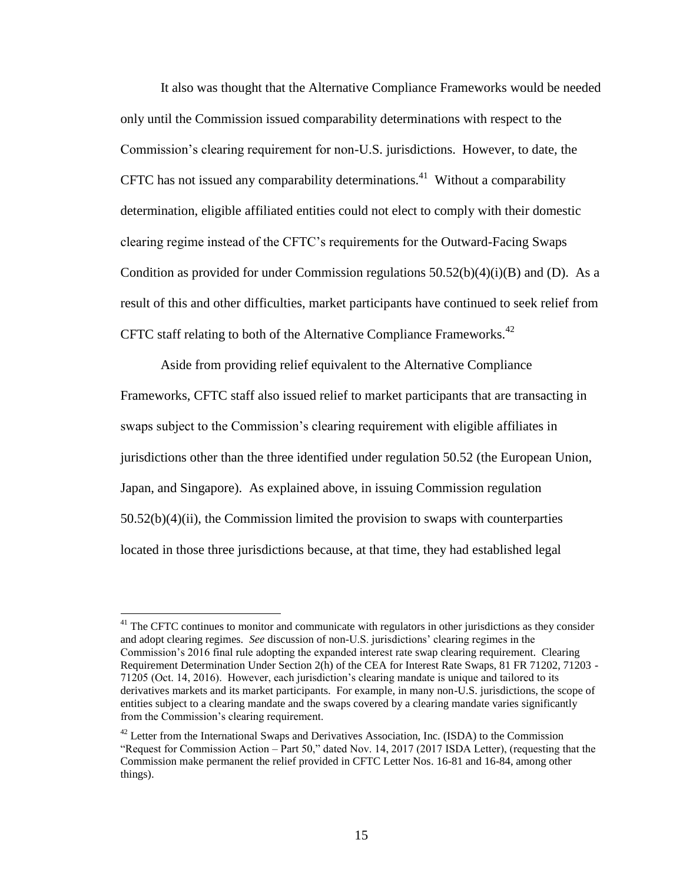It also was thought that the Alternative Compliance Frameworks would be needed only until the Commission issued comparability determinations with respect to the Commission's clearing requirement for non-U.S. jurisdictions. However, to date, the CFTC has not issued any comparability determinations.[41] Without a comparability determination, eligible affiliated entities could not elect to comply with their domestic clearing regime instead of the CFTC's requirements for the Outward-Facing Swaps Condition as provided for under Commission regulations 50.52(b)(4)(i)(B) and (D). As a result of this and other difficulties, market participants have continued to seek relief from CFTC staff relating to both of the Alternative Compliance Frameworks.[42]

Aside from providing relief equivalent to the Alternative Compliance Frameworks, CFTC staff also issued relief to market participants that are transacting in swaps subject to the Commission's clearing requirement with eligible affiliates in jurisdictions other than the three identified under regulation 50.52 (the European Union, Japan, and Singapore). As explained above, in issuing Commission regulation 50.52(b)(4)(ii), the Commission limited the provision to swaps with counterparties located in those three jurisdictions because, at that time, they had established legal

---

[41] The CFTC continues to monitor and communicate with regulators in other jurisdictions as they consider and adopt clearing regimes. *See* discussion of non-U.S. jurisdictions' clearing regimes in the Commission's 2016 final rule adopting the expanded interest rate swap clearing requirement. Clearing Requirement Determination Under Section 2(h) of the CEA for Interest Rate Swaps, 81 FR 71202, 71203 - 71205 (Oct. 14, 2016). However, each jurisdiction's clearing mandate is unique and tailored to its derivatives markets and its market participants. For example, in many non-U.S. jurisdictions, the scope of entities subject to a clearing mandate and the swaps covered by a clearing mandate varies significantly from the Commission's clearing requirement.

[42] Letter from the International Swaps and Derivatives Association, Inc. (ISDA) to the Commission "Request for Commission Action – Part 50," dated Nov. 14, 2017 (2017 ISDA Letter), (requesting that the Commission make permanent the relief provided in CFTC Letter Nos. 16-81 and 16-84, among other things).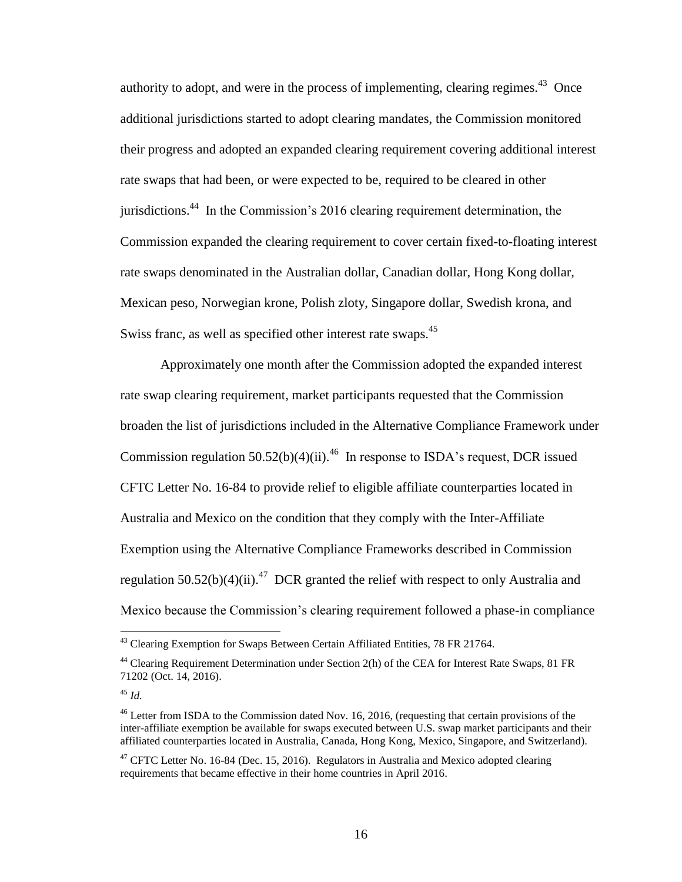authority to adopt, and were in the process of implementing, clearing regimes.[43] Once additional jurisdictions started to adopt clearing mandates, the Commission monitored their progress and adopted an expanded clearing requirement covering additional interest rate swaps that had been, or were expected to be, required to be cleared in other jurisdictions.[44] In the Commission's 2016 clearing requirement determination, the Commission expanded the clearing requirement to cover certain fixed-to-floating interest rate swaps denominated in the Australian dollar, Canadian dollar, Hong Kong dollar, Mexican peso, Norwegian krone, Polish zloty, Singapore dollar, Swedish krona, and Swiss franc, as well as specified other interest rate swaps.[45]

Approximately one month after the Commission adopted the expanded interest rate swap clearing requirement, market participants requested that the Commission broaden the list of jurisdictions included in the Alternative Compliance Framework under Commission regulation 50.52(b)(4)(ii).[46] In response to ISDA's request, DCR issued CFTC Letter No. 16-84 to provide relief to eligible affiliate counterparties located in Australia and Mexico on the condition that they comply with the Inter-Affiliate Exemption using the Alternative Compliance Frameworks described in Commission regulation 50.52(b)(4)(ii).[47] DCR granted the relief with respect to only Australia and Mexico because the Commission's clearing requirement followed a phase-in compliance

---

[43] Clearing Exemption for Swaps Between Certain Affiliated Entities, 78 FR 21764.

[44] Clearing Requirement Determination under Section 2(h) of the CEA for Interest Rate Swaps, 81 FR 71202 (Oct. 14, 2016).

[45] *Id.*

[46] Letter from ISDA to the Commission dated Nov. 16, 2016, (requesting that certain provisions of the inter-affiliate exemption be available for swaps executed between U.S. swap market participants and their affiliated counterparties located in Australia, Canada, Hong Kong, Mexico, Singapore, and Switzerland).

[47] CFTC Letter No. 16-84 (Dec. 15, 2016). Regulators in Australia and Mexico adopted clearing requirements that became effective in their home countries in April 2016.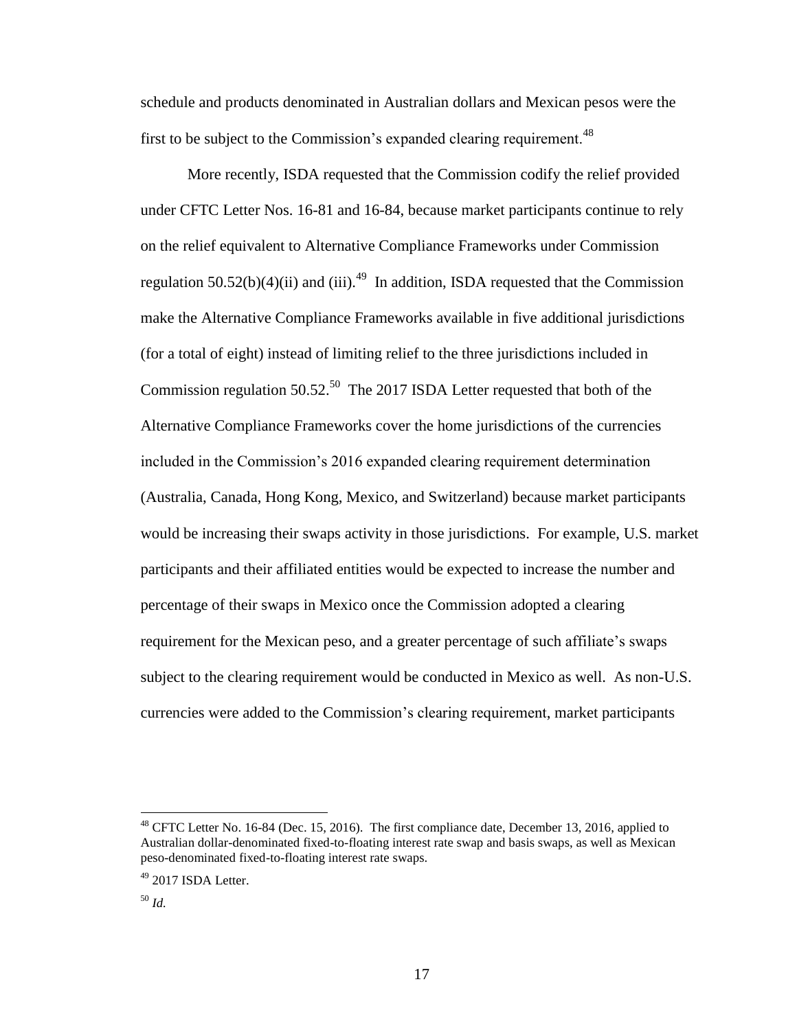schedule and products denominated in Australian dollars and Mexican pesos were the first to be subject to the Commission's expanded clearing requirement.[48]

More recently, ISDA requested that the Commission codify the relief provided under CFTC Letter Nos. 16-81 and 16-84, because market participants continue to rely on the relief equivalent to Alternative Compliance Frameworks under Commission regulation 50.52(b)(4)(ii) and (iii).[49] In addition, ISDA requested that the Commission make the Alternative Compliance Frameworks available in five additional jurisdictions (for a total of eight) instead of limiting relief to the three jurisdictions included in Commission regulation 50.52.[50] The 2017 ISDA Letter requested that both of the Alternative Compliance Frameworks cover the home jurisdictions of the currencies included in the Commission's 2016 expanded clearing requirement determination (Australia, Canada, Hong Kong, Mexico, and Switzerland) because market participants would be increasing their swaps activity in those jurisdictions. For example, U.S. market participants and their affiliated entities would be expected to increase the number and percentage of their swaps in Mexico once the Commission adopted a clearing requirement for the Mexican peso, and a greater percentage of such affiliate's swaps subject to the clearing requirement would be conducted in Mexico as well. As non-U.S. currencies were added to the Commission's clearing requirement, market participants

---

[48] CFTC Letter No. 16-84 (Dec. 15, 2016). The first compliance date, December 13, 2016, applied to Australian dollar-denominated fixed-to-floating interest rate swap and basis swaps, as well as Mexican peso-denominated fixed-to-floating interest rate swaps.

[49] 2017 ISDA Letter.

[50] *Id.*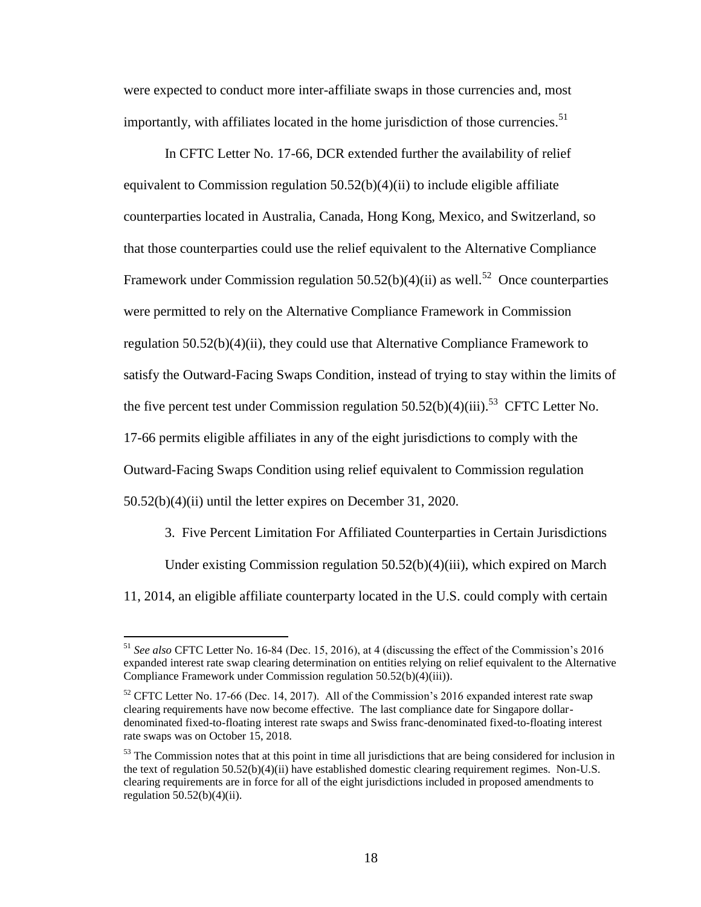were expected to conduct more inter-affiliate swaps in those currencies and, most importantly, with affiliates located in the home jurisdiction of those currencies.[51]

In CFTC Letter No. 17-66, DCR extended further the availability of relief equivalent to Commission regulation 50.52(b)(4)(ii) to include eligible affiliate counterparties located in Australia, Canada, Hong Kong, Mexico, and Switzerland, so that those counterparties could use the relief equivalent to the Alternative Compliance Framework under Commission regulation 50.52(b)(4)(ii) as well.[52] Once counterparties were permitted to rely on the Alternative Compliance Framework in Commission regulation 50.52(b)(4)(ii), they could use that Alternative Compliance Framework to satisfy the Outward-Facing Swaps Condition, instead of trying to stay within the limits of the five percent test under Commission regulation 50.52(b)(4)(iii).[53] CFTC Letter No. 17-66 permits eligible affiliates in any of the eight jurisdictions to comply with the Outward-Facing Swaps Condition using relief equivalent to Commission regulation 50.52(b)(4)(ii) until the letter expires on December 31, 2020.

3. Five Percent Limitation For Affiliated Counterparties in Certain Jurisdictions

Under existing Commission regulation 50.52(b)(4)(iii), which expired on March 11, 2014, an eligible affiliate counterparty located in the U.S. could comply with certain

---

[51] *See also* CFTC Letter No. 16-84 (Dec. 15, 2016), at 4 (discussing the effect of the Commission's 2016 expanded interest rate swap clearing determination on entities relying on relief equivalent to the Alternative Compliance Framework under Commission regulation 50.52(b)(4)(iii)).

[52] CFTC Letter No. 17-66 (Dec. 14, 2017). All of the Commission's 2016 expanded interest rate swap clearing requirements have now become effective. The last compliance date for Singapore dollar-denominated fixed-to-floating interest rate swaps and Swiss franc-denominated fixed-to-floating interest rate swaps was on October 15, 2018.

[53] The Commission notes that at this point in time all jurisdictions that are being considered for inclusion in the text of regulation 50.52(b)(4)(ii) have established domestic clearing requirement regimes. Non-U.S. clearing requirements are in force for all of the eight jurisdictions included in proposed amendments to regulation 50.52(b)(4)(ii).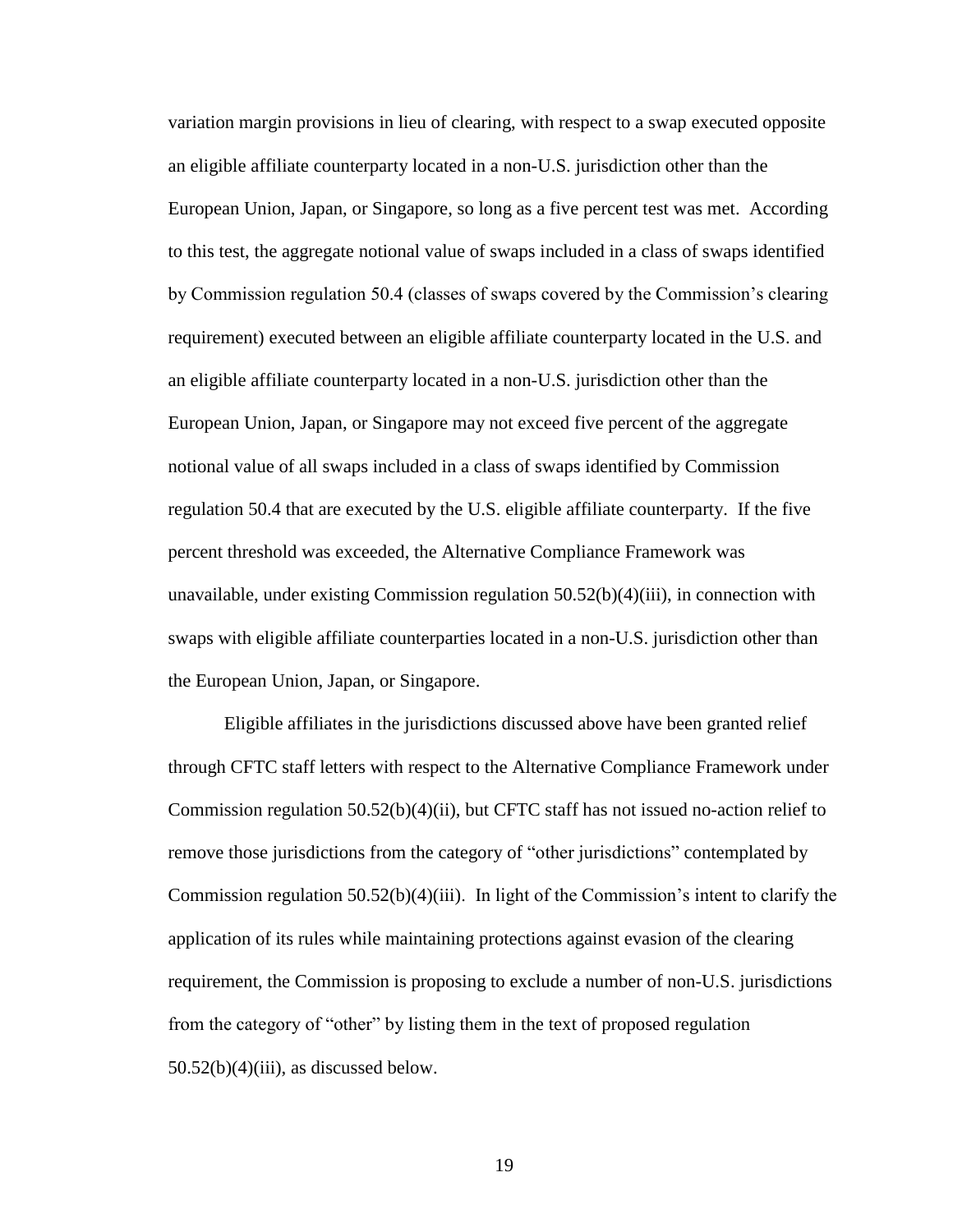variation margin provisions in lieu of clearing, with respect to a swap executed opposite an eligible affiliate counterparty located in a non-U.S. jurisdiction other than the European Union, Japan, or Singapore, so long as a five percent test was met. According to this test, the aggregate notional value of swaps included in a class of swaps identified by Commission regulation 50.4 (classes of swaps covered by the Commission's clearing requirement) executed between an eligible affiliate counterparty located in the U.S. and an eligible affiliate counterparty located in a non-U.S. jurisdiction other than the European Union, Japan, or Singapore may not exceed five percent of the aggregate notional value of all swaps included in a class of swaps identified by Commission regulation 50.4 that are executed by the U.S. eligible affiliate counterparty. If the five percent threshold was exceeded, the Alternative Compliance Framework was unavailable, under existing Commission regulation 50.52(b)(4)(iii), in connection with swaps with eligible affiliate counterparties located in a non-U.S. jurisdiction other than the European Union, Japan, or Singapore.

Eligible affiliates in the jurisdictions discussed above have been granted relief through CFTC staff letters with respect to the Alternative Compliance Framework under Commission regulation 50.52(b)(4)(ii), but CFTC staff has not issued no-action relief to remove those jurisdictions from the category of "other jurisdictions" contemplated by Commission regulation 50.52(b)(4)(iii). In light of the Commission's intent to clarify the application of its rules while maintaining protections against evasion of the clearing requirement, the Commission is proposing to exclude a number of non-U.S. jurisdictions from the category of "other" by listing them in the text of proposed regulation 50.52(b)(4)(iii), as discussed below.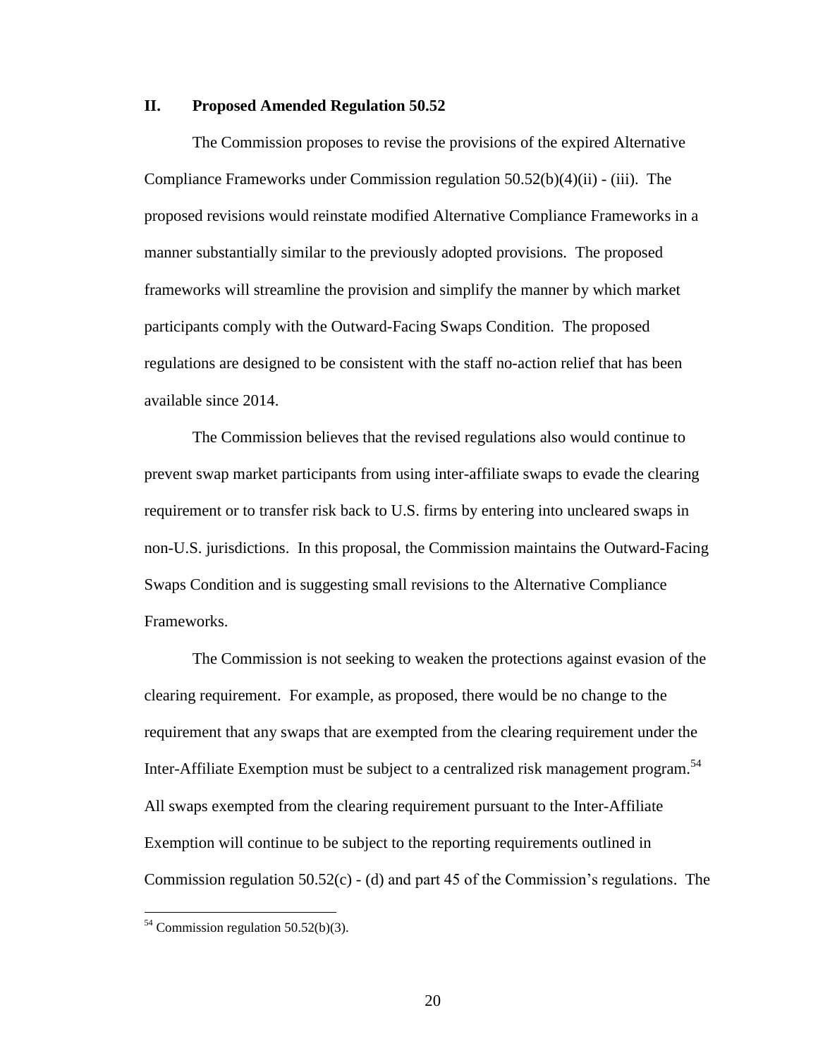## II. Proposed Amended Regulation 50.52

The Commission proposes to revise the provisions of the expired Alternative Compliance Frameworks under Commission regulation 50.52(b)(4)(ii) - (iii). The proposed revisions would reinstate modified Alternative Compliance Frameworks in a manner substantially similar to the previously adopted provisions. The proposed frameworks will streamline the provision and simplify the manner by which market participants comply with the Outward-Facing Swaps Condition. The proposed regulations are designed to be consistent with the staff no-action relief that has been available since 2014.

The Commission believes that the revised regulations also would continue to prevent swap market participants from using inter-affiliate swaps to evade the clearing requirement or to transfer risk back to U.S. firms by entering into uncleared swaps in non-U.S. jurisdictions. In this proposal, the Commission maintains the Outward-Facing Swaps Condition and is suggesting small revisions to the Alternative Compliance Frameworks.

The Commission is not seeking to weaken the protections against evasion of the clearing requirement. For example, as proposed, there would be no change to the requirement that any swaps that are exempted from the clearing requirement under the Inter-Affiliate Exemption must be subject to a centralized risk management program.[54] All swaps exempted from the clearing requirement pursuant to the Inter-Affiliate Exemption will continue to be subject to the reporting requirements outlined in Commission regulation 50.52(c) - (d) and part 45 of the Commission's regulations. The

[54] Commission regulation 50.52(b)(3).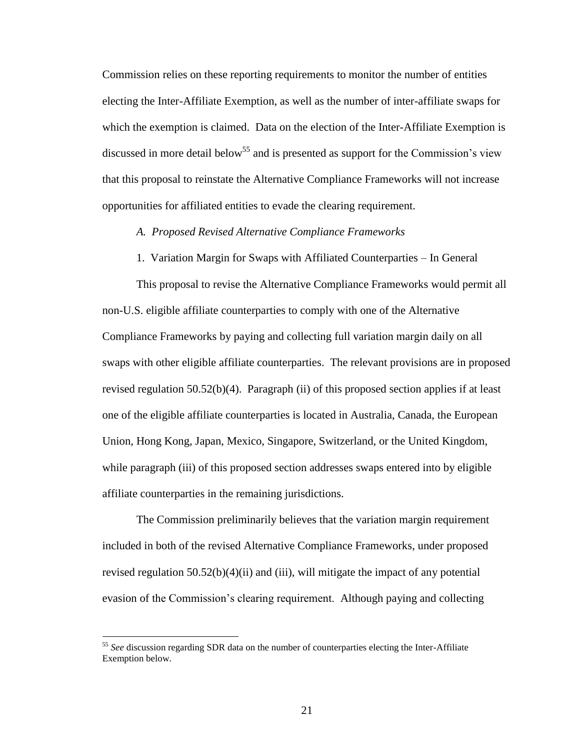Commission relies on these reporting requirements to monitor the number of entities electing the Inter-Affiliate Exemption, as well as the number of inter-affiliate swaps for which the exemption is claimed. Data on the election of the Inter-Affiliate Exemption is discussed in more detail below[55] and is presented as support for the Commission's view that this proposal to reinstate the Alternative Compliance Frameworks will not increase opportunities for affiliated entities to evade the clearing requirement.

### *A. Proposed Revised Alternative Compliance Frameworks*

#### 1. Variation Margin for Swaps with Affiliated Counterparties – In General

This proposal to revise the Alternative Compliance Frameworks would permit all non-U.S. eligible affiliate counterparties to comply with one of the Alternative Compliance Frameworks by paying and collecting full variation margin daily on all swaps with other eligible affiliate counterparties. The relevant provisions are in proposed revised regulation 50.52(b)(4). Paragraph (ii) of this proposed section applies if at least one of the eligible affiliate counterparties is located in Australia, Canada, the European Union, Hong Kong, Japan, Mexico, Singapore, Switzerland, or the United Kingdom, while paragraph (iii) of this proposed section addresses swaps entered into by eligible affiliate counterparties in the remaining jurisdictions.

The Commission preliminarily believes that the variation margin requirement included in both of the revised Alternative Compliance Frameworks, under proposed revised regulation 50.52(b)(4)(ii) and (iii), will mitigate the impact of any potential evasion of the Commission's clearing requirement. Although paying and collecting

[55] *See* discussion regarding SDR data on the number of counterparties electing the Inter-Affiliate Exemption below.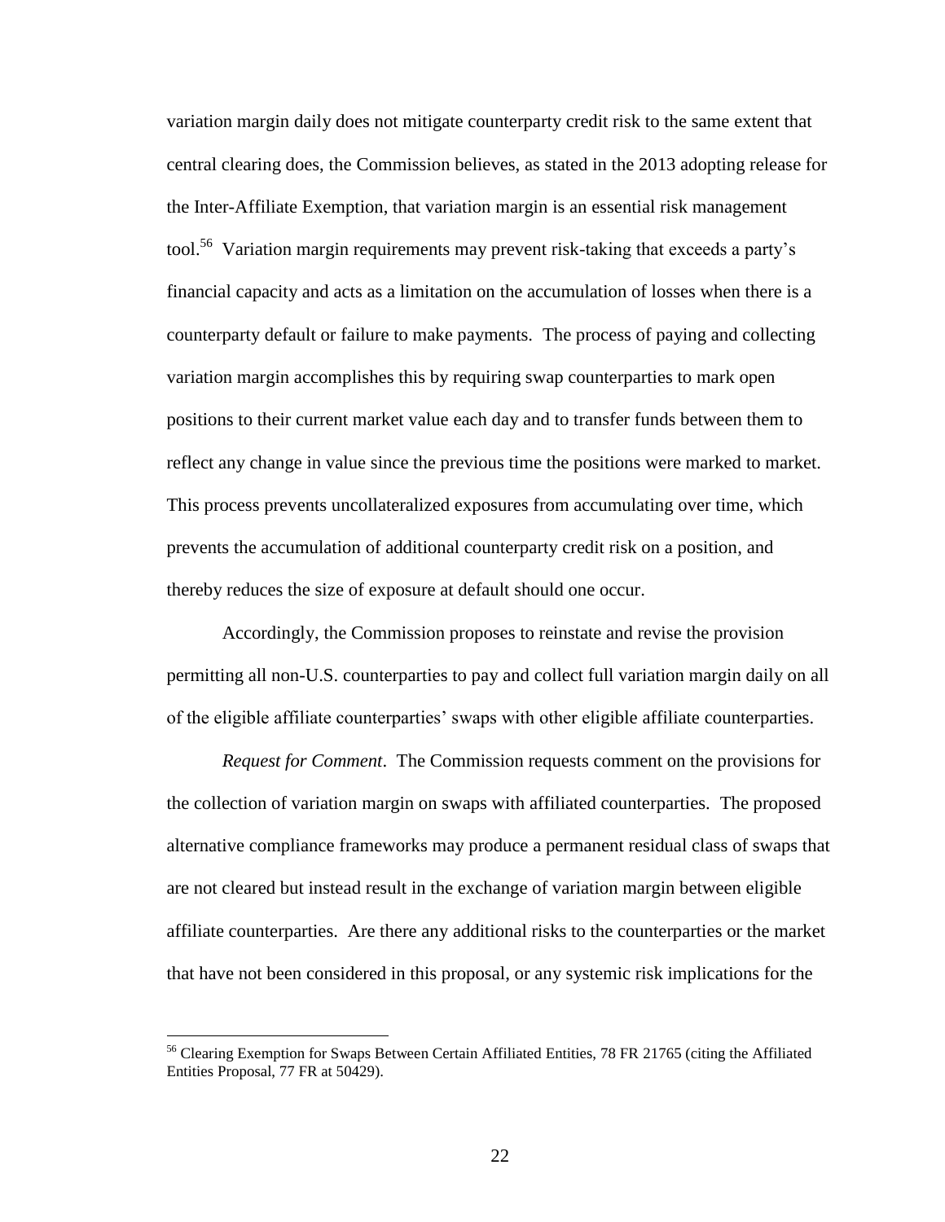variation margin daily does not mitigate counterparty credit risk to the same extent that central clearing does, the Commission believes, as stated in the 2013 adopting release for the Inter-Affiliate Exemption, that variation margin is an essential risk management tool.[56] Variation margin requirements may prevent risk-taking that exceeds a party's financial capacity and acts as a limitation on the accumulation of losses when there is a counterparty default or failure to make payments. The process of paying and collecting variation margin accomplishes this by requiring swap counterparties to mark open positions to their current market value each day and to transfer funds between them to reflect any change in value since the previous time the positions were marked to market. This process prevents uncollateralized exposures from accumulating over time, which prevents the accumulation of additional counterparty credit risk on a position, and thereby reduces the size of exposure at default should one occur.

Accordingly, the Commission proposes to reinstate and revise the provision permitting all non-U.S. counterparties to pay and collect full variation margin daily on all of the eligible affiliate counterparties' swaps with other eligible affiliate counterparties.

*Request for Comment*. The Commission requests comment on the provisions for the collection of variation margin on swaps with affiliated counterparties. The proposed alternative compliance frameworks may produce a permanent residual class of swaps that are not cleared but instead result in the exchange of variation margin between eligible affiliate counterparties. Are there any additional risks to the counterparties or the market that have not been considered in this proposal, or any systemic risk implications for the

[56] Clearing Exemption for Swaps Between Certain Affiliated Entities, 78 FR 21765 (citing the Affiliated Entities Proposal, 77 FR at 50429).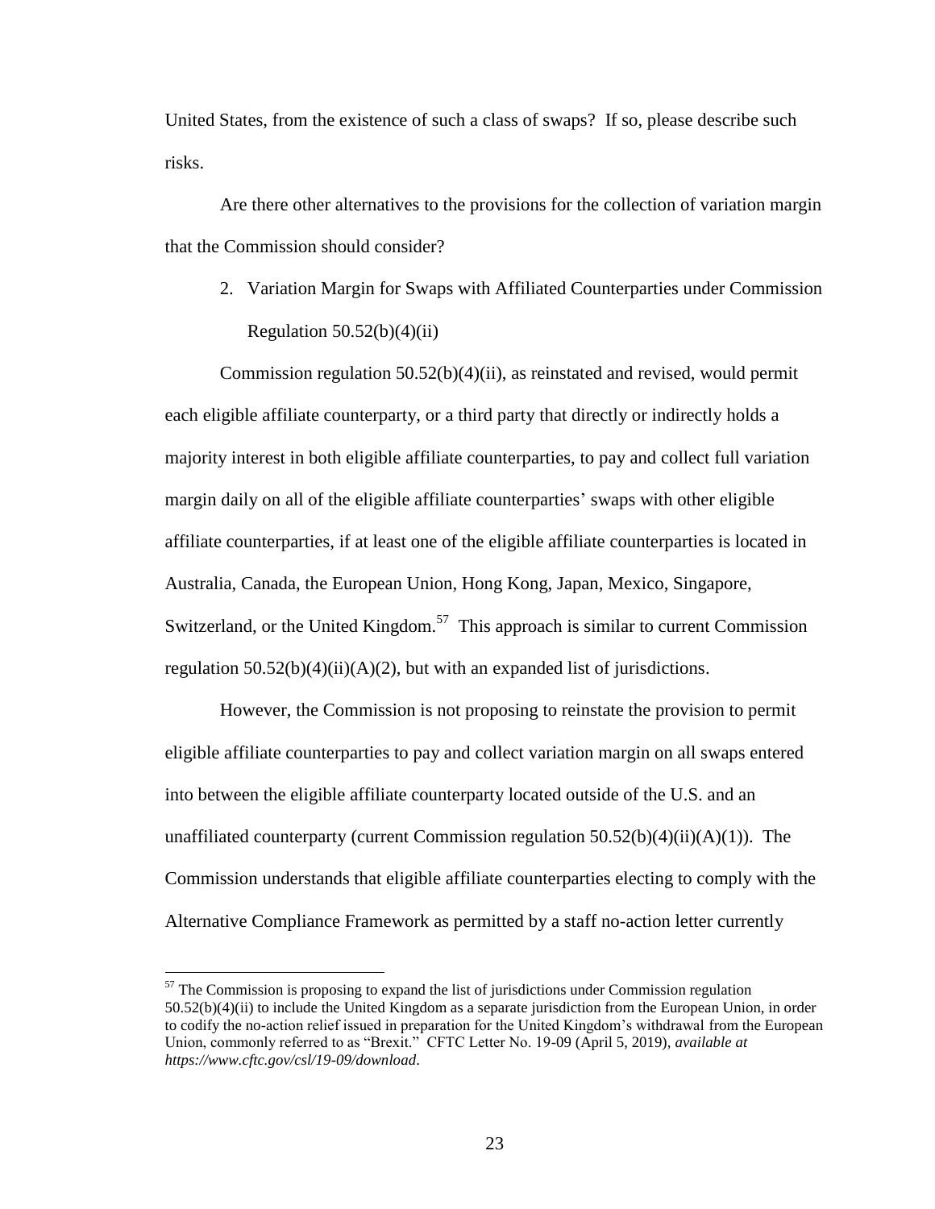United States, from the existence of such a class of swaps? If so, please describe such risks.

Are there other alternatives to the provisions for the collection of variation margin that the Commission should consider?

2. Variation Margin for Swaps with Affiliated Counterparties under Commission Regulation 50.52(b)(4)(ii)

Commission regulation 50.52(b)(4)(ii), as reinstated and revised, would permit each eligible affiliate counterparty, or a third party that directly or indirectly holds a majority interest in both eligible affiliate counterparties, to pay and collect full variation margin daily on all of the eligible affiliate counterparties' swaps with other eligible affiliate counterparties, if at least one of the eligible affiliate counterparties is located in Australia, Canada, the European Union, Hong Kong, Japan, Mexico, Singapore, Switzerland, or the United Kingdom.[57] This approach is similar to current Commission regulation 50.52(b)(4)(ii)(A)(2), but with an expanded list of jurisdictions.

However, the Commission is not proposing to reinstate the provision to permit eligible affiliate counterparties to pay and collect variation margin on all swaps entered into between the eligible affiliate counterparty located outside of the U.S. and an unaffiliated counterparty (current Commission regulation 50.52(b)(4)(ii)(A)(1)). The Commission understands that eligible affiliate counterparties electing to comply with the Alternative Compliance Framework as permitted by a staff no-action letter currently

[57] The Commission is proposing to expand the list of jurisdictions under Commission regulation 50.52(b)(4)(ii) to include the United Kingdom as a separate jurisdiction from the European Union, in order to codify the no-action relief issued in preparation for the United Kingdom's withdrawal from the European Union, commonly referred to as "Brexit." CFTC Letter No. 19-09 (April 5, 2019), *available at https://www.cftc.gov/csl/19-09/download*.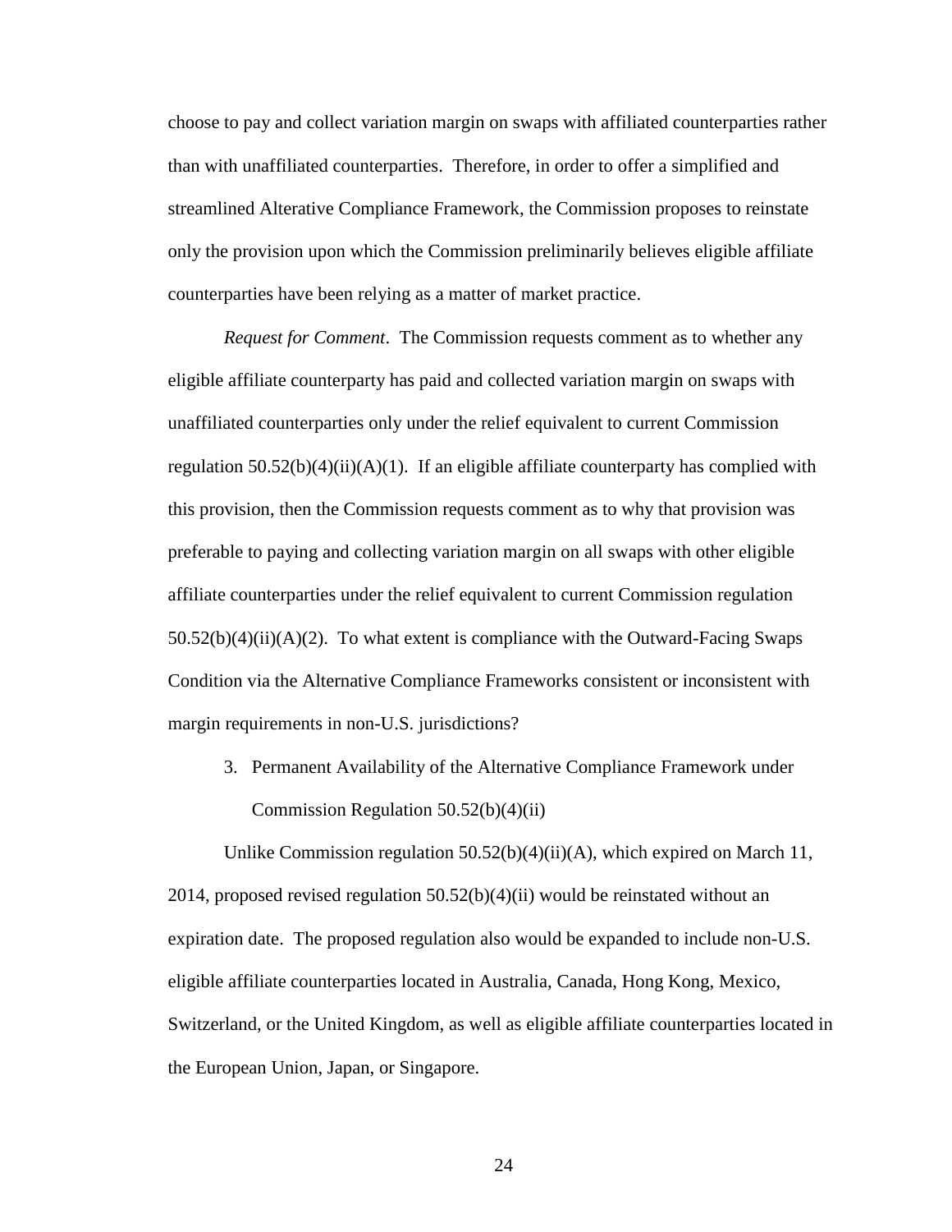choose to pay and collect variation margin on swaps with affiliated counterparties rather than with unaffiliated counterparties. Therefore, in order to offer a simplified and streamlined Alterative Compliance Framework, the Commission proposes to reinstate only the provision upon which the Commission preliminarily believes eligible affiliate counterparties have been relying as a matter of market practice.

*Request for Comment*. The Commission requests comment as to whether any eligible affiliate counterparty has paid and collected variation margin on swaps with unaffiliated counterparties only under the relief equivalent to current Commission regulation 50.52(b)(4)(ii)(A)(1). If an eligible affiliate counterparty has complied with this provision, then the Commission requests comment as to why that provision was preferable to paying and collecting variation margin on all swaps with other eligible affiliate counterparties under the relief equivalent to current Commission regulation 50.52(b)(4)(ii)(A)(2). To what extent is compliance with the Outward-Facing Swaps Condition via the Alternative Compliance Frameworks consistent or inconsistent with margin requirements in non-U.S. jurisdictions?

3. Permanent Availability of the Alternative Compliance Framework under Commission Regulation 50.52(b)(4)(ii)

Unlike Commission regulation 50.52(b)(4)(ii)(A), which expired on March 11, 2014, proposed revised regulation 50.52(b)(4)(ii) would be reinstated without an expiration date. The proposed regulation also would be expanded to include non-U.S. eligible affiliate counterparties located in Australia, Canada, Hong Kong, Mexico, Switzerland, or the United Kingdom, as well as eligible affiliate counterparties located in the European Union, Japan, or Singapore.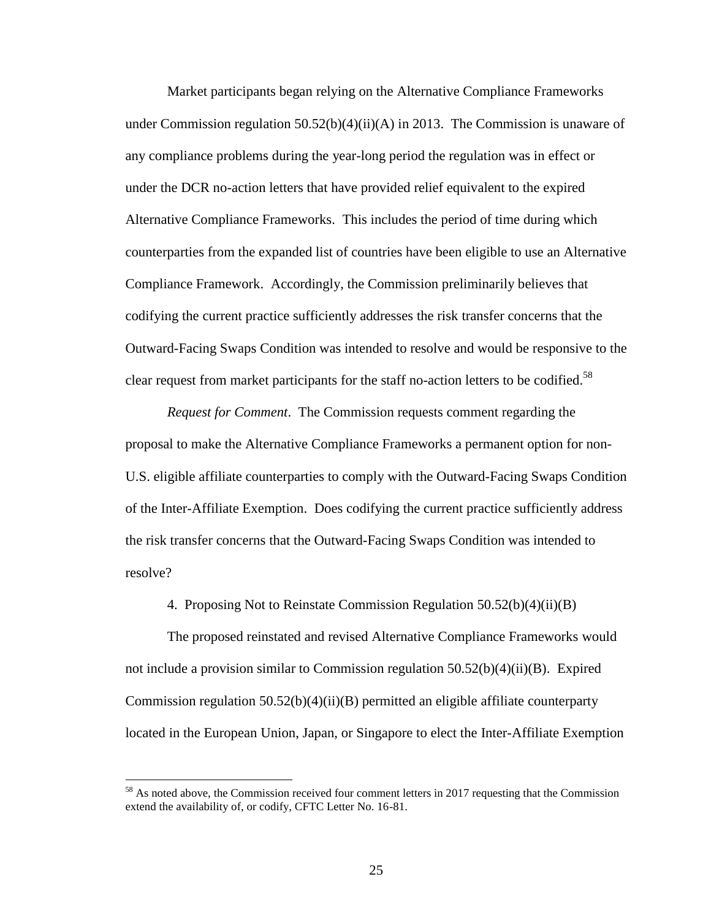Market participants began relying on the Alternative Compliance Frameworks under Commission regulation 50.52(b)(4)(ii)(A) in 2013. The Commission is unaware of any compliance problems during the year-long period the regulation was in effect or under the DCR no-action letters that have provided relief equivalent to the expired Alternative Compliance Frameworks. This includes the period of time during which counterparties from the expanded list of countries have been eligible to use an Alternative Compliance Framework. Accordingly, the Commission preliminarily believes that codifying the current practice sufficiently addresses the risk transfer concerns that the Outward-Facing Swaps Condition was intended to resolve and would be responsive to the clear request from market participants for the staff no-action letters to be codified.[58]

*Request for Comment*. The Commission requests comment regarding the proposal to make the Alternative Compliance Frameworks a permanent option for non-U.S. eligible affiliate counterparties to comply with the Outward-Facing Swaps Condition of the Inter-Affiliate Exemption. Does codifying the current practice sufficiently address the risk transfer concerns that the Outward-Facing Swaps Condition was intended to resolve?

4. Proposing Not to Reinstate Commission Regulation 50.52(b)(4)(ii)(B)

The proposed reinstated and revised Alternative Compliance Frameworks would not include a provision similar to Commission regulation 50.52(b)(4)(ii)(B). Expired Commission regulation 50.52(b)(4)(ii)(B) permitted an eligible affiliate counterparty located in the European Union, Japan, or Singapore to elect the Inter-Affiliate Exemption

[58] As noted above, the Commission received four comment letters in 2017 requesting that the Commission extend the availability of, or codify, CFTC Letter No. 16-81.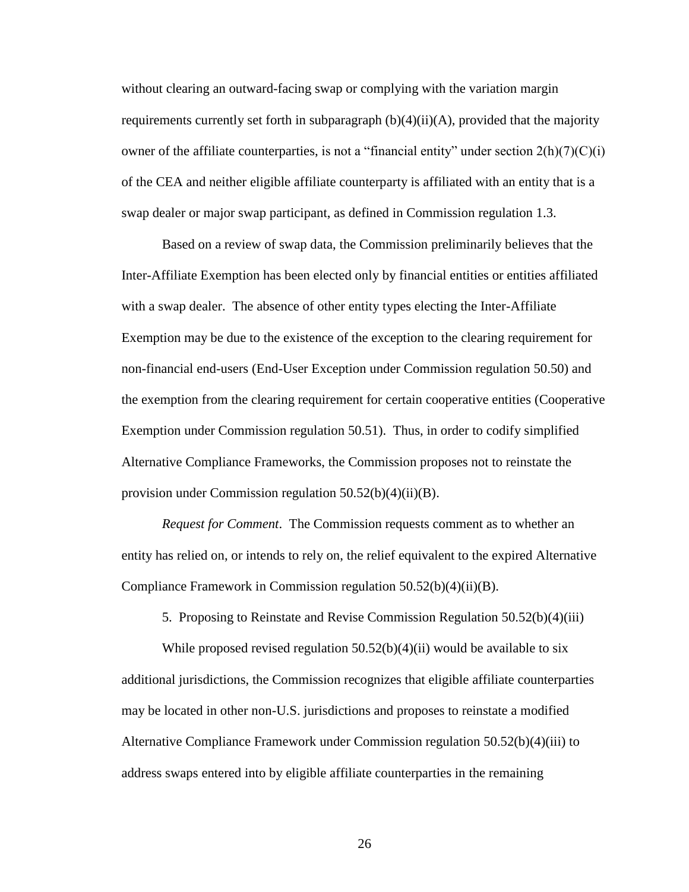without clearing an outward-facing swap or complying with the variation margin requirements currently set forth in subparagraph (b)(4)(ii)(A), provided that the majority owner of the affiliate counterparties, is not a "financial entity" under section 2(h)(7)(C)(i) of the CEA and neither eligible affiliate counterparty is affiliated with an entity that is a swap dealer or major swap participant, as defined in Commission regulation 1.3.

Based on a review of swap data, the Commission preliminarily believes that the Inter-Affiliate Exemption has been elected only by financial entities or entities affiliated with a swap dealer. The absence of other entity types electing the Inter-Affiliate Exemption may be due to the existence of the exception to the clearing requirement for non-financial end-users (End-User Exception under Commission regulation 50.50) and the exemption from the clearing requirement for certain cooperative entities (Cooperative Exemption under Commission regulation 50.51). Thus, in order to codify simplified Alternative Compliance Frameworks, the Commission proposes not to reinstate the provision under Commission regulation 50.52(b)(4)(ii)(B).

*Request for Comment*. The Commission requests comment as to whether an entity has relied on, or intends to rely on, the relief equivalent to the expired Alternative Compliance Framework in Commission regulation 50.52(b)(4)(ii)(B).

5. Proposing to Reinstate and Revise Commission Regulation 50.52(b)(4)(iii)

While proposed revised regulation 50.52(b)(4)(ii) would be available to six additional jurisdictions, the Commission recognizes that eligible affiliate counterparties may be located in other non-U.S. jurisdictions and proposes to reinstate a modified Alternative Compliance Framework under Commission regulation 50.52(b)(4)(iii) to address swaps entered into by eligible affiliate counterparties in the remaining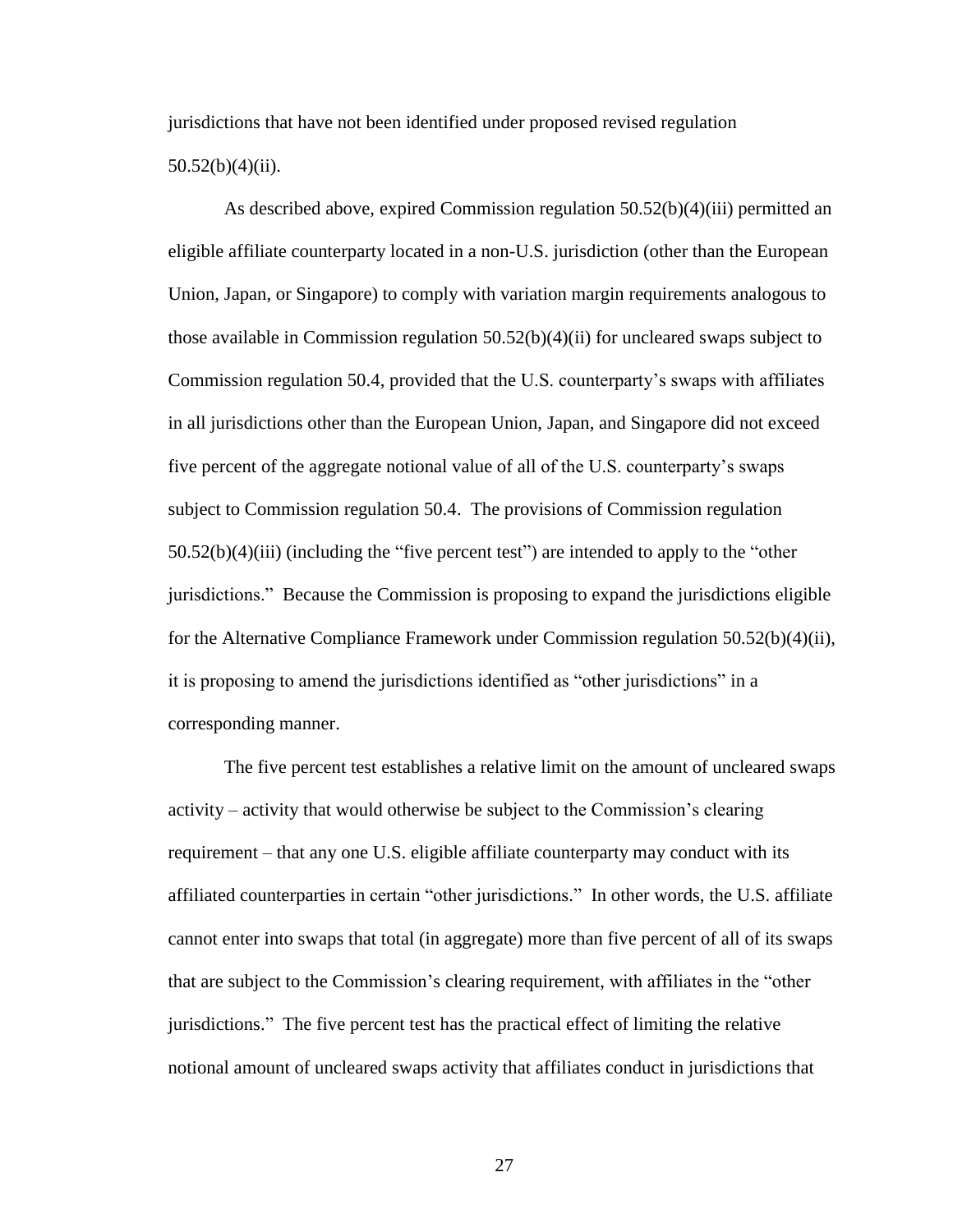jurisdictions that have not been identified under proposed revised regulation 50.52(b)(4)(ii).

As described above, expired Commission regulation 50.52(b)(4)(iii) permitted an eligible affiliate counterparty located in a non-U.S. jurisdiction (other than the European Union, Japan, or Singapore) to comply with variation margin requirements analogous to those available in Commission regulation 50.52(b)(4)(ii) for uncleared swaps subject to Commission regulation 50.4, provided that the U.S. counterparty's swaps with affiliates in all jurisdictions other than the European Union, Japan, and Singapore did not exceed five percent of the aggregate notional value of all of the U.S. counterparty's swaps subject to Commission regulation 50.4. The provisions of Commission regulation 50.52(b)(4)(iii) (including the "five percent test") are intended to apply to the "other jurisdictions." Because the Commission is proposing to expand the jurisdictions eligible for the Alternative Compliance Framework under Commission regulation 50.52(b)(4)(ii), it is proposing to amend the jurisdictions identified as "other jurisdictions" in a corresponding manner.

The five percent test establishes a relative limit on the amount of uncleared swaps activity – activity that would otherwise be subject to the Commission's clearing requirement – that any one U.S. eligible affiliate counterparty may conduct with its affiliated counterparties in certain "other jurisdictions." In other words, the U.S. affiliate cannot enter into swaps that total (in aggregate) more than five percent of all of its swaps that are subject to the Commission's clearing requirement, with affiliates in the "other jurisdictions." The five percent test has the practical effect of limiting the relative notional amount of uncleared swaps activity that affiliates conduct in jurisdictions that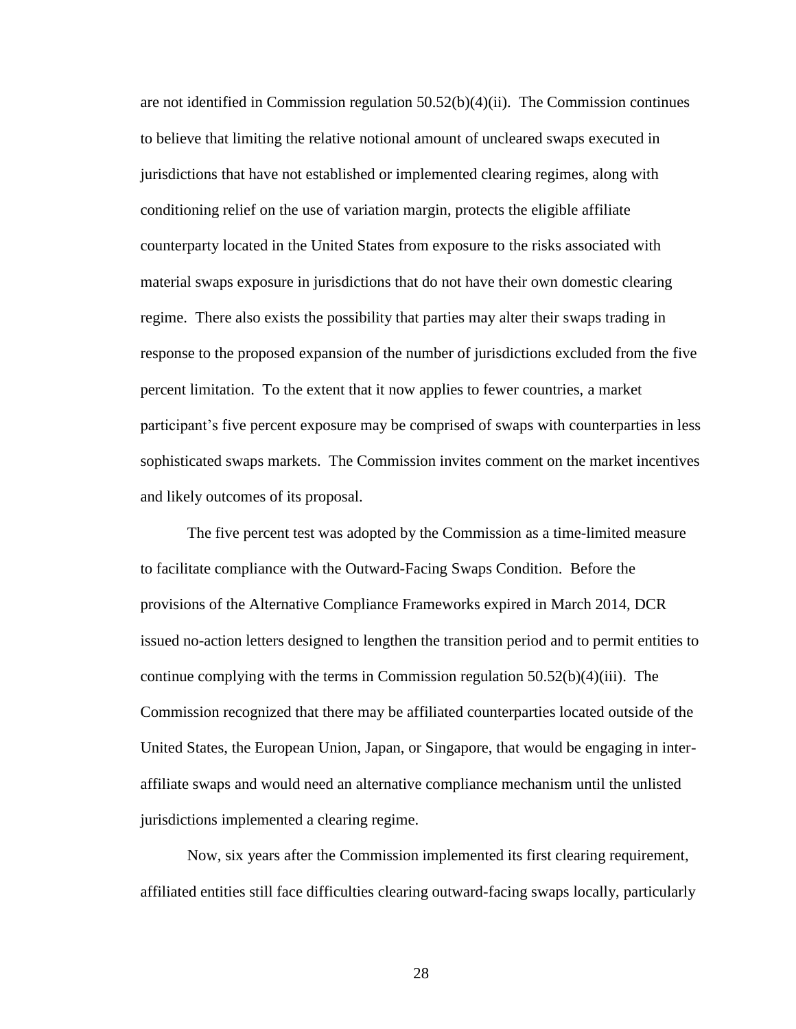are not identified in Commission regulation 50.52(b)(4)(ii). The Commission continues to believe that limiting the relative notional amount of uncleared swaps executed in jurisdictions that have not established or implemented clearing regimes, along with conditioning relief on the use of variation margin, protects the eligible affiliate counterparty located in the United States from exposure to the risks associated with material swaps exposure in jurisdictions that do not have their own domestic clearing regime. There also exists the possibility that parties may alter their swaps trading in response to the proposed expansion of the number of jurisdictions excluded from the five percent limitation. To the extent that it now applies to fewer countries, a market participant's five percent exposure may be comprised of swaps with counterparties in less sophisticated swaps markets. The Commission invites comment on the market incentives and likely outcomes of its proposal.

The five percent test was adopted by the Commission as a time-limited measure to facilitate compliance with the Outward-Facing Swaps Condition. Before the provisions of the Alternative Compliance Frameworks expired in March 2014, DCR issued no-action letters designed to lengthen the transition period and to permit entities to continue complying with the terms in Commission regulation 50.52(b)(4)(iii). The Commission recognized that there may be affiliated counterparties located outside of the United States, the European Union, Japan, or Singapore, that would be engaging in inter-affiliate swaps and would need an alternative compliance mechanism until the unlisted jurisdictions implemented a clearing regime.

Now, six years after the Commission implemented its first clearing requirement, affiliated entities still face difficulties clearing outward-facing swaps locally, particularly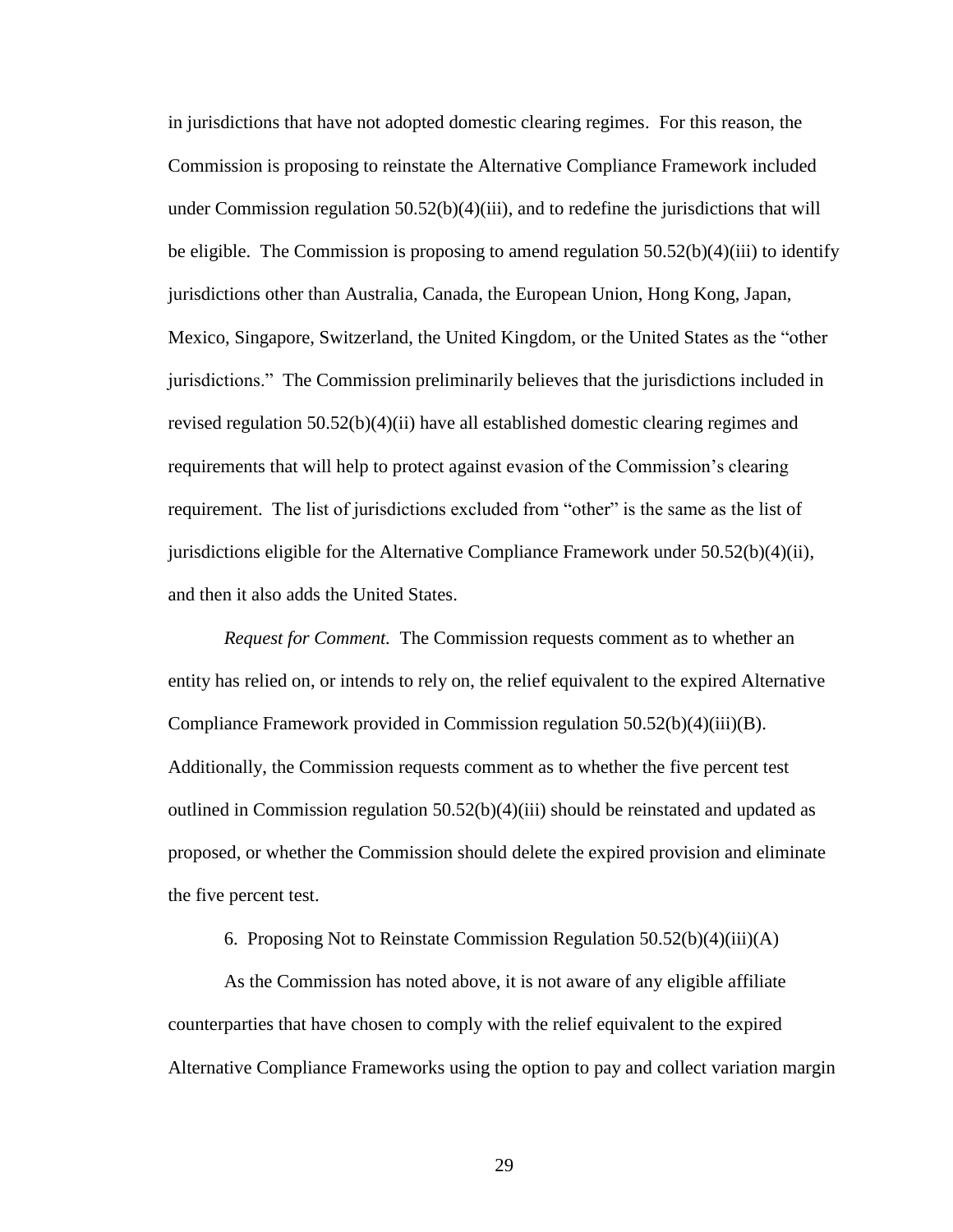in jurisdictions that have not adopted domestic clearing regimes. For this reason, the Commission is proposing to reinstate the Alternative Compliance Framework included under Commission regulation 50.52(b)(4)(iii), and to redefine the jurisdictions that will be eligible. The Commission is proposing to amend regulation 50.52(b)(4)(iii) to identify jurisdictions other than Australia, Canada, the European Union, Hong Kong, Japan, Mexico, Singapore, Switzerland, the United Kingdom, or the United States as the "other jurisdictions." The Commission preliminarily believes that the jurisdictions included in revised regulation 50.52(b)(4)(ii) have all established domestic clearing regimes and requirements that will help to protect against evasion of the Commission's clearing requirement. The list of jurisdictions excluded from "other" is the same as the list of jurisdictions eligible for the Alternative Compliance Framework under 50.52(b)(4)(ii), and then it also adds the United States.

*Request for Comment.* The Commission requests comment as to whether an entity has relied on, or intends to rely on, the relief equivalent to the expired Alternative Compliance Framework provided in Commission regulation 50.52(b)(4)(iii)(B). Additionally, the Commission requests comment as to whether the five percent test outlined in Commission regulation 50.52(b)(4)(iii) should be reinstated and updated as proposed, or whether the Commission should delete the expired provision and eliminate the five percent test.

6. Proposing Not to Reinstate Commission Regulation 50.52(b)(4)(iii)(A)

As the Commission has noted above, it is not aware of any eligible affiliate counterparties that have chosen to comply with the relief equivalent to the expired Alternative Compliance Frameworks using the option to pay and collect variation margin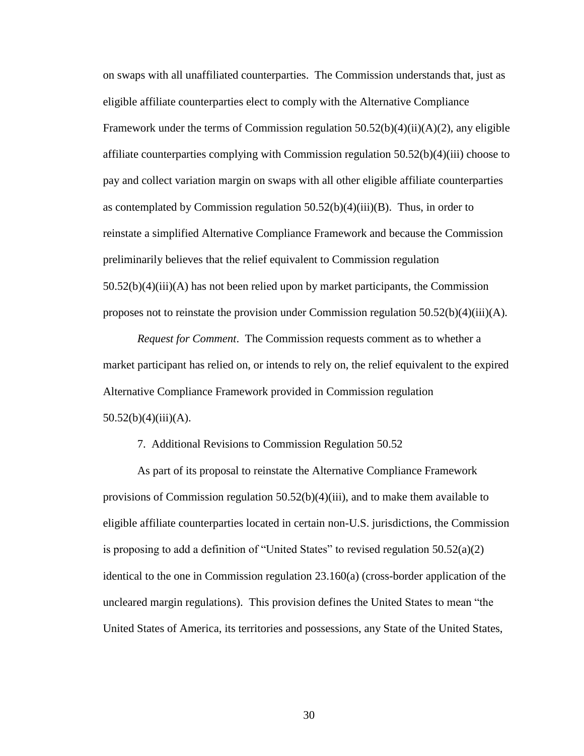on swaps with all unaffiliated counterparties. The Commission understands that, just as eligible affiliate counterparties elect to comply with the Alternative Compliance Framework under the terms of Commission regulation 50.52(b)(4)(ii)(A)(2), any eligible affiliate counterparties complying with Commission regulation 50.52(b)(4)(iii) choose to pay and collect variation margin on swaps with all other eligible affiliate counterparties as contemplated by Commission regulation 50.52(b)(4)(iii)(B). Thus, in order to reinstate a simplified Alternative Compliance Framework and because the Commission preliminarily believes that the relief equivalent to Commission regulation 50.52(b)(4)(iii)(A) has not been relied upon by market participants, the Commission proposes not to reinstate the provision under Commission regulation 50.52(b)(4)(iii)(A).

*Request for Comment*. The Commission requests comment as to whether a market participant has relied on, or intends to rely on, the relief equivalent to the expired Alternative Compliance Framework provided in Commission regulation 50.52(b)(4)(iii)(A).

7. Additional Revisions to Commission Regulation 50.52

As part of its proposal to reinstate the Alternative Compliance Framework provisions of Commission regulation 50.52(b)(4)(iii), and to make them available to eligible affiliate counterparties located in certain non-U.S. jurisdictions, the Commission is proposing to add a definition of "United States" to revised regulation 50.52(a)(2) identical to the one in Commission regulation 23.160(a) (cross-border application of the uncleared margin regulations). This provision defines the United States to mean "the United States of America, its territories and possessions, any State of the United States,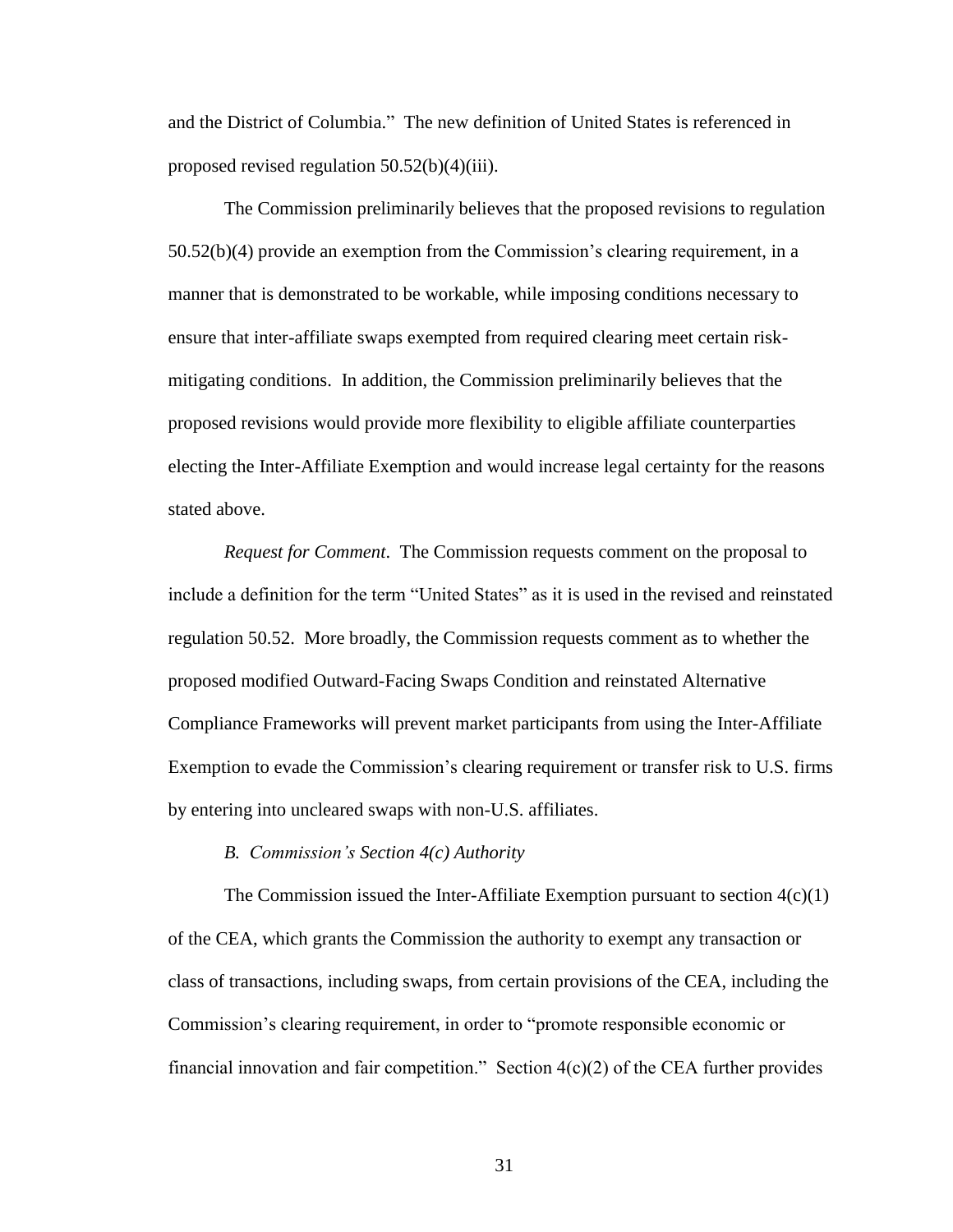and the District of Columbia." The new definition of United States is referenced in proposed revised regulation 50.52(b)(4)(iii).

The Commission preliminarily believes that the proposed revisions to regulation 50.52(b)(4) provide an exemption from the Commission's clearing requirement, in a manner that is demonstrated to be workable, while imposing conditions necessary to ensure that inter-affiliate swaps exempted from required clearing meet certain risk-mitigating conditions. In addition, the Commission preliminarily believes that the proposed revisions would provide more flexibility to eligible affiliate counterparties electing the Inter-Affiliate Exemption and would increase legal certainty for the reasons stated above.

*Request for Comment*. The Commission requests comment on the proposal to include a definition for the term "United States" as it is used in the revised and reinstated regulation 50.52. More broadly, the Commission requests comment as to whether the proposed modified Outward-Facing Swaps Condition and reinstated Alternative Compliance Frameworks will prevent market participants from using the Inter-Affiliate Exemption to evade the Commission's clearing requirement or transfer risk to U.S. firms by entering into uncleared swaps with non-U.S. affiliates.

### *B. Commission's Section 4(c) Authority*

The Commission issued the Inter-Affiliate Exemption pursuant to section 4(c)(1) of the CEA, which grants the Commission the authority to exempt any transaction or class of transactions, including swaps, from certain provisions of the CEA, including the Commission's clearing requirement, in order to "promote responsible economic or financial innovation and fair competition." Section 4(c)(2) of the CEA further provides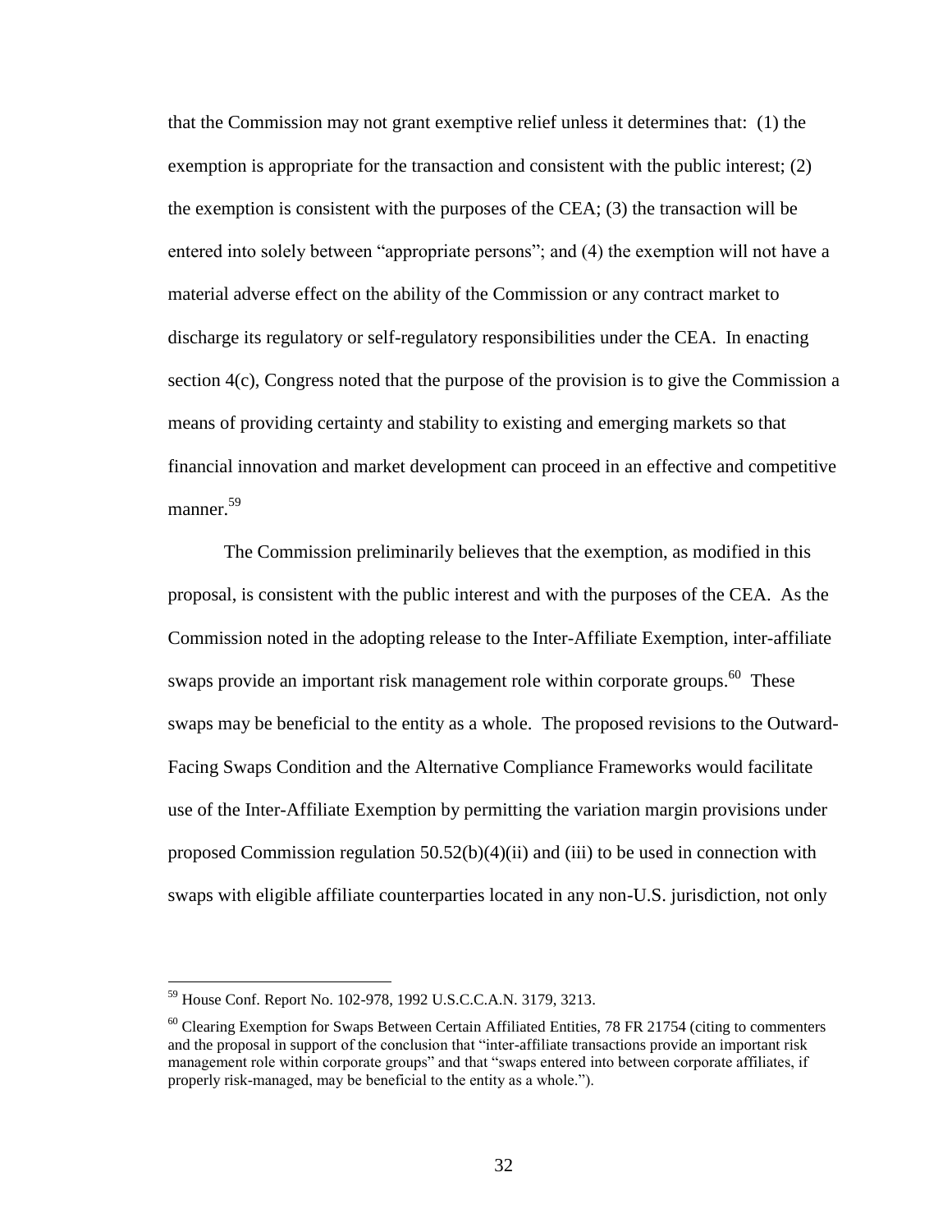that the Commission may not grant exemptive relief unless it determines that: (1) the exemption is appropriate for the transaction and consistent with the public interest; (2) the exemption is consistent with the purposes of the CEA; (3) the transaction will be entered into solely between "appropriate persons"; and (4) the exemption will not have a material adverse effect on the ability of the Commission or any contract market to discharge its regulatory or self-regulatory responsibilities under the CEA. In enacting section 4(c), Congress noted that the purpose of the provision is to give the Commission a means of providing certainty and stability to existing and emerging markets so that financial innovation and market development can proceed in an effective and competitive manner.[59]

The Commission preliminarily believes that the exemption, as modified in this proposal, is consistent with the public interest and with the purposes of the CEA. As the Commission noted in the adopting release to the Inter-Affiliate Exemption, inter-affiliate swaps provide an important risk management role within corporate groups.[60] These swaps may be beneficial to the entity as a whole. The proposed revisions to the Outward-Facing Swaps Condition and the Alternative Compliance Frameworks would facilitate use of the Inter-Affiliate Exemption by permitting the variation margin provisions under proposed Commission regulation 50.52(b)(4)(ii) and (iii) to be used in connection with swaps with eligible affiliate counterparties located in any non-U.S. jurisdiction, not only

---

[59] House Conf. Report No. 102-978, 1992 U.S.C.C.A.N. 3179, 3213.

[60] Clearing Exemption for Swaps Between Certain Affiliated Entities, 78 FR 21754 (citing to commenters and the proposal in support of the conclusion that "inter-affiliate transactions provide an important risk management role within corporate groups" and that "swaps entered into between corporate affiliates, if properly risk-managed, may be beneficial to the entity as a whole.").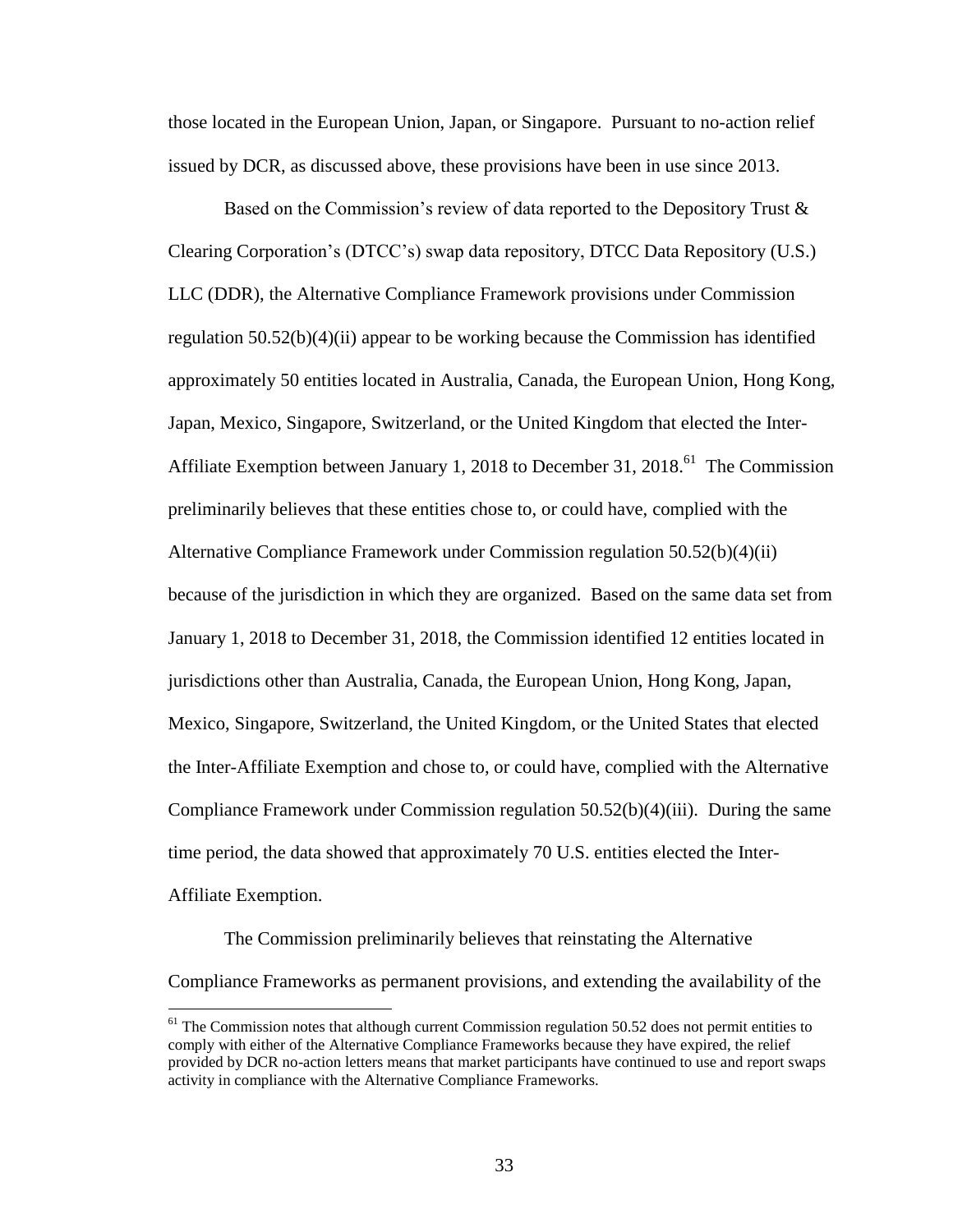those located in the European Union, Japan, or Singapore. Pursuant to no-action relief issued by DCR, as discussed above, these provisions have been in use since 2013.

Based on the Commission's review of data reported to the Depository Trust & Clearing Corporation's (DTCC's) swap data repository, DTCC Data Repository (U.S.) LLC (DDR), the Alternative Compliance Framework provisions under Commission regulation 50.52(b)(4)(ii) appear to be working because the Commission has identified approximately 50 entities located in Australia, Canada, the European Union, Hong Kong, Japan, Mexico, Singapore, Switzerland, or the United Kingdom that elected the Inter-Affiliate Exemption between January 1, 2018 to December 31, 2018.[61] The Commission preliminarily believes that these entities chose to, or could have, complied with the Alternative Compliance Framework under Commission regulation 50.52(b)(4)(ii) because of the jurisdiction in which they are organized. Based on the same data set from January 1, 2018 to December 31, 2018, the Commission identified 12 entities located in jurisdictions other than Australia, Canada, the European Union, Hong Kong, Japan, Mexico, Singapore, Switzerland, the United Kingdom, or the United States that elected the Inter-Affiliate Exemption and chose to, or could have, complied with the Alternative Compliance Framework under Commission regulation 50.52(b)(4)(iii). During the same time period, the data showed that approximately 70 U.S. entities elected the Inter-Affiliate Exemption.

The Commission preliminarily believes that reinstating the Alternative Compliance Frameworks as permanent provisions, and extending the availability of the

[61] The Commission notes that although current Commission regulation 50.52 does not permit entities to comply with either of the Alternative Compliance Frameworks because they have expired, the relief provided by DCR no-action letters means that market participants have continued to use and report swaps activity in compliance with the Alternative Compliance Frameworks.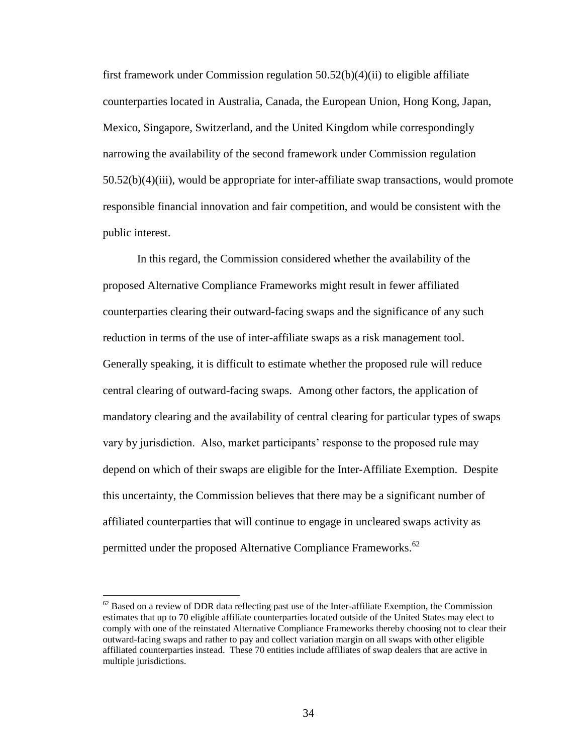first framework under Commission regulation 50.52(b)(4)(ii) to eligible affiliate counterparties located in Australia, Canada, the European Union, Hong Kong, Japan, Mexico, Singapore, Switzerland, and the United Kingdom while correspondingly narrowing the availability of the second framework under Commission regulation 50.52(b)(4)(iii), would be appropriate for inter-affiliate swap transactions, would promote responsible financial innovation and fair competition, and would be consistent with the public interest.

In this regard, the Commission considered whether the availability of the proposed Alternative Compliance Frameworks might result in fewer affiliated counterparties clearing their outward-facing swaps and the significance of any such reduction in terms of the use of inter-affiliate swaps as a risk management tool. Generally speaking, it is difficult to estimate whether the proposed rule will reduce central clearing of outward-facing swaps. Among other factors, the application of mandatory clearing and the availability of central clearing for particular types of swaps vary by jurisdiction. Also, market participants' response to the proposed rule may depend on which of their swaps are eligible for the Inter-Affiliate Exemption. Despite this uncertainty, the Commission believes that there may be a significant number of affiliated counterparties that will continue to engage in uncleared swaps activity as permitted under the proposed Alternative Compliance Frameworks.[62]

[62] Based on a review of DDR data reflecting past use of the Inter-affiliate Exemption, the Commission estimates that up to 70 eligible affiliate counterparties located outside of the United States may elect to comply with one of the reinstated Alternative Compliance Frameworks thereby choosing not to clear their outward-facing swaps and rather to pay and collect variation margin on all swaps with other eligible affiliated counterparties instead. These 70 entities include affiliates of swap dealers that are active in multiple jurisdictions.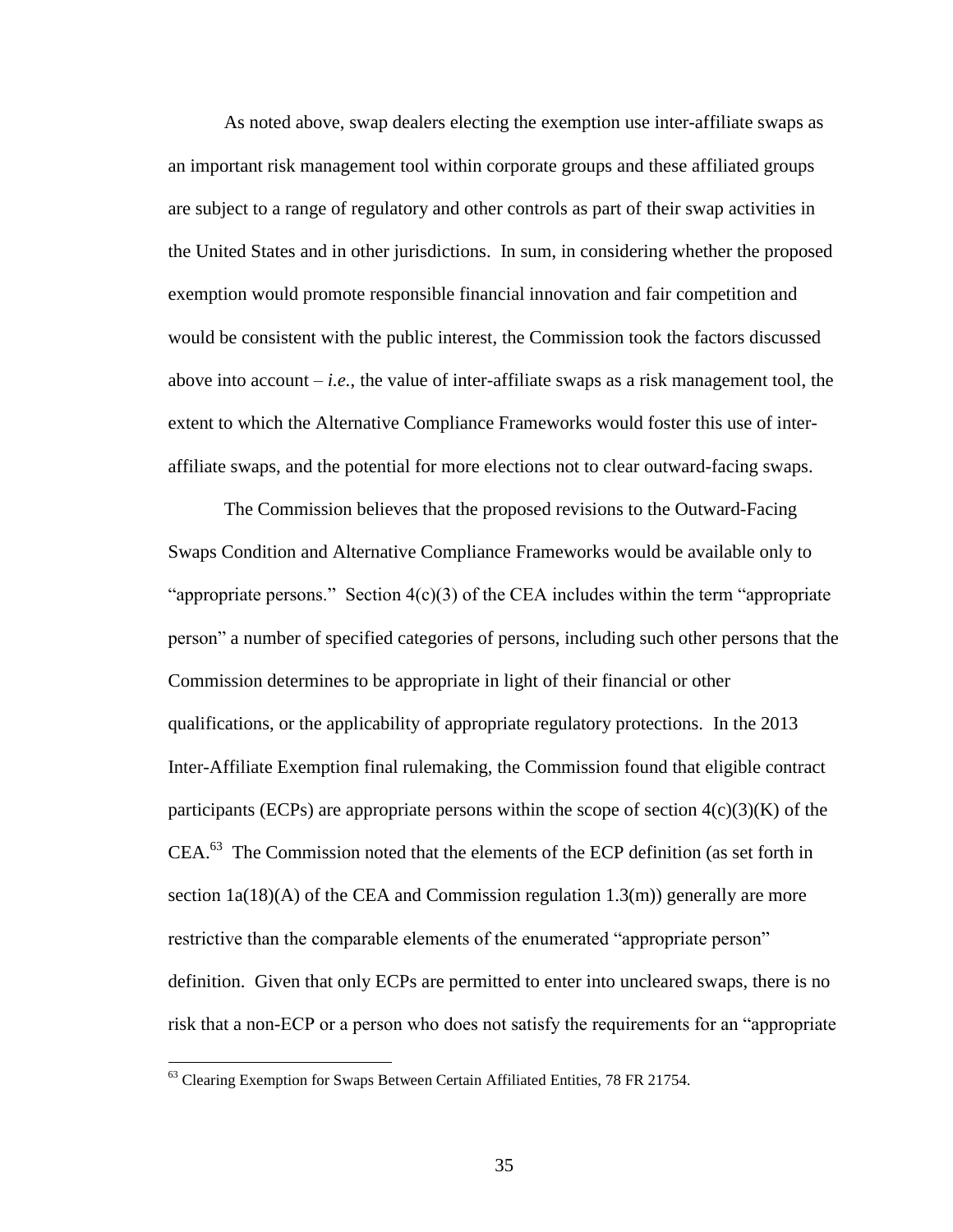As noted above, swap dealers electing the exemption use inter-affiliate swaps as an important risk management tool within corporate groups and these affiliated groups are subject to a range of regulatory and other controls as part of their swap activities in the United States and in other jurisdictions. In sum, in considering whether the proposed exemption would promote responsible financial innovation and fair competition and would be consistent with the public interest, the Commission took the factors discussed above into account – *i.e.*, the value of inter-affiliate swaps as a risk management tool, the extent to which the Alternative Compliance Frameworks would foster this use of inter-affiliate swaps, and the potential for more elections not to clear outward-facing swaps.

The Commission believes that the proposed revisions to the Outward-Facing Swaps Condition and Alternative Compliance Frameworks would be available only to "appropriate persons." Section 4(c)(3) of the CEA includes within the term "appropriate person" a number of specified categories of persons, including such other persons that the Commission determines to be appropriate in light of their financial or other qualifications, or the applicability of appropriate regulatory protections. In the 2013 Inter-Affiliate Exemption final rulemaking, the Commission found that eligible contract participants (ECPs) are appropriate persons within the scope of section 4(c)(3)(K) of the CEA.[63] The Commission noted that the elements of the ECP definition (as set forth in section 1a(18)(A) of the CEA and Commission regulation 1.3(m)) generally are more restrictive than the comparable elements of the enumerated "appropriate person" definition. Given that only ECPs are permitted to enter into uncleared swaps, there is no risk that a non-ECP or a person who does not satisfy the requirements for an "appropriate

---

[63] Clearing Exemption for Swaps Between Certain Affiliated Entities, 78 FR 21754.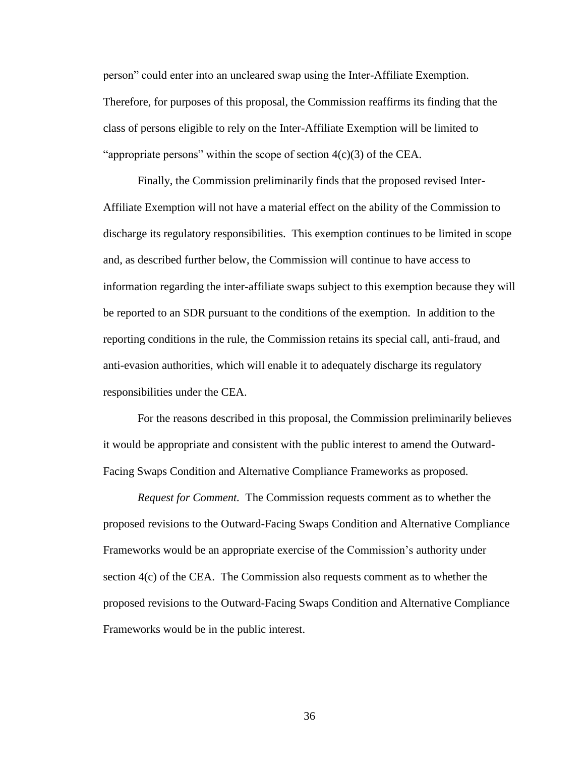person" could enter into an uncleared swap using the Inter-Affiliate Exemption. Therefore, for purposes of this proposal, the Commission reaffirms its finding that the class of persons eligible to rely on the Inter-Affiliate Exemption will be limited to "appropriate persons" within the scope of section 4(c)(3) of the CEA.

Finally, the Commission preliminarily finds that the proposed revised Inter-Affiliate Exemption will not have a material effect on the ability of the Commission to discharge its regulatory responsibilities. This exemption continues to be limited in scope and, as described further below, the Commission will continue to have access to information regarding the inter-affiliate swaps subject to this exemption because they will be reported to an SDR pursuant to the conditions of the exemption. In addition to the reporting conditions in the rule, the Commission retains its special call, anti-fraud, and anti-evasion authorities, which will enable it to adequately discharge its regulatory responsibilities under the CEA.

For the reasons described in this proposal, the Commission preliminarily believes it would be appropriate and consistent with the public interest to amend the Outward-Facing Swaps Condition and Alternative Compliance Frameworks as proposed.

*Request for Comment.* The Commission requests comment as to whether the proposed revisions to the Outward-Facing Swaps Condition and Alternative Compliance Frameworks would be an appropriate exercise of the Commission's authority under section 4(c) of the CEA. The Commission also requests comment as to whether the proposed revisions to the Outward-Facing Swaps Condition and Alternative Compliance Frameworks would be in the public interest.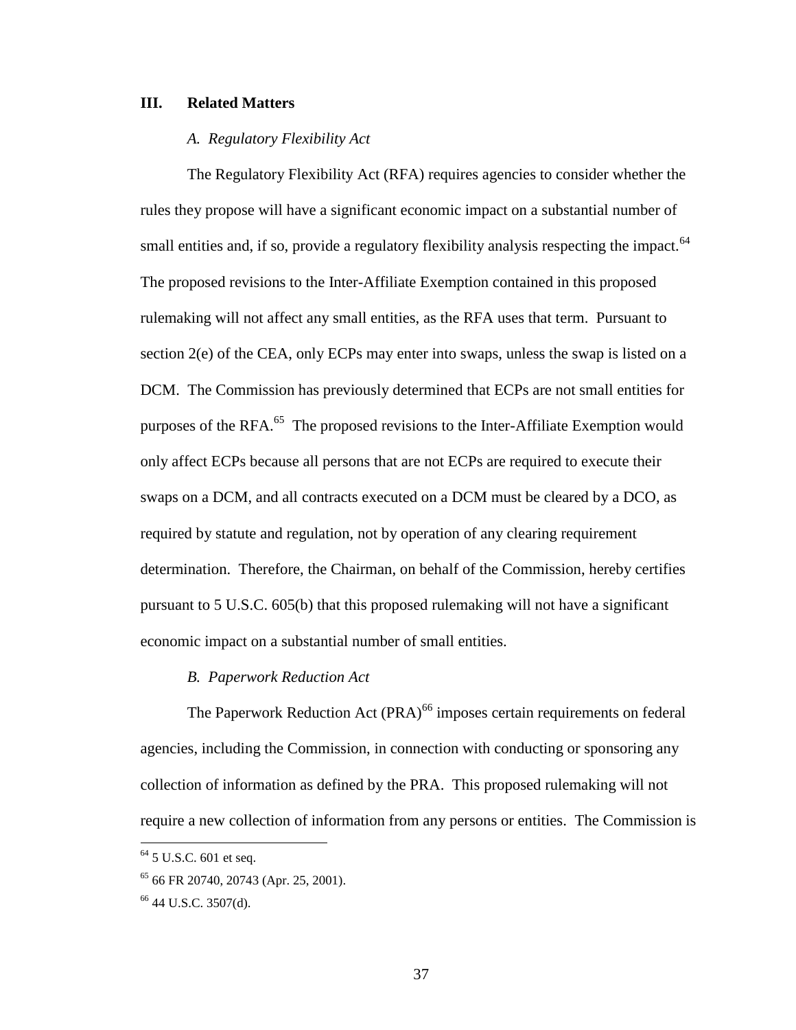## III. Related Matters

### *A. Regulatory Flexibility Act*

The Regulatory Flexibility Act (RFA) requires agencies to consider whether the rules they propose will have a significant economic impact on a substantial number of small entities and, if so, provide a regulatory flexibility analysis respecting the impact.[64] The proposed revisions to the Inter-Affiliate Exemption contained in this proposed rulemaking will not affect any small entities, as the RFA uses that term. Pursuant to section 2(e) of the CEA, only ECPs may enter into swaps, unless the swap is listed on a DCM. The Commission has previously determined that ECPs are not small entities for purposes of the RFA.[65] The proposed revisions to the Inter-Affiliate Exemption would only affect ECPs because all persons that are not ECPs are required to execute their swaps on a DCM, and all contracts executed on a DCM must be cleared by a DCO, as required by statute and regulation, not by operation of any clearing requirement determination. Therefore, the Chairman, on behalf of the Commission, hereby certifies pursuant to 5 U.S.C. 605(b) that this proposed rulemaking will not have a significant economic impact on a substantial number of small entities.

### *B. Paperwork Reduction Act*

The Paperwork Reduction Act (PRA)[66] imposes certain requirements on federal agencies, including the Commission, in connection with conducting or sponsoring any collection of information as defined by the PRA. This proposed rulemaking will not require a new collection of information from any persons or entities. The Commission is

---

[64] 5 U.S.C. 601 et seq.

[65] 66 FR 20740, 20743 (Apr. 25, 2001).

[66] 44 U.S.C. 3507(d).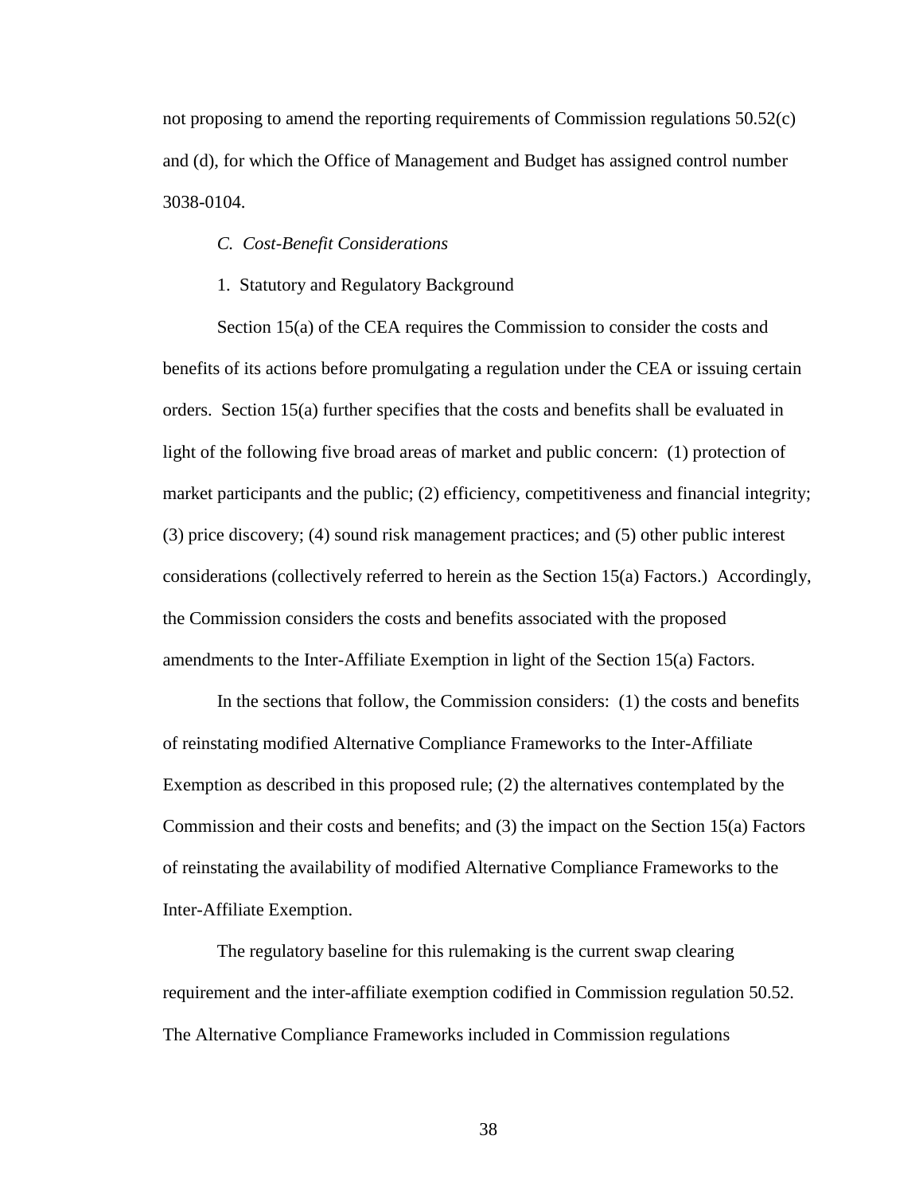not proposing to amend the reporting requirements of Commission regulations 50.52(c) and (d), for which the Office of Management and Budget has assigned control number 3038-0104.

### *C. Cost-Benefit Considerations*

1. Statutory and Regulatory Background

Section 15(a) of the CEA requires the Commission to consider the costs and benefits of its actions before promulgating a regulation under the CEA or issuing certain orders. Section 15(a) further specifies that the costs and benefits shall be evaluated in light of the following five broad areas of market and public concern: (1) protection of market participants and the public; (2) efficiency, competitiveness and financial integrity; (3) price discovery; (4) sound risk management practices; and (5) other public interest considerations (collectively referred to herein as the Section 15(a) Factors.) Accordingly, the Commission considers the costs and benefits associated with the proposed amendments to the Inter-Affiliate Exemption in light of the Section 15(a) Factors.

In the sections that follow, the Commission considers: (1) the costs and benefits of reinstating modified Alternative Compliance Frameworks to the Inter-Affiliate Exemption as described in this proposed rule; (2) the alternatives contemplated by the Commission and their costs and benefits; and (3) the impact on the Section 15(a) Factors of reinstating the availability of modified Alternative Compliance Frameworks to the Inter-Affiliate Exemption.

The regulatory baseline for this rulemaking is the current swap clearing requirement and the inter-affiliate exemption codified in Commission regulation 50.52. The Alternative Compliance Frameworks included in Commission regulations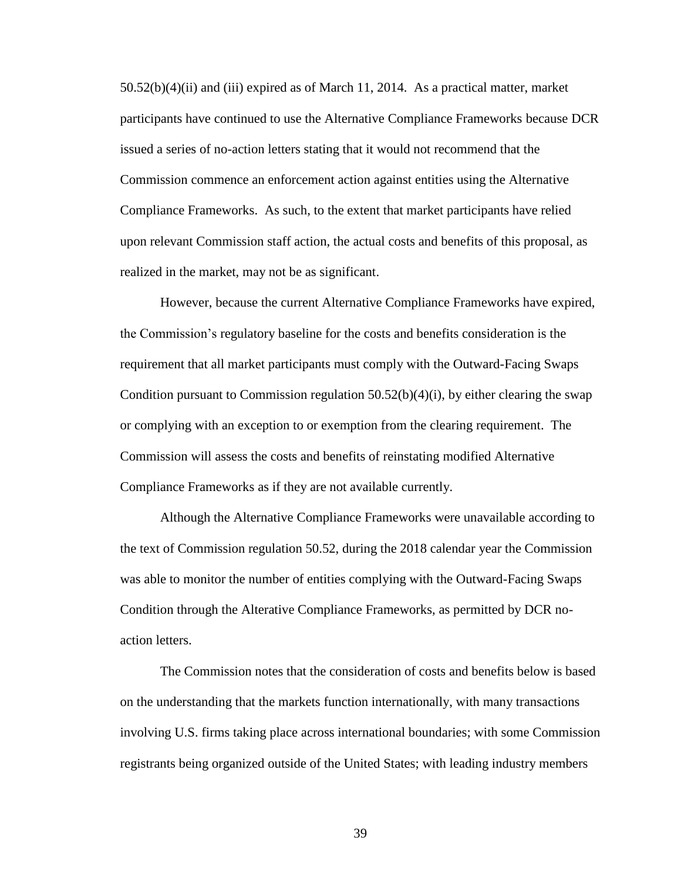50.52(b)(4)(ii) and (iii) expired as of March 11, 2014. As a practical matter, market participants have continued to use the Alternative Compliance Frameworks because DCR issued a series of no-action letters stating that it would not recommend that the Commission commence an enforcement action against entities using the Alternative Compliance Frameworks. As such, to the extent that market participants have relied upon relevant Commission staff action, the actual costs and benefits of this proposal, as realized in the market, may not be as significant.

However, because the current Alternative Compliance Frameworks have expired, the Commission's regulatory baseline for the costs and benefits consideration is the requirement that all market participants must comply with the Outward-Facing Swaps Condition pursuant to Commission regulation 50.52(b)(4)(i), by either clearing the swap or complying with an exception to or exemption from the clearing requirement. The Commission will assess the costs and benefits of reinstating modified Alternative Compliance Frameworks as if they are not available currently.

Although the Alternative Compliance Frameworks were unavailable according to the text of Commission regulation 50.52, during the 2018 calendar year the Commission was able to monitor the number of entities complying with the Outward-Facing Swaps Condition through the Alterative Compliance Frameworks, as permitted by DCR no-action letters.

The Commission notes that the consideration of costs and benefits below is based on the understanding that the markets function internationally, with many transactions involving U.S. firms taking place across international boundaries; with some Commission registrants being organized outside of the United States; with leading industry members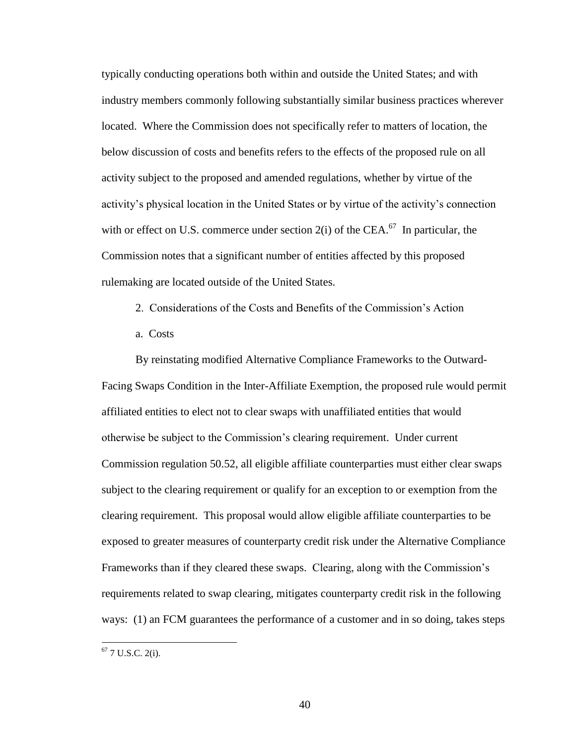typically conducting operations both within and outside the United States; and with industry members commonly following substantially similar business practices wherever located. Where the Commission does not specifically refer to matters of location, the below discussion of costs and benefits refers to the effects of the proposed rule on all activity subject to the proposed and amended regulations, whether by virtue of the activity's physical location in the United States or by virtue of the activity's connection with or effect on U.S. commerce under section 2(i) of the CEA.[67] In particular, the Commission notes that a significant number of entities affected by this proposed rulemaking are located outside of the United States.

### 2. Considerations of the Costs and Benefits of the Commission's Action

#### a. Costs

By reinstating modified Alternative Compliance Frameworks to the Outward-Facing Swaps Condition in the Inter-Affiliate Exemption, the proposed rule would permit affiliated entities to elect not to clear swaps with unaffiliated entities that would otherwise be subject to the Commission's clearing requirement. Under current Commission regulation 50.52, all eligible affiliate counterparties must either clear swaps subject to the clearing requirement or qualify for an exception to or exemption from the clearing requirement. This proposal would allow eligible affiliate counterparties to be exposed to greater measures of counterparty credit risk under the Alternative Compliance Frameworks than if they cleared these swaps. Clearing, along with the Commission's requirements related to swap clearing, mitigates counterparty credit risk in the following ways: (1) an FCM guarantees the performance of a customer and in so doing, takes steps

[67] 7 U.S.C. 2(i).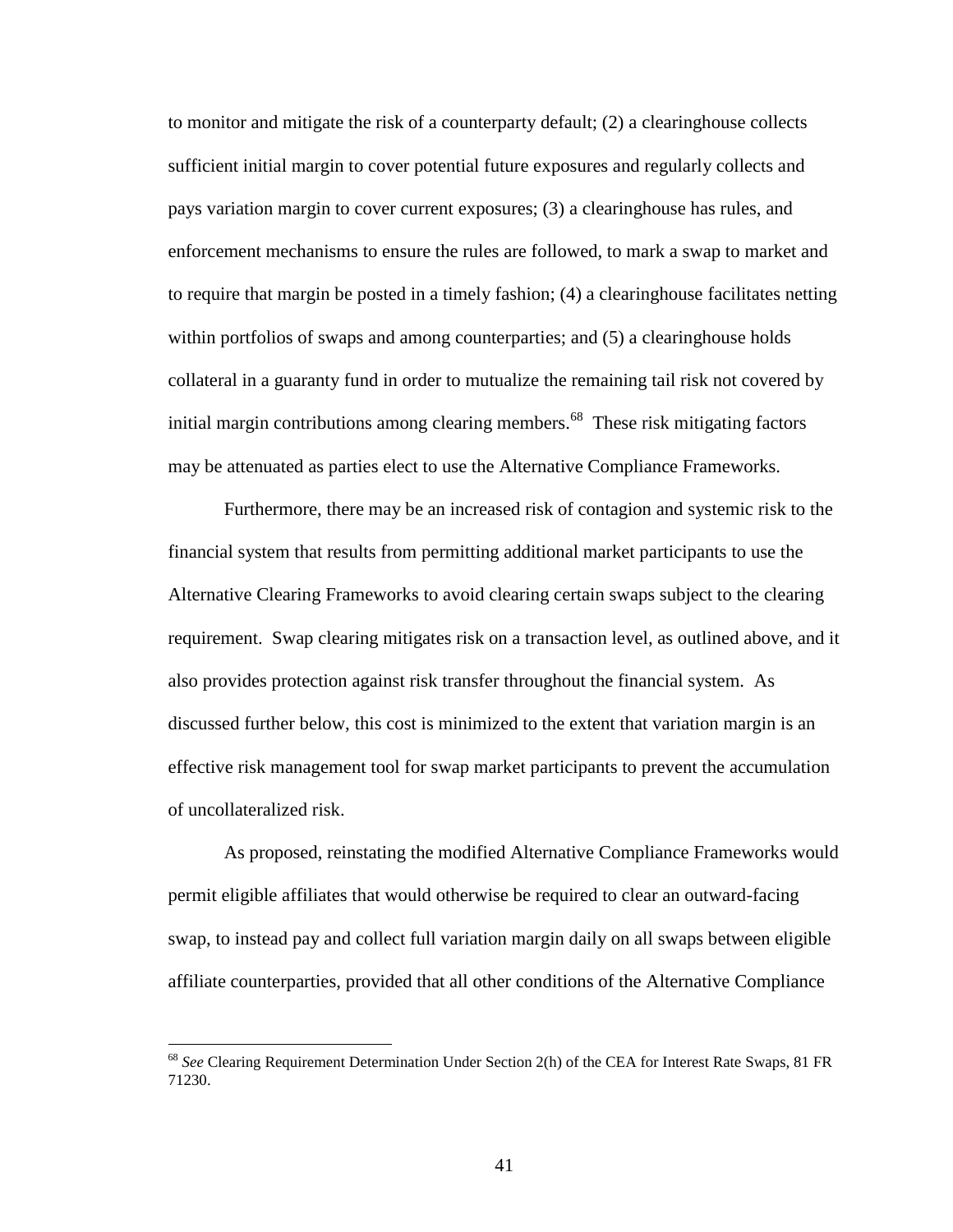to monitor and mitigate the risk of a counterparty default; (2) a clearinghouse collects sufficient initial margin to cover potential future exposures and regularly collects and pays variation margin to cover current exposures; (3) a clearinghouse has rules, and enforcement mechanisms to ensure the rules are followed, to mark a swap to market and to require that margin be posted in a timely fashion; (4) a clearinghouse facilitates netting within portfolios of swaps and among counterparties; and (5) a clearinghouse holds collateral in a guaranty fund in order to mutualize the remaining tail risk not covered by initial margin contributions among clearing members.[68] These risk mitigating factors may be attenuated as parties elect to use the Alternative Compliance Frameworks.

Furthermore, there may be an increased risk of contagion and systemic risk to the financial system that results from permitting additional market participants to use the Alternative Clearing Frameworks to avoid clearing certain swaps subject to the clearing requirement. Swap clearing mitigates risk on a transaction level, as outlined above, and it also provides protection against risk transfer throughout the financial system. As discussed further below, this cost is minimized to the extent that variation margin is an effective risk management tool for swap market participants to prevent the accumulation of uncollateralized risk.

As proposed, reinstating the modified Alternative Compliance Frameworks would permit eligible affiliates that would otherwise be required to clear an outward-facing swap, to instead pay and collect full variation margin daily on all swaps between eligible affiliate counterparties, provided that all other conditions of the Alternative Compliance

[68] *See* Clearing Requirement Determination Under Section 2(h) of the CEA for Interest Rate Swaps, 81 FR 71230.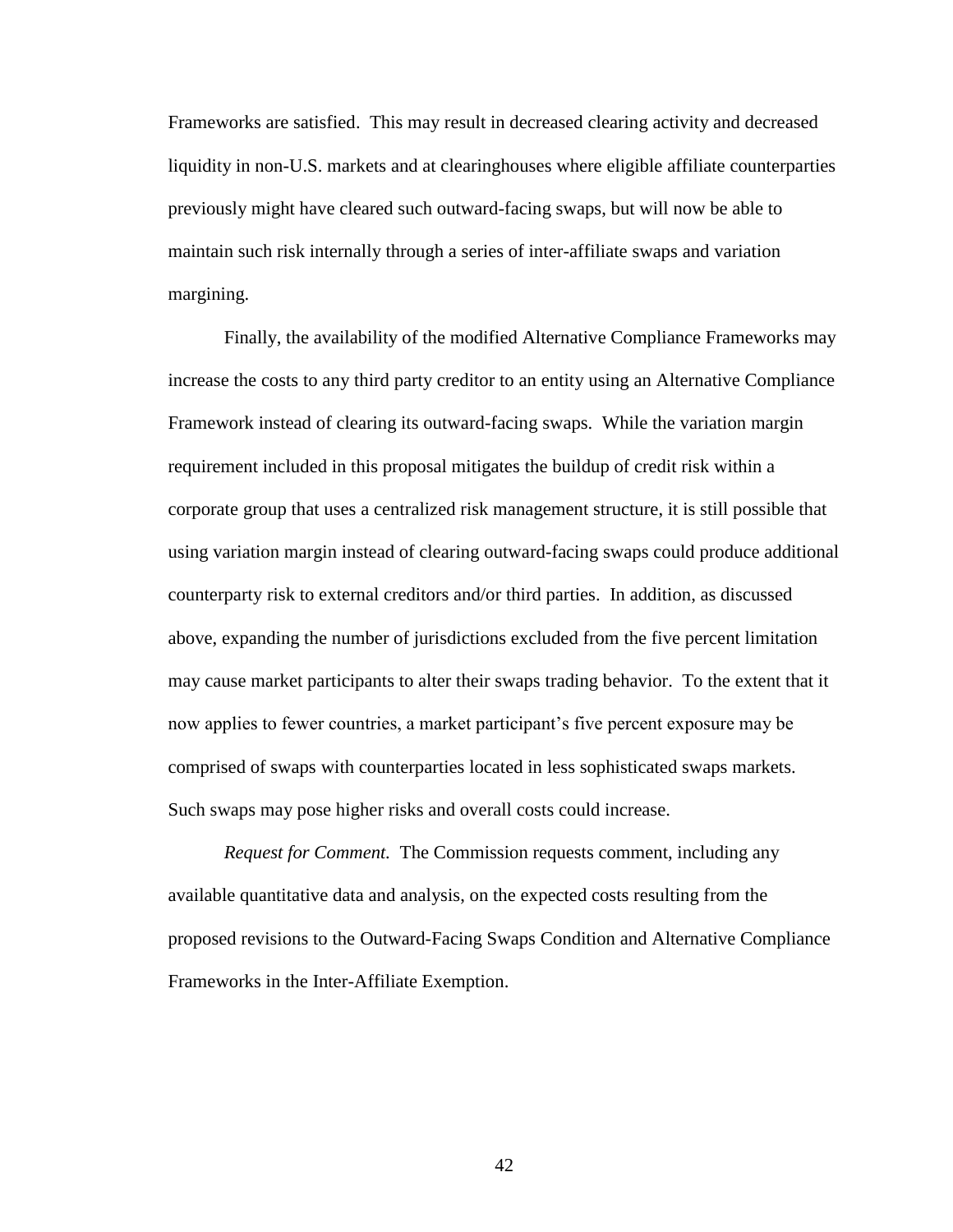Frameworks are satisfied. This may result in decreased clearing activity and decreased liquidity in non-U.S. markets and at clearinghouses where eligible affiliate counterparties previously might have cleared such outward-facing swaps, but will now be able to maintain such risk internally through a series of inter-affiliate swaps and variation margining.

Finally, the availability of the modified Alternative Compliance Frameworks may increase the costs to any third party creditor to an entity using an Alternative Compliance Framework instead of clearing its outward-facing swaps. While the variation margin requirement included in this proposal mitigates the buildup of credit risk within a corporate group that uses a centralized risk management structure, it is still possible that using variation margin instead of clearing outward-facing swaps could produce additional counterparty risk to external creditors and/or third parties. In addition, as discussed above, expanding the number of jurisdictions excluded from the five percent limitation may cause market participants to alter their swaps trading behavior. To the extent that it now applies to fewer countries, a market participant's five percent exposure may be comprised of swaps with counterparties located in less sophisticated swaps markets. Such swaps may pose higher risks and overall costs could increase.

*Request for Comment.* The Commission requests comment, including any available quantitative data and analysis, on the expected costs resulting from the proposed revisions to the Outward-Facing Swaps Condition and Alternative Compliance Frameworks in the Inter-Affiliate Exemption.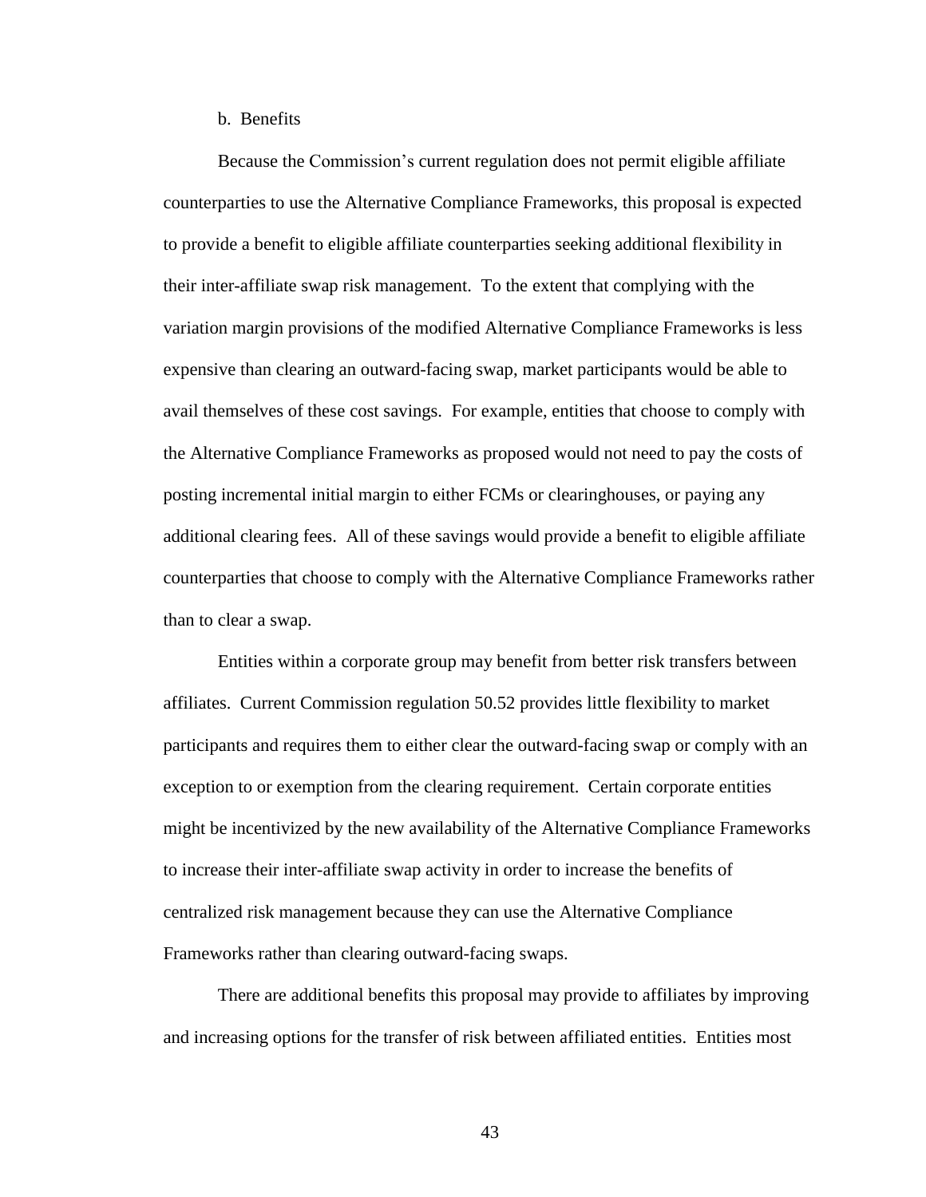b. Benefits

Because the Commission's current regulation does not permit eligible affiliate counterparties to use the Alternative Compliance Frameworks, this proposal is expected to provide a benefit to eligible affiliate counterparties seeking additional flexibility in their inter-affiliate swap risk management. To the extent that complying with the variation margin provisions of the modified Alternative Compliance Frameworks is less expensive than clearing an outward-facing swap, market participants would be able to avail themselves of these cost savings. For example, entities that choose to comply with the Alternative Compliance Frameworks as proposed would not need to pay the costs of posting incremental initial margin to either FCMs or clearinghouses, or paying any additional clearing fees. All of these savings would provide a benefit to eligible affiliate counterparties that choose to comply with the Alternative Compliance Frameworks rather than to clear a swap.

Entities within a corporate group may benefit from better risk transfers between affiliates. Current Commission regulation 50.52 provides little flexibility to market participants and requires them to either clear the outward-facing swap or comply with an exception to or exemption from the clearing requirement. Certain corporate entities might be incentivized by the new availability of the Alternative Compliance Frameworks to increase their inter-affiliate swap activity in order to increase the benefits of centralized risk management because they can use the Alternative Compliance Frameworks rather than clearing outward-facing swaps.

There are additional benefits this proposal may provide to affiliates by improving and increasing options for the transfer of risk between affiliated entities. Entities most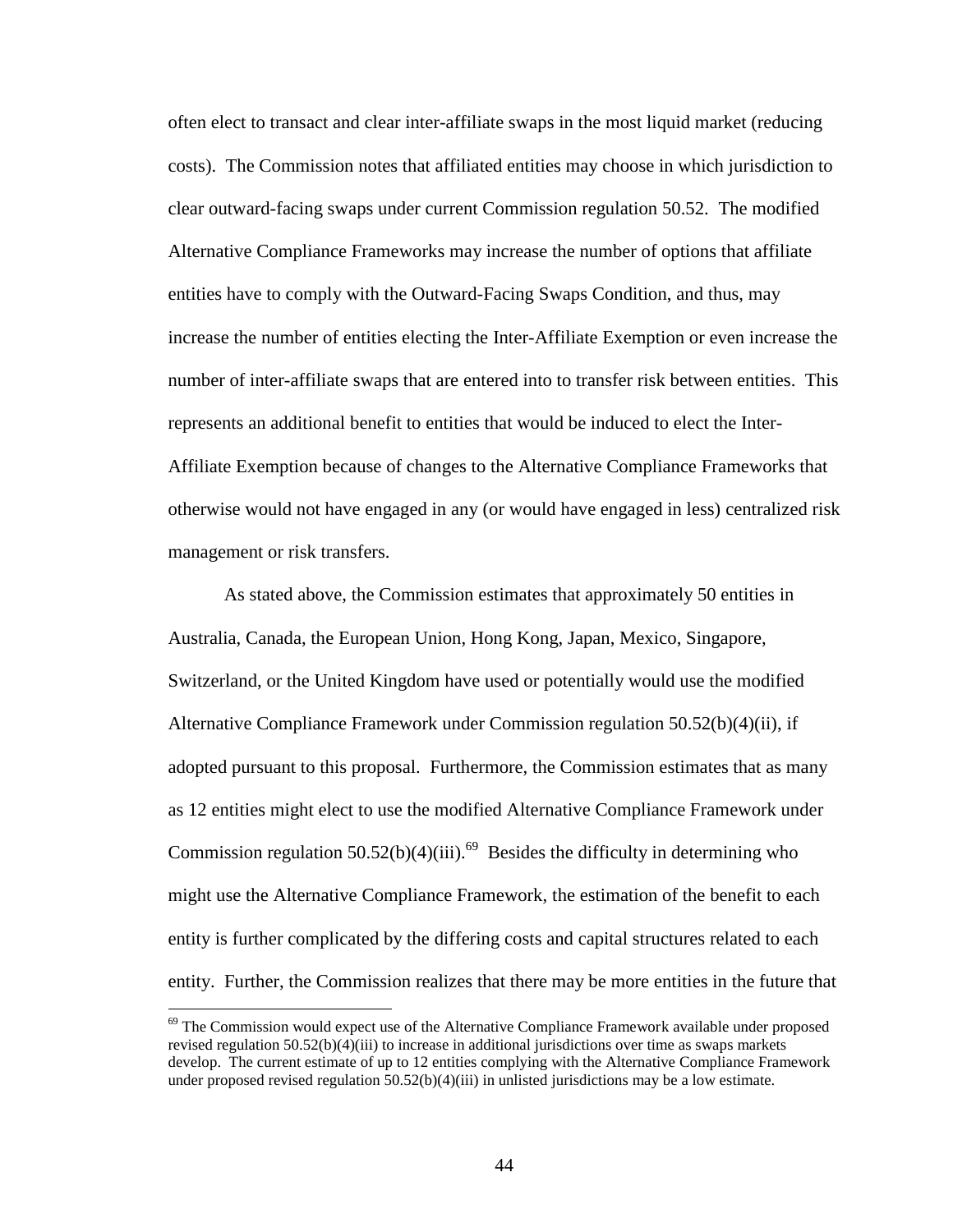often elect to transact and clear inter-affiliate swaps in the most liquid market (reducing costs). The Commission notes that affiliated entities may choose in which jurisdiction to clear outward-facing swaps under current Commission regulation 50.52. The modified Alternative Compliance Frameworks may increase the number of options that affiliate entities have to comply with the Outward-Facing Swaps Condition, and thus, may increase the number of entities electing the Inter-Affiliate Exemption or even increase the number of inter-affiliate swaps that are entered into to transfer risk between entities. This represents an additional benefit to entities that would be induced to elect the Inter-Affiliate Exemption because of changes to the Alternative Compliance Frameworks that otherwise would not have engaged in any (or would have engaged in less) centralized risk management or risk transfers.

As stated above, the Commission estimates that approximately 50 entities in Australia, Canada, the European Union, Hong Kong, Japan, Mexico, Singapore, Switzerland, or the United Kingdom have used or potentially would use the modified Alternative Compliance Framework under Commission regulation 50.52(b)(4)(ii), if adopted pursuant to this proposal. Furthermore, the Commission estimates that as many as 12 entities might elect to use the modified Alternative Compliance Framework under Commission regulation 50.52(b)(4)(iii).[69] Besides the difficulty in determining who might use the Alternative Compliance Framework, the estimation of the benefit to each entity is further complicated by the differing costs and capital structures related to each entity. Further, the Commission realizes that there may be more entities in the future that

[69] The Commission would expect use of the Alternative Compliance Framework available under proposed revised regulation 50.52(b)(4)(iii) to increase in additional jurisdictions over time as swaps markets develop. The current estimate of up to 12 entities complying with the Alternative Compliance Framework under proposed revised regulation 50.52(b)(4)(iii) in unlisted jurisdictions may be a low estimate.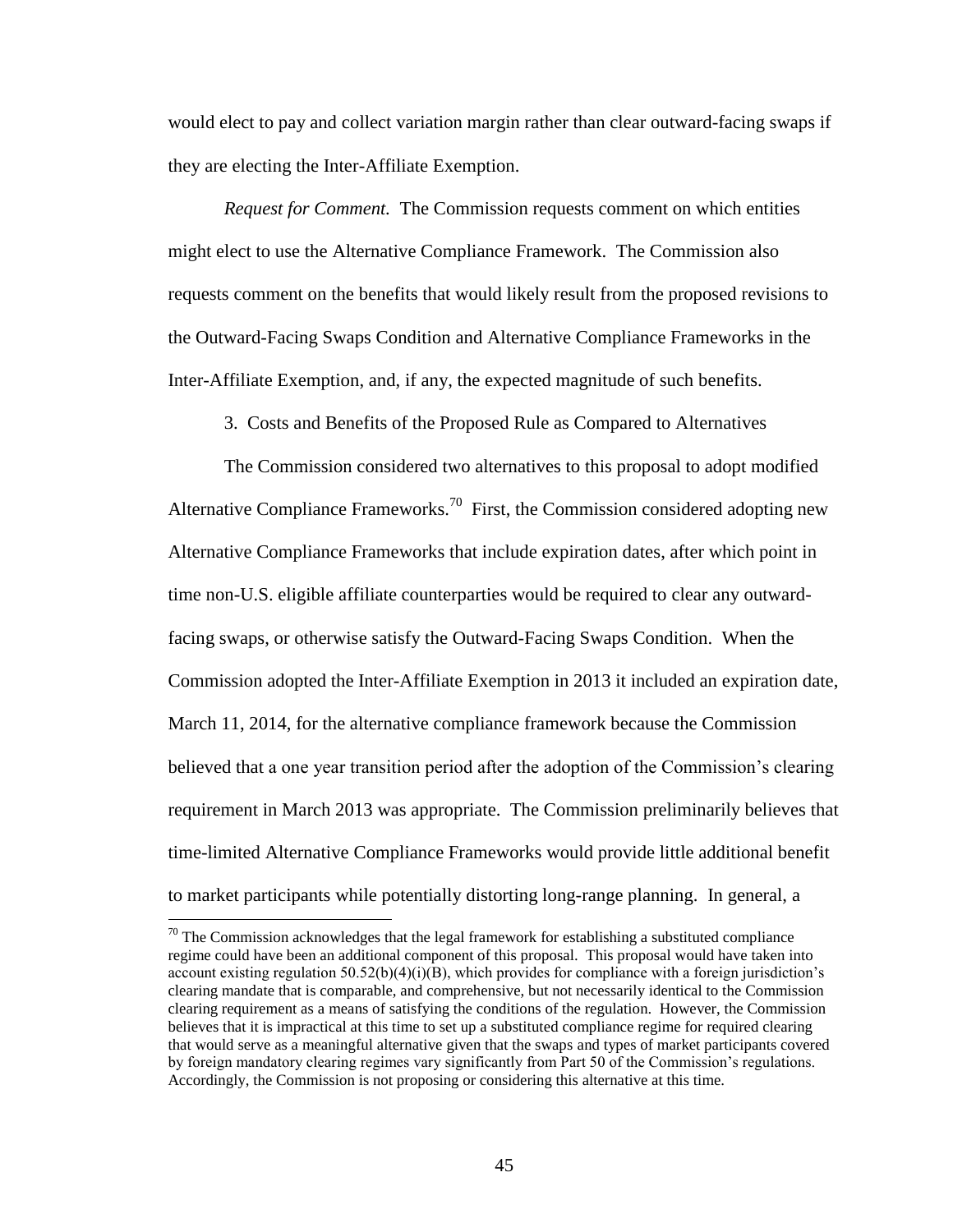would elect to pay and collect variation margin rather than clear outward-facing swaps if they are electing the Inter-Affiliate Exemption.

*Request for Comment.* The Commission requests comment on which entities might elect to use the Alternative Compliance Framework. The Commission also requests comment on the benefits that would likely result from the proposed revisions to the Outward-Facing Swaps Condition and Alternative Compliance Frameworks in the Inter-Affiliate Exemption, and, if any, the expected magnitude of such benefits.

3. Costs and Benefits of the Proposed Rule as Compared to Alternatives

The Commission considered two alternatives to this proposal to adopt modified Alternative Compliance Frameworks.[70] First, the Commission considered adopting new Alternative Compliance Frameworks that include expiration dates, after which point in time non-U.S. eligible affiliate counterparties would be required to clear any outward-facing swaps, or otherwise satisfy the Outward-Facing Swaps Condition. When the Commission adopted the Inter-Affiliate Exemption in 2013 it included an expiration date, March 11, 2014, for the alternative compliance framework because the Commission believed that a one year transition period after the adoption of the Commission's clearing requirement in March 2013 was appropriate. The Commission preliminarily believes that time-limited Alternative Compliance Frameworks would provide little additional benefit to market participants while potentially distorting long-range planning. In general, a

[70] The Commission acknowledges that the legal framework for establishing a substituted compliance regime could have been an additional component of this proposal. This proposal would have taken into account existing regulation 50.52(b)(4)(i)(B), which provides for compliance with a foreign jurisdiction's clearing mandate that is comparable, and comprehensive, but not necessarily identical to the Commission clearing requirement as a means of satisfying the conditions of the regulation. However, the Commission believes that it is impractical at this time to set up a substituted compliance regime for required clearing that would serve as a meaningful alternative given that the swaps and types of market participants covered by foreign mandatory clearing regimes vary significantly from Part 50 of the Commission's regulations. Accordingly, the Commission is not proposing or considering this alternative at this time.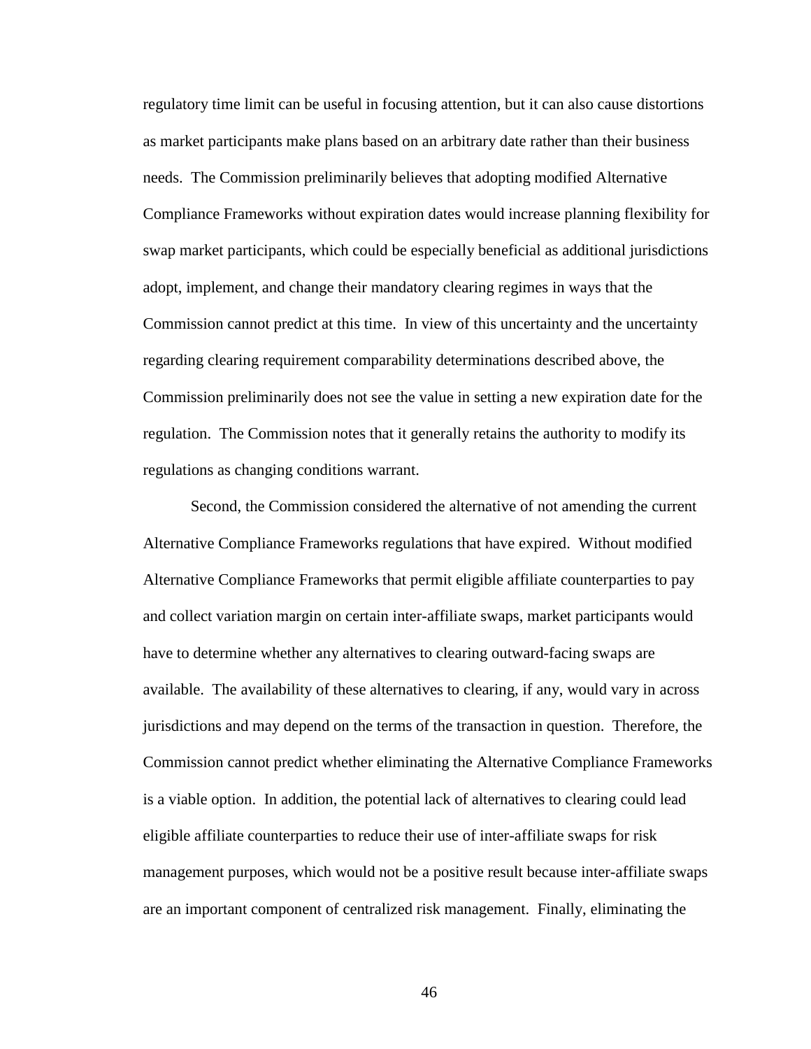regulatory time limit can be useful in focusing attention, but it can also cause distortions as market participants make plans based on an arbitrary date rather than their business needs. The Commission preliminarily believes that adopting modified Alternative Compliance Frameworks without expiration dates would increase planning flexibility for swap market participants, which could be especially beneficial as additional jurisdictions adopt, implement, and change their mandatory clearing regimes in ways that the Commission cannot predict at this time. In view of this uncertainty and the uncertainty regarding clearing requirement comparability determinations described above, the Commission preliminarily does not see the value in setting a new expiration date for the regulation. The Commission notes that it generally retains the authority to modify its regulations as changing conditions warrant.

Second, the Commission considered the alternative of not amending the current Alternative Compliance Frameworks regulations that have expired. Without modified Alternative Compliance Frameworks that permit eligible affiliate counterparties to pay and collect variation margin on certain inter-affiliate swaps, market participants would have to determine whether any alternatives to clearing outward-facing swaps are available. The availability of these alternatives to clearing, if any, would vary in across jurisdictions and may depend on the terms of the transaction in question. Therefore, the Commission cannot predict whether eliminating the Alternative Compliance Frameworks is a viable option. In addition, the potential lack of alternatives to clearing could lead eligible affiliate counterparties to reduce their use of inter-affiliate swaps for risk management purposes, which would not be a positive result because inter-affiliate swaps are an important component of centralized risk management. Finally, eliminating the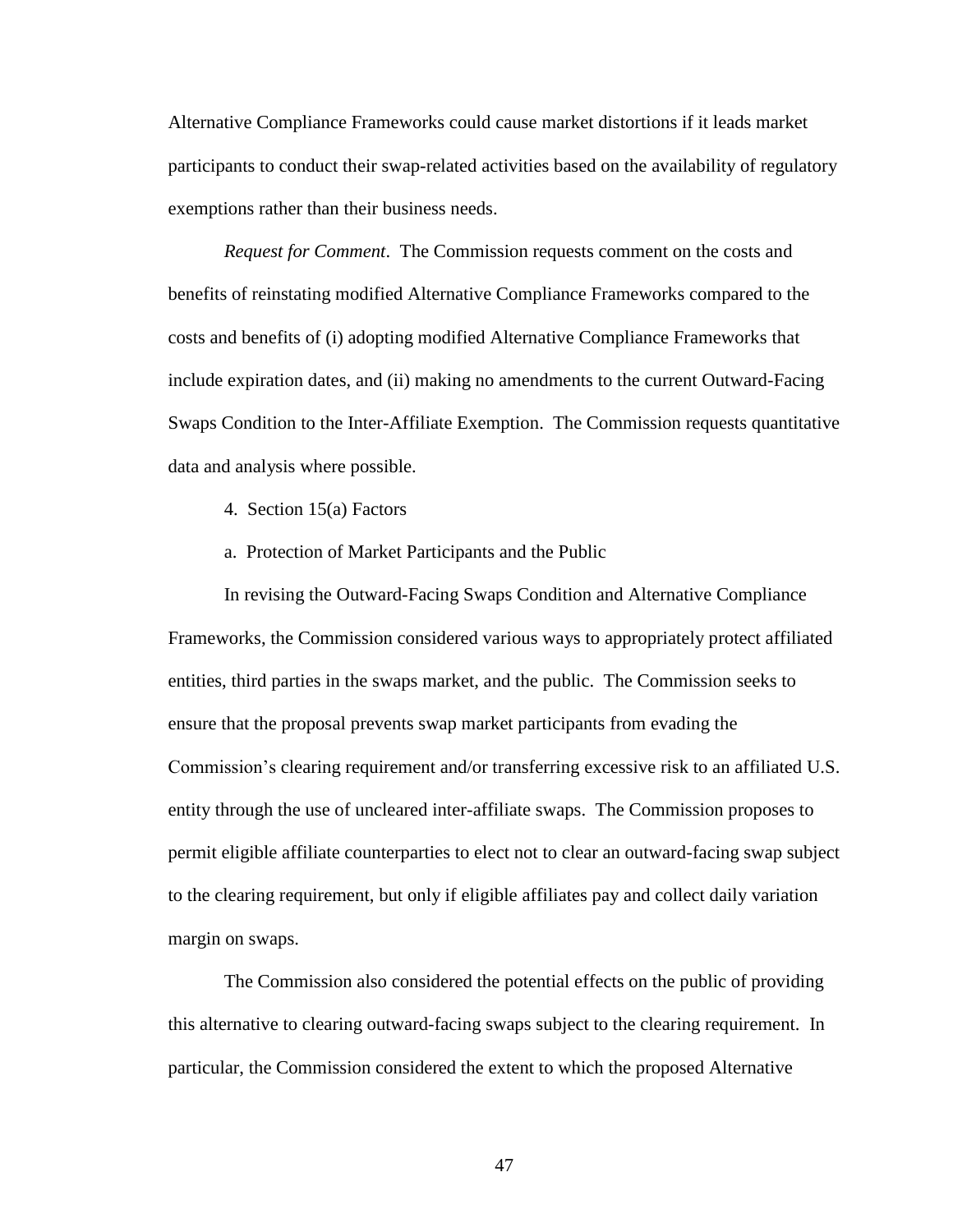Alternative Compliance Frameworks could cause market distortions if it leads market participants to conduct their swap-related activities based on the availability of regulatory exemptions rather than their business needs.

*Request for Comment*. The Commission requests comment on the costs and benefits of reinstating modified Alternative Compliance Frameworks compared to the costs and benefits of (i) adopting modified Alternative Compliance Frameworks that include expiration dates, and (ii) making no amendments to the current Outward-Facing Swaps Condition to the Inter-Affiliate Exemption. The Commission requests quantitative data and analysis where possible.

4. Section 15(a) Factors

a. Protection of Market Participants and the Public

In revising the Outward-Facing Swaps Condition and Alternative Compliance Frameworks, the Commission considered various ways to appropriately protect affiliated entities, third parties in the swaps market, and the public. The Commission seeks to ensure that the proposal prevents swap market participants from evading the Commission's clearing requirement and/or transferring excessive risk to an affiliated U.S. entity through the use of uncleared inter-affiliate swaps. The Commission proposes to permit eligible affiliate counterparties to elect not to clear an outward-facing swap subject to the clearing requirement, but only if eligible affiliates pay and collect daily variation margin on swaps.

The Commission also considered the potential effects on the public of providing this alternative to clearing outward-facing swaps subject to the clearing requirement. In particular, the Commission considered the extent to which the proposed Alternative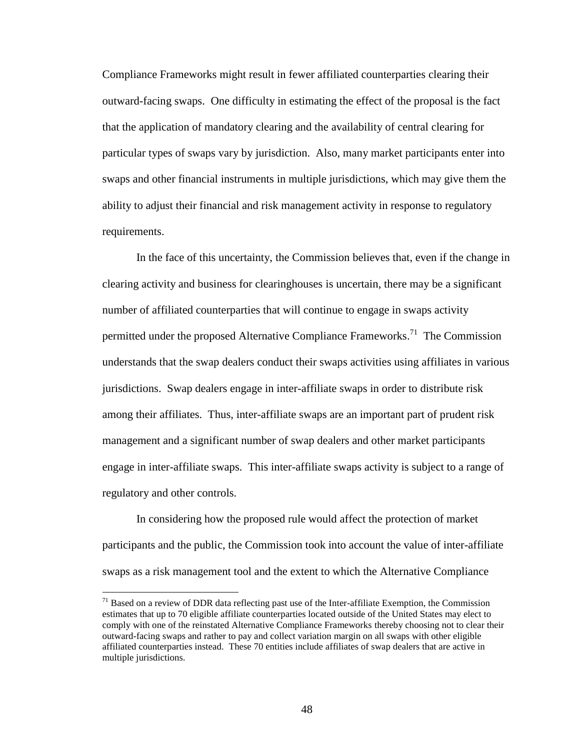Compliance Frameworks might result in fewer affiliated counterparties clearing their outward-facing swaps. One difficulty in estimating the effect of the proposal is the fact that the application of mandatory clearing and the availability of central clearing for particular types of swaps vary by jurisdiction. Also, many market participants enter into swaps and other financial instruments in multiple jurisdictions, which may give them the ability to adjust their financial and risk management activity in response to regulatory requirements.

In the face of this uncertainty, the Commission believes that, even if the change in clearing activity and business for clearinghouses is uncertain, there may be a significant number of affiliated counterparties that will continue to engage in swaps activity permitted under the proposed Alternative Compliance Frameworks.[71] The Commission understands that the swap dealers conduct their swaps activities using affiliates in various jurisdictions. Swap dealers engage in inter-affiliate swaps in order to distribute risk among their affiliates. Thus, inter-affiliate swaps are an important part of prudent risk management and a significant number of swap dealers and other market participants engage in inter-affiliate swaps. This inter-affiliate swaps activity is subject to a range of regulatory and other controls.

In considering how the proposed rule would affect the protection of market participants and the public, the Commission took into account the value of inter-affiliate swaps as a risk management tool and the extent to which the Alternative Compliance

[71] Based on a review of DDR data reflecting past use of the Inter-affiliate Exemption, the Commission estimates that up to 70 eligible affiliate counterparties located outside of the United States may elect to comply with one of the reinstated Alternative Compliance Frameworks thereby choosing not to clear their outward-facing swaps and rather to pay and collect variation margin on all swaps with other eligible affiliated counterparties instead. These 70 entities include affiliates of swap dealers that are active in multiple jurisdictions.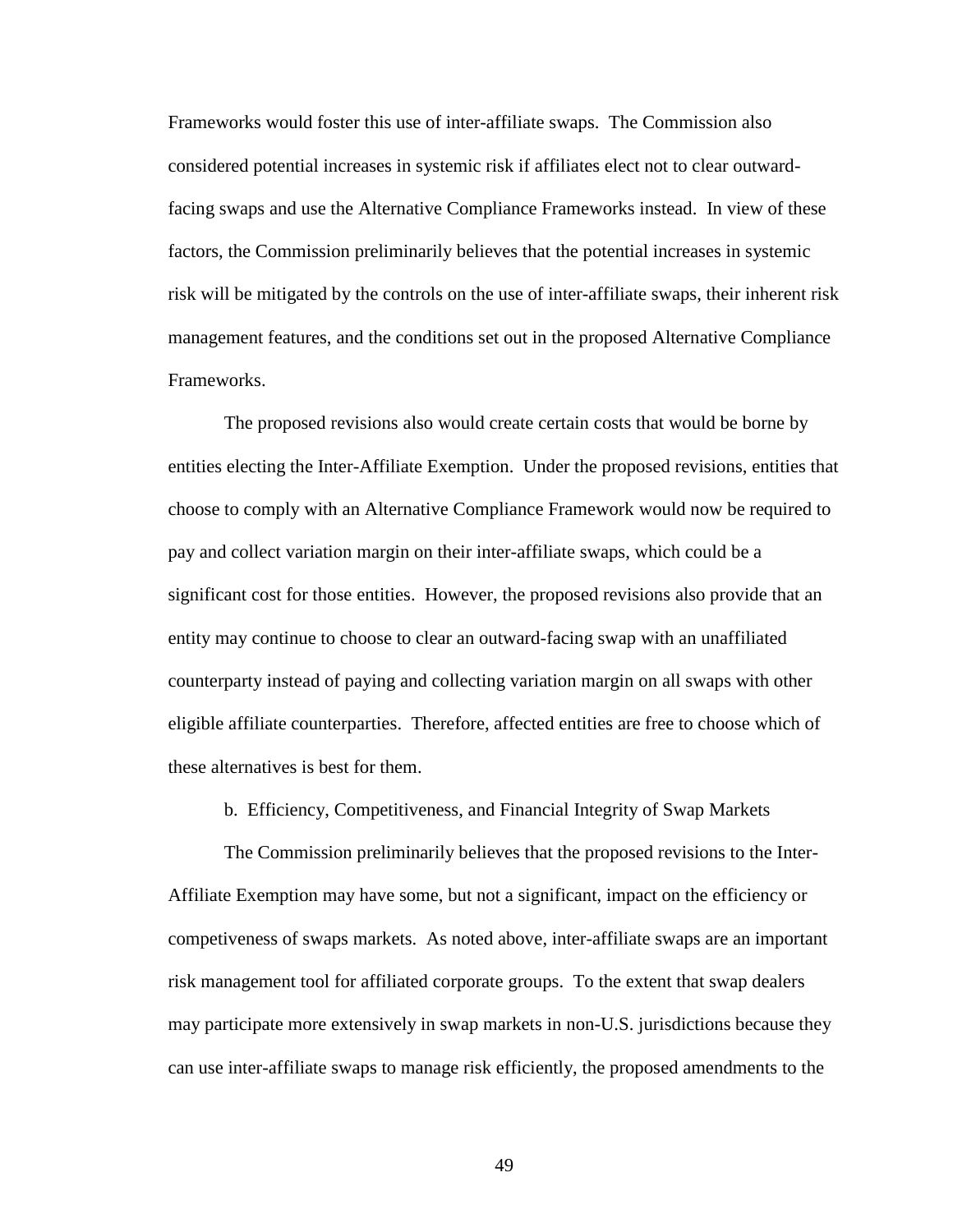Frameworks would foster this use of inter-affiliate swaps. The Commission also considered potential increases in systemic risk if affiliates elect not to clear outward-facing swaps and use the Alternative Compliance Frameworks instead. In view of these factors, the Commission preliminarily believes that the potential increases in systemic risk will be mitigated by the controls on the use of inter-affiliate swaps, their inherent risk management features, and the conditions set out in the proposed Alternative Compliance Frameworks.

The proposed revisions also would create certain costs that would be borne by entities electing the Inter-Affiliate Exemption. Under the proposed revisions, entities that choose to comply with an Alternative Compliance Framework would now be required to pay and collect variation margin on their inter-affiliate swaps, which could be a significant cost for those entities. However, the proposed revisions also provide that an entity may continue to choose to clear an outward-facing swap with an unaffiliated counterparty instead of paying and collecting variation margin on all swaps with other eligible affiliate counterparties. Therefore, affected entities are free to choose which of these alternatives is best for them.

b. Efficiency, Competitiveness, and Financial Integrity of Swap Markets

The Commission preliminarily believes that the proposed revisions to the Inter-Affiliate Exemption may have some, but not a significant, impact on the efficiency or competiveness of swaps markets. As noted above, inter-affiliate swaps are an important risk management tool for affiliated corporate groups. To the extent that swap dealers may participate more extensively in swap markets in non-U.S. jurisdictions because they can use inter-affiliate swaps to manage risk efficiently, the proposed amendments to the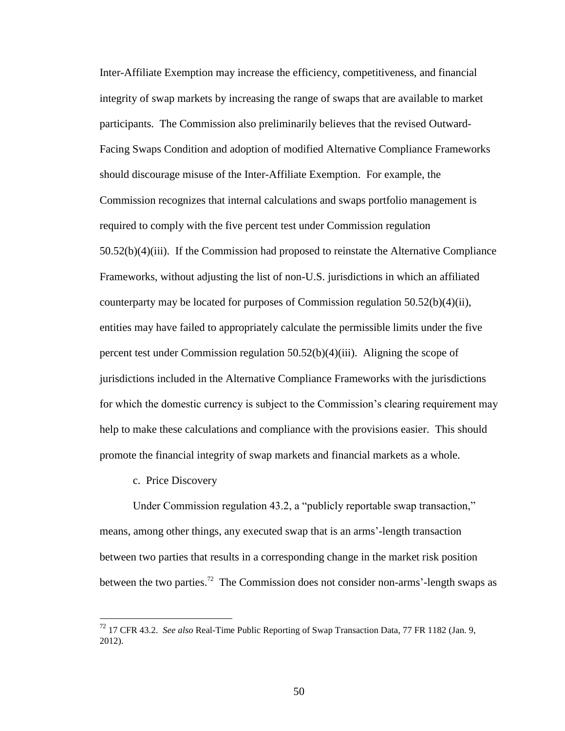Inter-Affiliate Exemption may increase the efficiency, competitiveness, and financial integrity of swap markets by increasing the range of swaps that are available to market participants. The Commission also preliminarily believes that the revised Outward-Facing Swaps Condition and adoption of modified Alternative Compliance Frameworks should discourage misuse of the Inter-Affiliate Exemption. For example, the Commission recognizes that internal calculations and swaps portfolio management is required to comply with the five percent test under Commission regulation 50.52(b)(4)(iii). If the Commission had proposed to reinstate the Alternative Compliance Frameworks, without adjusting the list of non-U.S. jurisdictions in which an affiliated counterparty may be located for purposes of Commission regulation 50.52(b)(4)(ii), entities may have failed to appropriately calculate the permissible limits under the five percent test under Commission regulation 50.52(b)(4)(iii). Aligning the scope of jurisdictions included in the Alternative Compliance Frameworks with the jurisdictions for which the domestic currency is subject to the Commission's clearing requirement may help to make these calculations and compliance with the provisions easier. This should promote the financial integrity of swap markets and financial markets as a whole.

c. Price Discovery

Under Commission regulation 43.2, a "publicly reportable swap transaction," means, among other things, any executed swap that is an arms'-length transaction between two parties that results in a corresponding change in the market risk position between the two parties.[72] The Commission does not consider non-arms'-length swaps as

[72] 17 CFR 43.2. *See also* Real-Time Public Reporting of Swap Transaction Data, 77 FR 1182 (Jan. 9, 2012).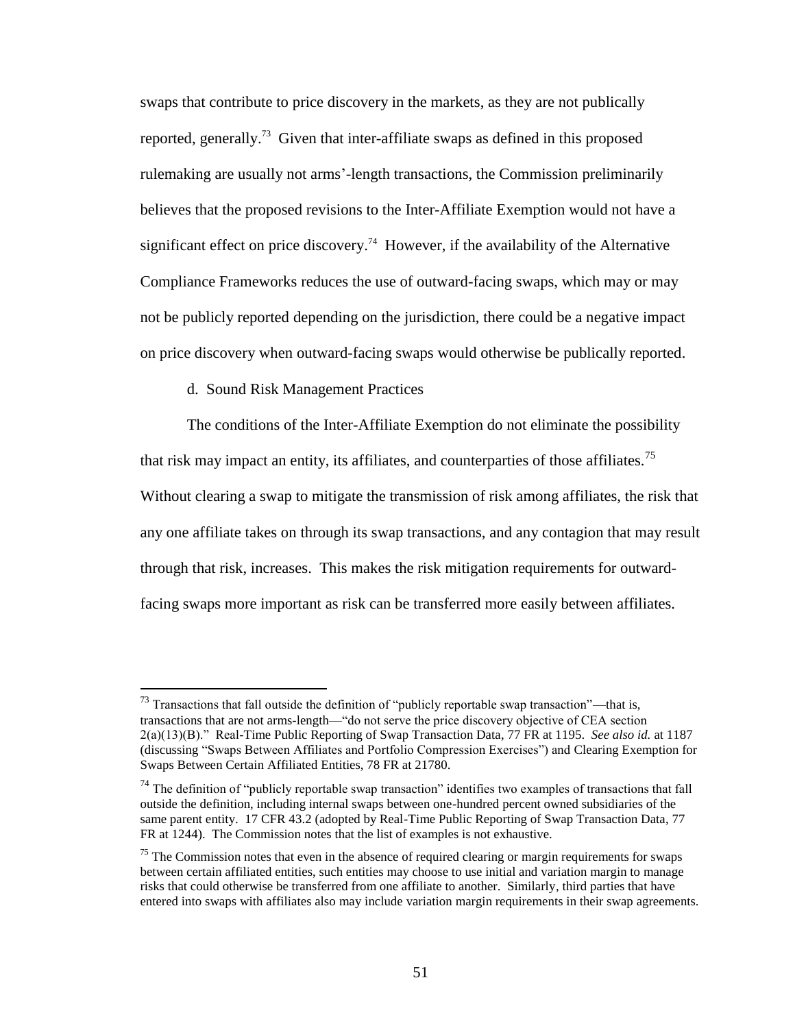swaps that contribute to price discovery in the markets, as they are not publically reported, generally.[73] Given that inter-affiliate swaps as defined in this proposed rulemaking are usually not arms'-length transactions, the Commission preliminarily believes that the proposed revisions to the Inter-Affiliate Exemption would not have a significant effect on price discovery.[74] However, if the availability of the Alternative Compliance Frameworks reduces the use of outward-facing swaps, which may or may not be publicly reported depending on the jurisdiction, there could be a negative impact on price discovery when outward-facing swaps would otherwise be publically reported.

d. Sound Risk Management Practices

The conditions of the Inter-Affiliate Exemption do not eliminate the possibility that risk may impact an entity, its affiliates, and counterparties of those affiliates.[75] Without clearing a swap to mitigate the transmission of risk among affiliates, the risk that any one affiliate takes on through its swap transactions, and any contagion that may result through that risk, increases. This makes the risk mitigation requirements for outward-facing swaps more important as risk can be transferred more easily between affiliates.

---

[73] Transactions that fall outside the definition of "publicly reportable swap transaction"—that is, transactions that are not arms-length—"do not serve the price discovery objective of CEA section 2(a)(13)(B)." Real-Time Public Reporting of Swap Transaction Data, 77 FR at 1195. *See also id.* at 1187 (discussing "Swaps Between Affiliates and Portfolio Compression Exercises") and Clearing Exemption for Swaps Between Certain Affiliated Entities, 78 FR at 21780.

[74] The definition of "publicly reportable swap transaction" identifies two examples of transactions that fall outside the definition, including internal swaps between one-hundred percent owned subsidiaries of the same parent entity. 17 CFR 43.2 (adopted by Real-Time Public Reporting of Swap Transaction Data, 77 FR at 1244). The Commission notes that the list of examples is not exhaustive.

[75] The Commission notes that even in the absence of required clearing or margin requirements for swaps between certain affiliated entities, such entities may choose to use initial and variation margin to manage risks that could otherwise be transferred from one affiliate to another. Similarly, third parties that have entered into swaps with affiliates also may include variation margin requirements in their swap agreements.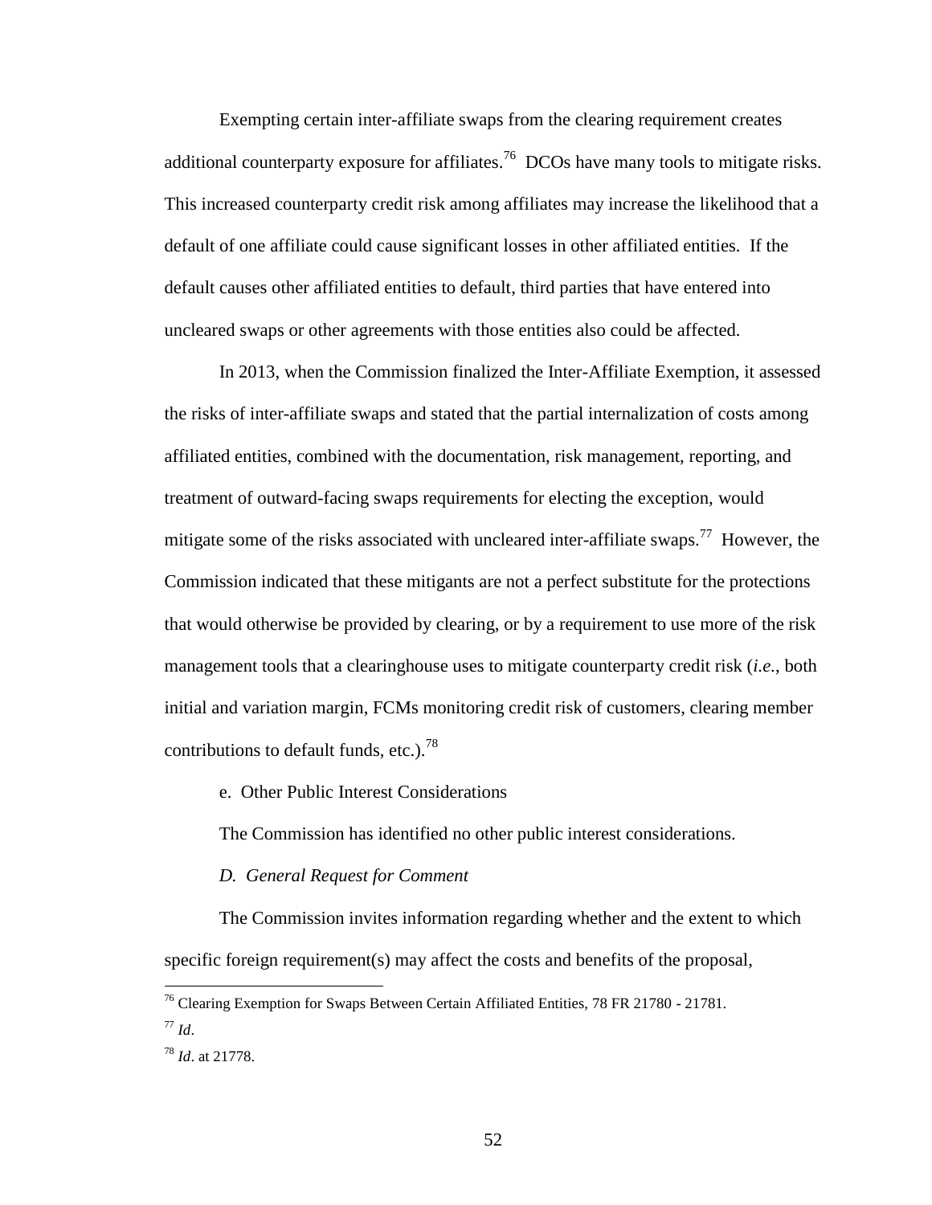Exempting certain inter-affiliate swaps from the clearing requirement creates additional counterparty exposure for affiliates.[76] DCOs have many tools to mitigate risks. This increased counterparty credit risk among affiliates may increase the likelihood that a default of one affiliate could cause significant losses in other affiliated entities. If the default causes other affiliated entities to default, third parties that have entered into uncleared swaps or other agreements with those entities also could be affected.

In 2013, when the Commission finalized the Inter-Affiliate Exemption, it assessed the risks of inter-affiliate swaps and stated that the partial internalization of costs among affiliated entities, combined with the documentation, risk management, reporting, and treatment of outward-facing swaps requirements for electing the exception, would mitigate some of the risks associated with uncleared inter-affiliate swaps.[77] However, the Commission indicated that these mitigants are not a perfect substitute for the protections that would otherwise be provided by clearing, or by a requirement to use more of the risk management tools that a clearinghouse uses to mitigate counterparty credit risk (*i.e.*, both initial and variation margin, FCMs monitoring credit risk of customers, clearing member contributions to default funds, etc.).[78]

e. Other Public Interest Considerations

The Commission has identified no other public interest considerations.

*D. General Request for Comment*

The Commission invites information regarding whether and the extent to which specific foreign requirement(s) may affect the costs and benefits of the proposal,

---

[76] Clearing Exemption for Swaps Between Certain Affiliated Entities, 78 FR 21780 - 21781.

[77] *Id*.

[78] *Id*. at 21778.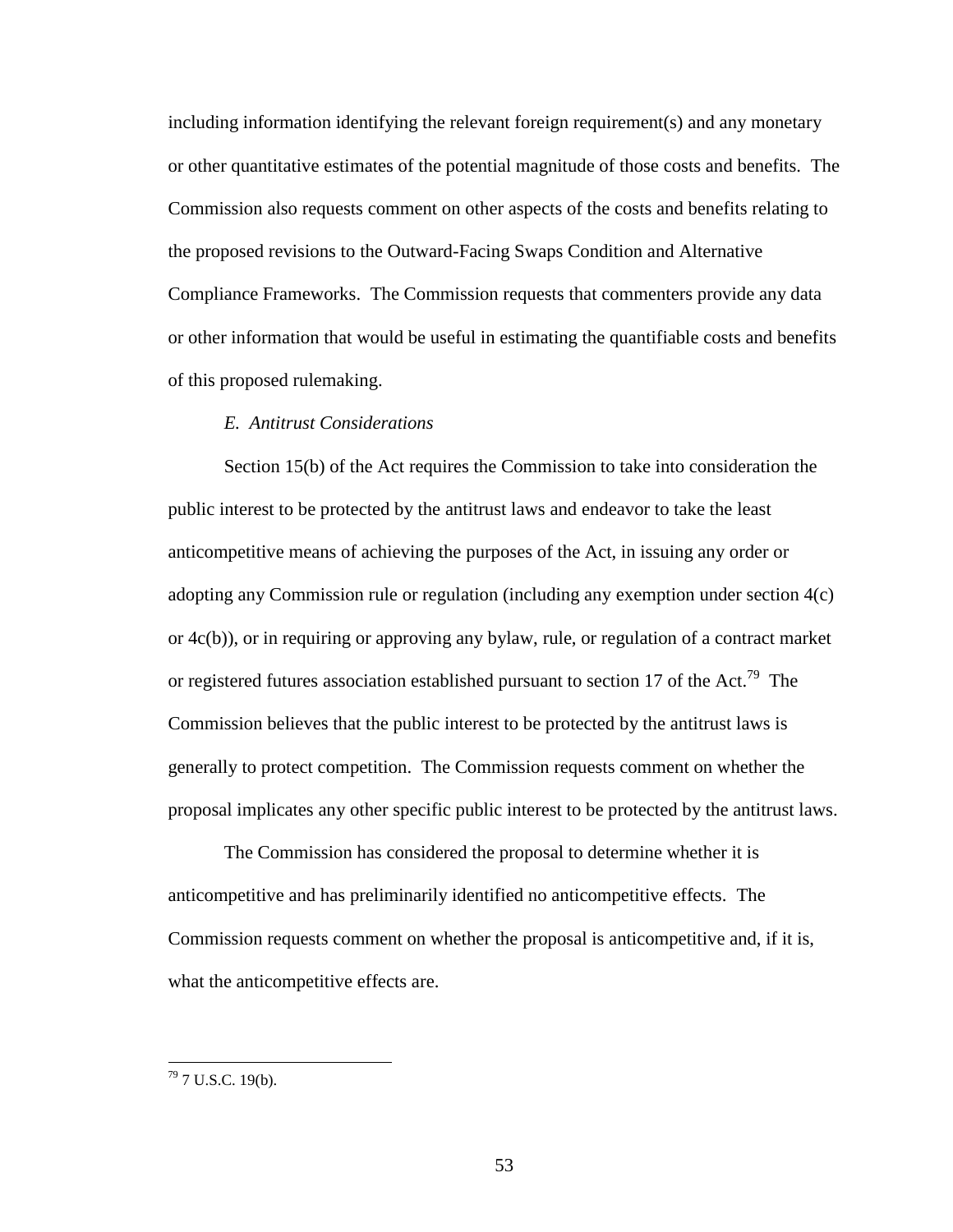including information identifying the relevant foreign requirement(s) and any monetary or other quantitative estimates of the potential magnitude of those costs and benefits. The Commission also requests comment on other aspects of the costs and benefits relating to the proposed revisions to the Outward-Facing Swaps Condition and Alternative Compliance Frameworks. The Commission requests that commenters provide any data or other information that would be useful in estimating the quantifiable costs and benefits of this proposed rulemaking.

### *E. Antitrust Considerations*

Section 15(b) of the Act requires the Commission to take into consideration the public interest to be protected by the antitrust laws and endeavor to take the least anticompetitive means of achieving the purposes of the Act, in issuing any order or adopting any Commission rule or regulation (including any exemption under section 4(c) or 4c(b)), or in requiring or approving any bylaw, rule, or regulation of a contract market or registered futures association established pursuant to section 17 of the Act.[79] The Commission believes that the public interest to be protected by the antitrust laws is generally to protect competition. The Commission requests comment on whether the proposal implicates any other specific public interest to be protected by the antitrust laws.

The Commission has considered the proposal to determine whether it is anticompetitive and has preliminarily identified no anticompetitive effects. The Commission requests comment on whether the proposal is anticompetitive and, if it is, what the anticompetitive effects are.

---

[79] 7 U.S.C. 19(b).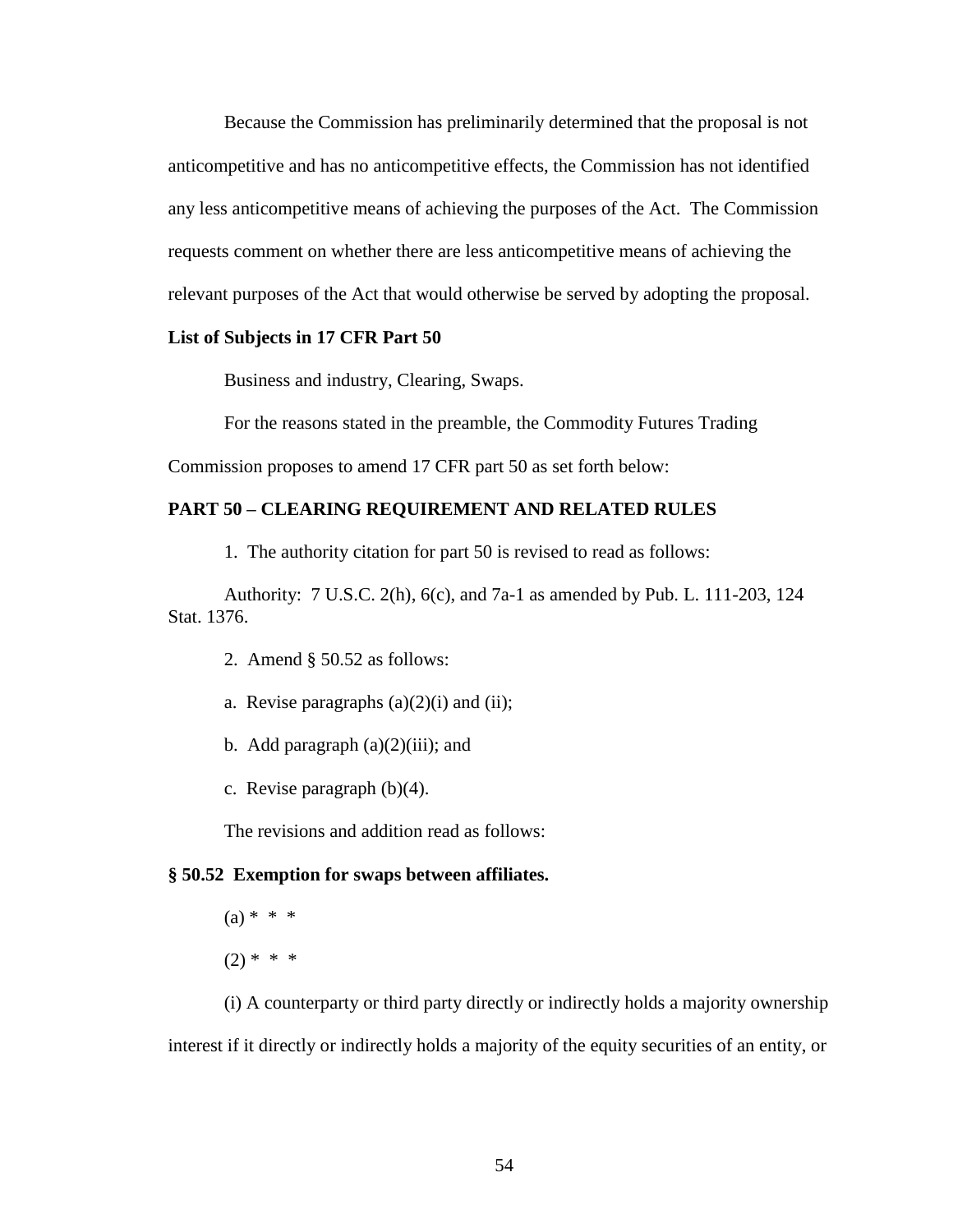Because the Commission has preliminarily determined that the proposal is not anticompetitive and has no anticompetitive effects, the Commission has not identified any less anticompetitive means of achieving the purposes of the Act. The Commission requests comment on whether there are less anticompetitive means of achieving the relevant purposes of the Act that would otherwise be served by adopting the proposal.

**List of Subjects in 17 CFR Part 50**

Business and industry, Clearing, Swaps.

For the reasons stated in the preamble, the Commodity Futures Trading Commission proposes to amend 17 CFR part 50 as set forth below:

**PART 50 – CLEARING REQUIREMENT AND RELATED RULES**

1. The authority citation for part 50 is revised to read as follows:

Authority: 7 U.S.C. 2(h), 6(c), and 7a-1 as amended by Pub. L. 111-203, 124 Stat. 1376.

2. Amend § 50.52 as follows:

a. Revise paragraphs (a)(2)(i) and (ii);

b. Add paragraph (a)(2)(iii); and

c. Revise paragraph (b)(4).

The revisions and addition read as follows:

**§ 50.52 Exemption for swaps between affiliates.**

(a) * * *

(2) * * *

(i) A counterparty or third party directly or indirectly holds a majority ownership interest if it directly or indirectly holds a majority of the equity securities of an entity, or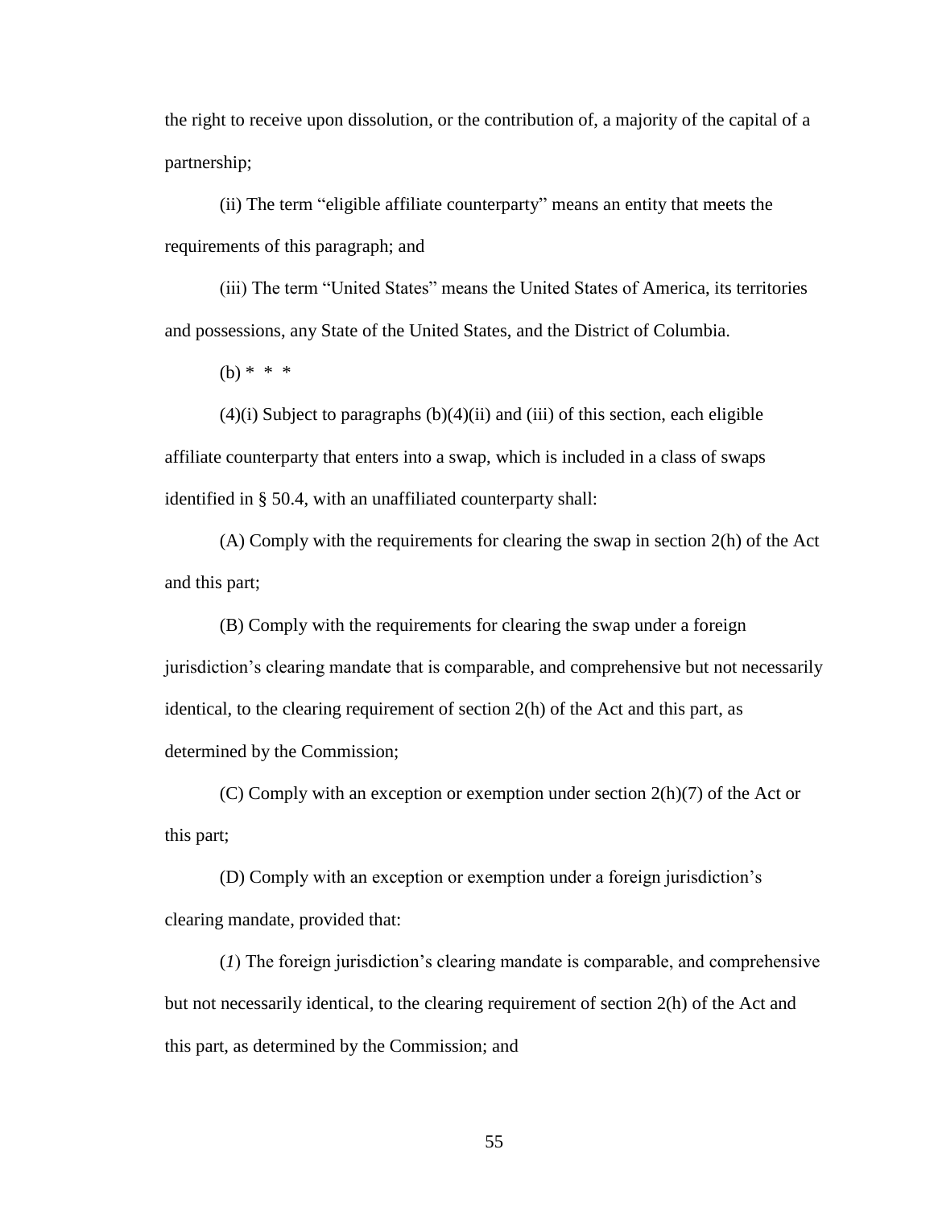the right to receive upon dissolution, or the contribution of, a majority of the capital of a partnership;

(ii) The term "eligible affiliate counterparty" means an entity that meets the requirements of this paragraph; and

(iii) The term "United States" means the United States of America, its territories and possessions, any State of the United States, and the District of Columbia.

(b) * * *

(4)(i) Subject to paragraphs (b)(4)(ii) and (iii) of this section, each eligible affiliate counterparty that enters into a swap, which is included in a class of swaps identified in § 50.4, with an unaffiliated counterparty shall:

(A) Comply with the requirements for clearing the swap in section 2(h) of the Act and this part;

(B) Comply with the requirements for clearing the swap under a foreign jurisdiction's clearing mandate that is comparable, and comprehensive but not necessarily identical, to the clearing requirement of section 2(h) of the Act and this part, as determined by the Commission;

(C) Comply with an exception or exemption under section 2(h)(7) of the Act or this part;

(D) Comply with an exception or exemption under a foreign jurisdiction's clearing mandate, provided that:

(*1*) The foreign jurisdiction's clearing mandate is comparable, and comprehensive but not necessarily identical, to the clearing requirement of section 2(h) of the Act and this part, as determined by the Commission; and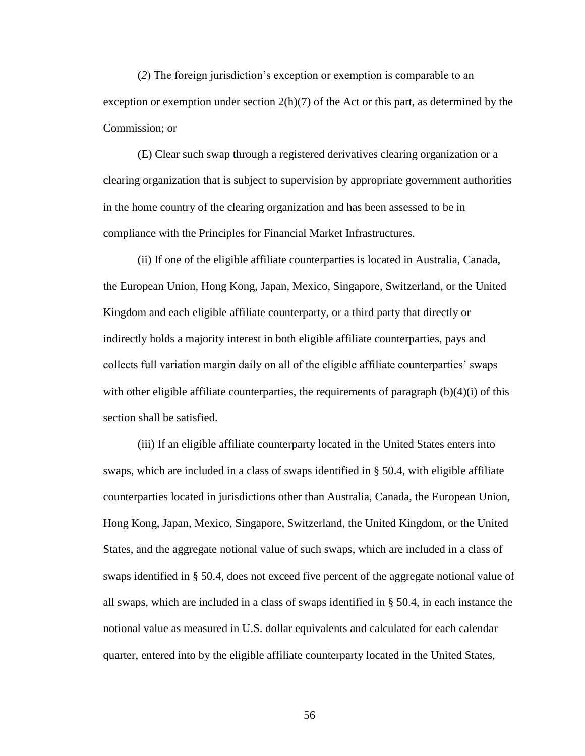(*2*) The foreign jurisdiction's exception or exemption is comparable to an exception or exemption under section 2(h)(7) of the Act or this part, as determined by the Commission; or

(E) Clear such swap through a registered derivatives clearing organization or a clearing organization that is subject to supervision by appropriate government authorities in the home country of the clearing organization and has been assessed to be in compliance with the Principles for Financial Market Infrastructures.

(ii) If one of the eligible affiliate counterparties is located in Australia, Canada, the European Union, Hong Kong, Japan, Mexico, Singapore, Switzerland, or the United Kingdom and each eligible affiliate counterparty, or a third party that directly or indirectly holds a majority interest in both eligible affiliate counterparties, pays and collects full variation margin daily on all of the eligible affiliate counterparties' swaps with other eligible affiliate counterparties, the requirements of paragraph (b)(4)(i) of this section shall be satisfied.

(iii) If an eligible affiliate counterparty located in the United States enters into swaps, which are included in a class of swaps identified in § 50.4, with eligible affiliate counterparties located in jurisdictions other than Australia, Canada, the European Union, Hong Kong, Japan, Mexico, Singapore, Switzerland, the United Kingdom, or the United States, and the aggregate notional value of such swaps, which are included in a class of swaps identified in § 50.4, does not exceed five percent of the aggregate notional value of all swaps, which are included in a class of swaps identified in § 50.4, in each instance the notional value as measured in U.S. dollar equivalents and calculated for each calendar quarter, entered into by the eligible affiliate counterparty located in the United States,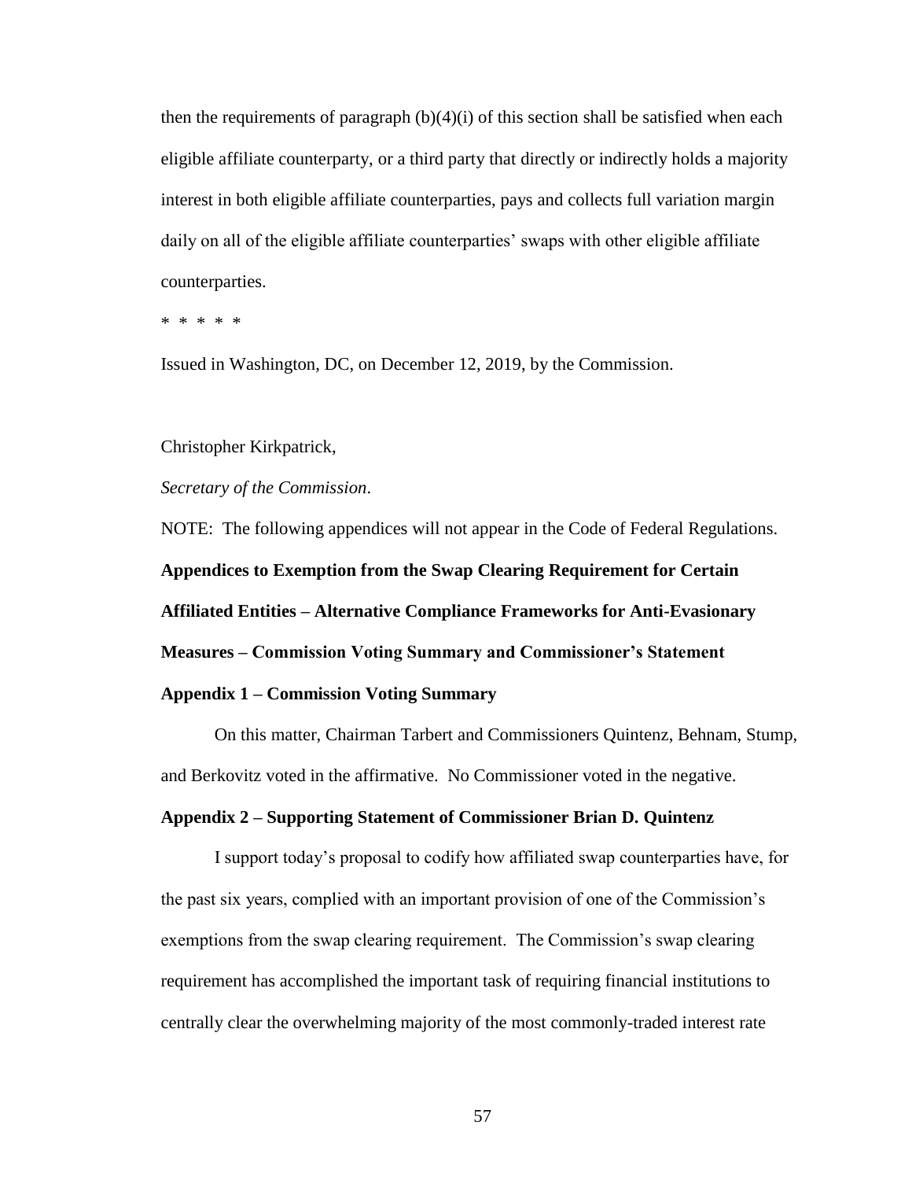then the requirements of paragraph (b)(4)(i) of this section shall be satisfied when each eligible affiliate counterparty, or a third party that directly or indirectly holds a majority interest in both eligible affiliate counterparties, pays and collects full variation margin daily on all of the eligible affiliate counterparties' swaps with other eligible affiliate counterparties.

* * * * *

Issued in Washington, DC, on December 12, 2019, by the Commission.

Christopher Kirkpatrick,

*Secretary of the Commission*.

NOTE: The following appendices will not appear in the Code of Federal Regulations.

**Appendices to Exemption from the Swap Clearing Requirement for Certain Affiliated Entities – Alternative Compliance Frameworks for Anti-Evasionary Measures – Commission Voting Summary and Commissioner's Statement**

**Appendix 1 – Commission Voting Summary**

On this matter, Chairman Tarbert and Commissioners Quintenz, Behnam, Stump, and Berkovitz voted in the affirmative. No Commissioner voted in the negative.

**Appendix 2 – Supporting Statement of Commissioner Brian D. Quintenz**

I support today's proposal to codify how affiliated swap counterparties have, for the past six years, complied with an important provision of one of the Commission's exemptions from the swap clearing requirement. The Commission's swap clearing requirement has accomplished the important task of requiring financial institutions to centrally clear the overwhelming majority of the most commonly-traded interest rate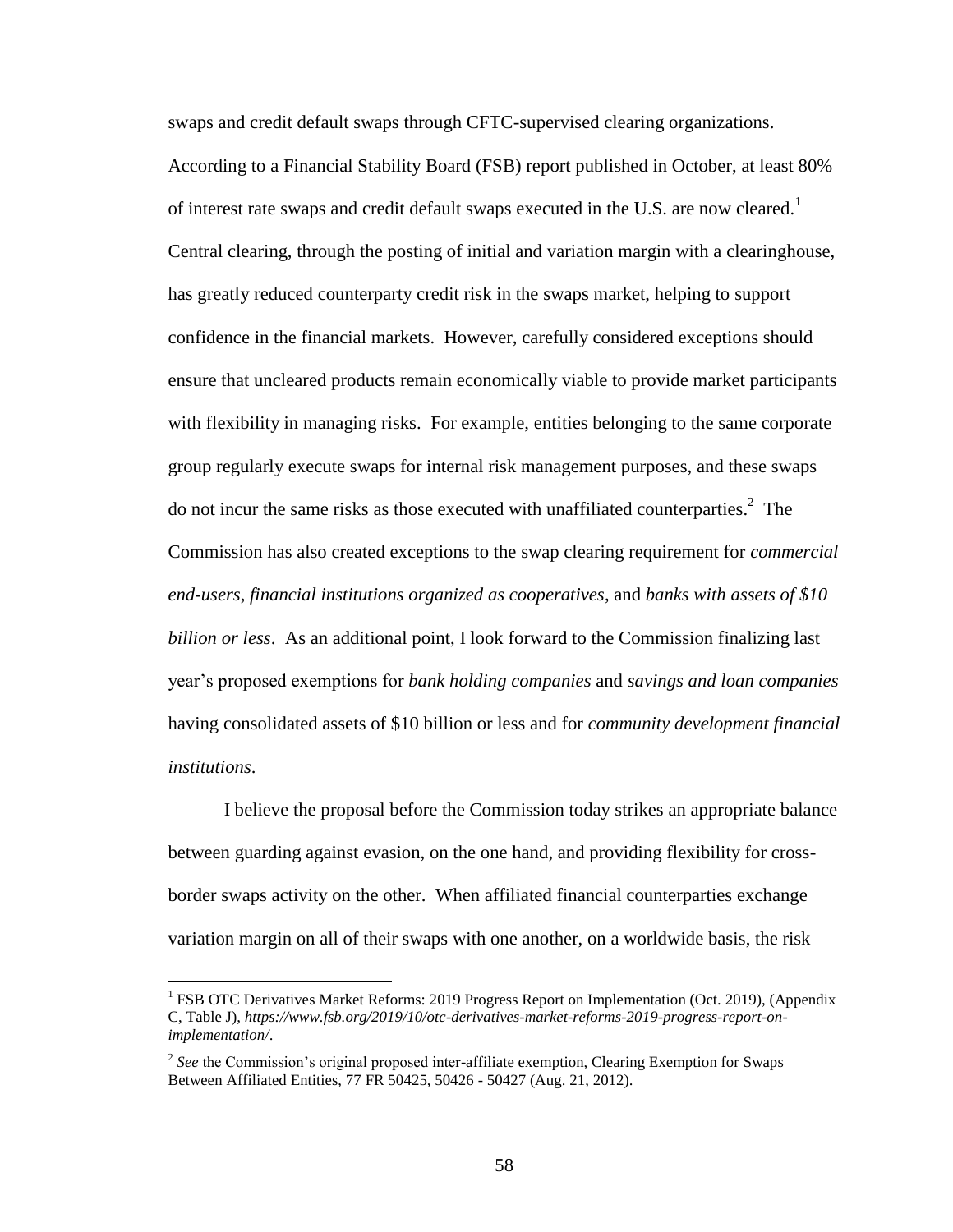swaps and credit default swaps through CFTC-supervised clearing organizations. According to a Financial Stability Board (FSB) report published in October, at least 80% of interest rate swaps and credit default swaps executed in the U.S. are now cleared.[1] Central clearing, through the posting of initial and variation margin with a clearinghouse, has greatly reduced counterparty credit risk in the swaps market, helping to support confidence in the financial markets. However, carefully considered exceptions should ensure that uncleared products remain economically viable to provide market participants with flexibility in managing risks. For example, entities belonging to the same corporate group regularly execute swaps for internal risk management purposes, and these swaps do not incur the same risks as those executed with unaffiliated counterparties.[2] The Commission has also created exceptions to the swap clearing requirement for *commercial end-users*, *financial institutions organized as cooperatives*, and *banks with assets of $10 billion or less*. As an additional point, I look forward to the Commission finalizing last year's proposed exemptions for *bank holding companies* and *savings and loan companies* having consolidated assets of $10 billion or less and for *community development financial institutions*.

I believe the proposal before the Commission today strikes an appropriate balance between guarding against evasion, on the one hand, and providing flexibility for cross-border swaps activity on the other. When affiliated financial counterparties exchange variation margin on all of their swaps with one another, on a worldwide basis, the risk

---

[1] FSB OTC Derivatives Market Reforms: 2019 Progress Report on Implementation (Oct. 2019), (Appendix C, Table J), *https://www.fsb.org/2019/10/otc-derivatives-market-reforms-2019-progress-report-on-implementation/*.

[2] *See* the Commission's original proposed inter-affiliate exemption, Clearing Exemption for Swaps Between Affiliated Entities, 77 FR 50425, 50426 - 50427 (Aug. 21, 2012).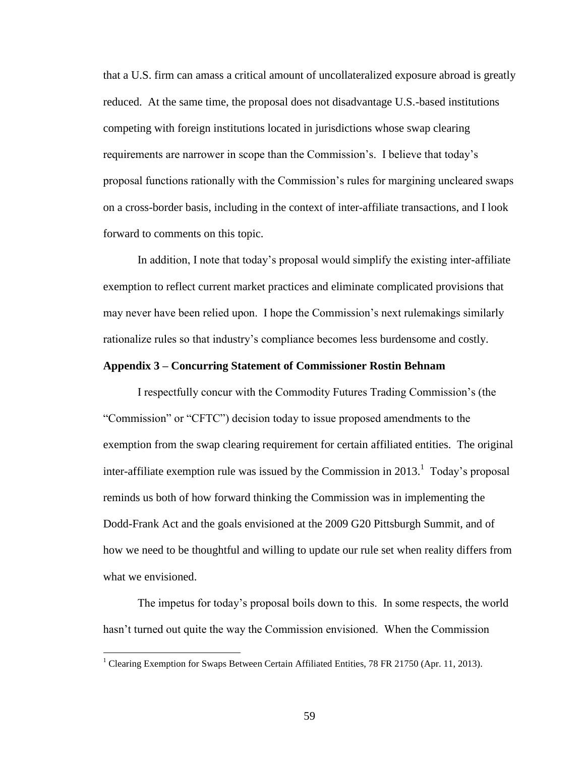that a U.S. firm can amass a critical amount of uncollateralized exposure abroad is greatly reduced. At the same time, the proposal does not disadvantage U.S.-based institutions competing with foreign institutions located in jurisdictions whose swap clearing requirements are narrower in scope than the Commission's. I believe that today's proposal functions rationally with the Commission's rules for margining uncleared swaps on a cross-border basis, including in the context of inter-affiliate transactions, and I look forward to comments on this topic.

In addition, I note that today's proposal would simplify the existing inter-affiliate exemption to reflect current market practices and eliminate complicated provisions that may never have been relied upon. I hope the Commission's next rulemakings similarly rationalize rules so that industry's compliance becomes less burdensome and costly.

**Appendix 3 – Concurring Statement of Commissioner Rostin Behnam**

I respectfully concur with the Commodity Futures Trading Commission's (the "Commission" or "CFTC") decision today to issue proposed amendments to the exemption from the swap clearing requirement for certain affiliated entities. The original inter-affiliate exemption rule was issued by the Commission in 2013.[1] Today's proposal reminds us both of how forward thinking the Commission was in implementing the Dodd-Frank Act and the goals envisioned at the 2009 G20 Pittsburgh Summit, and of how we need to be thoughtful and willing to update our rule set when reality differs from what we envisioned.

The impetus for today's proposal boils down to this. In some respects, the world hasn't turned out quite the way the Commission envisioned. When the Commission

[1] Clearing Exemption for Swaps Between Certain Affiliated Entities, 78 FR 21750 (Apr. 11, 2013).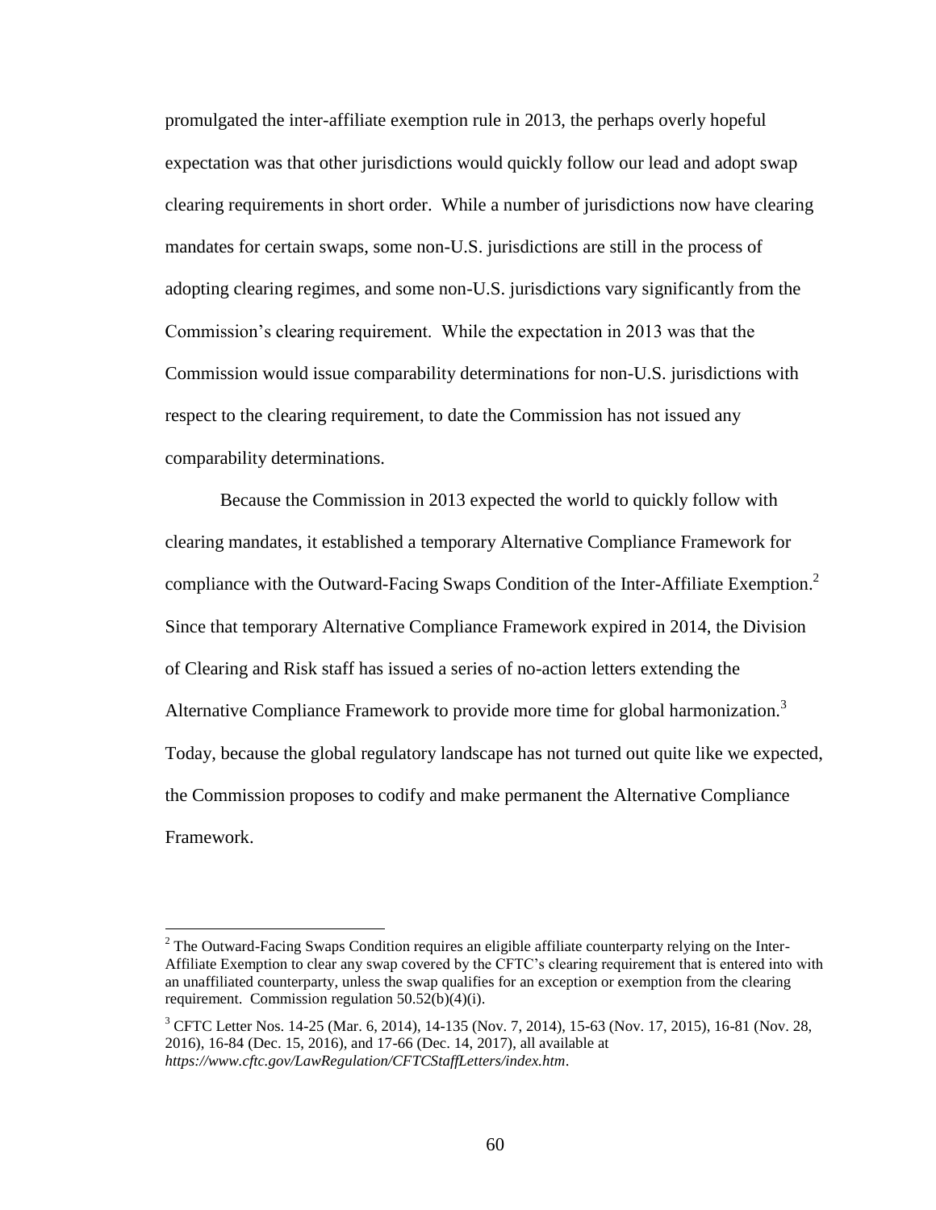promulgated the inter-affiliate exemption rule in 2013, the perhaps overly hopeful expectation was that other jurisdictions would quickly follow our lead and adopt swap clearing requirements in short order. While a number of jurisdictions now have clearing mandates for certain swaps, some non-U.S. jurisdictions are still in the process of adopting clearing regimes, and some non-U.S. jurisdictions vary significantly from the Commission's clearing requirement. While the expectation in 2013 was that the Commission would issue comparability determinations for non-U.S. jurisdictions with respect to the clearing requirement, to date the Commission has not issued any comparability determinations.

Because the Commission in 2013 expected the world to quickly follow with clearing mandates, it established a temporary Alternative Compliance Framework for compliance with the Outward-Facing Swaps Condition of the Inter-Affiliate Exemption.[2] Since that temporary Alternative Compliance Framework expired in 2014, the Division of Clearing and Risk staff has issued a series of no-action letters extending the Alternative Compliance Framework to provide more time for global harmonization.[3] Today, because the global regulatory landscape has not turned out quite like we expected, the Commission proposes to codify and make permanent the Alternative Compliance Framework.

---

[2] The Outward-Facing Swaps Condition requires an eligible affiliate counterparty relying on the Inter-Affiliate Exemption to clear any swap covered by the CFTC's clearing requirement that is entered into with an unaffiliated counterparty, unless the swap qualifies for an exception or exemption from the clearing requirement. Commission regulation 50.52(b)(4)(i).

[3] CFTC Letter Nos. 14-25 (Mar. 6, 2014), 14-135 (Nov. 7, 2014), 15-63 (Nov. 17, 2015), 16-81 (Nov. 28, 2016), 16-84 (Dec. 15, 2016), and 17-66 (Dec. 14, 2017), all available at *https://www.cftc.gov/LawRegulation/CFTCStaffLetters/index.htm*.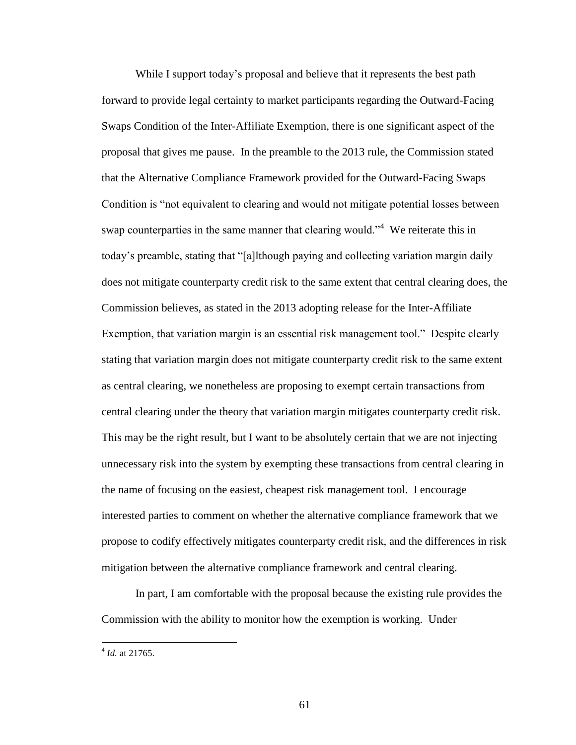While I support today's proposal and believe that it represents the best path forward to provide legal certainty to market participants regarding the Outward-Facing Swaps Condition of the Inter-Affiliate Exemption, there is one significant aspect of the proposal that gives me pause. In the preamble to the 2013 rule, the Commission stated that the Alternative Compliance Framework provided for the Outward-Facing Swaps Condition is "not equivalent to clearing and would not mitigate potential losses between swap counterparties in the same manner that clearing would."[4] We reiterate this in today's preamble, stating that "[a]lthough paying and collecting variation margin daily does not mitigate counterparty credit risk to the same extent that central clearing does, the Commission believes, as stated in the 2013 adopting release for the Inter-Affiliate Exemption, that variation margin is an essential risk management tool." Despite clearly stating that variation margin does not mitigate counterparty credit risk to the same extent as central clearing, we nonetheless are proposing to exempt certain transactions from central clearing under the theory that variation margin mitigates counterparty credit risk. This may be the right result, but I want to be absolutely certain that we are not injecting unnecessary risk into the system by exempting these transactions from central clearing in the name of focusing on the easiest, cheapest risk management tool. I encourage interested parties to comment on whether the alternative compliance framework that we propose to codify effectively mitigates counterparty credit risk, and the differences in risk mitigation between the alternative compliance framework and central clearing.

In part, I am comfortable with the proposal because the existing rule provides the Commission with the ability to monitor how the exemption is working. Under

[4] *Id.* at 21765.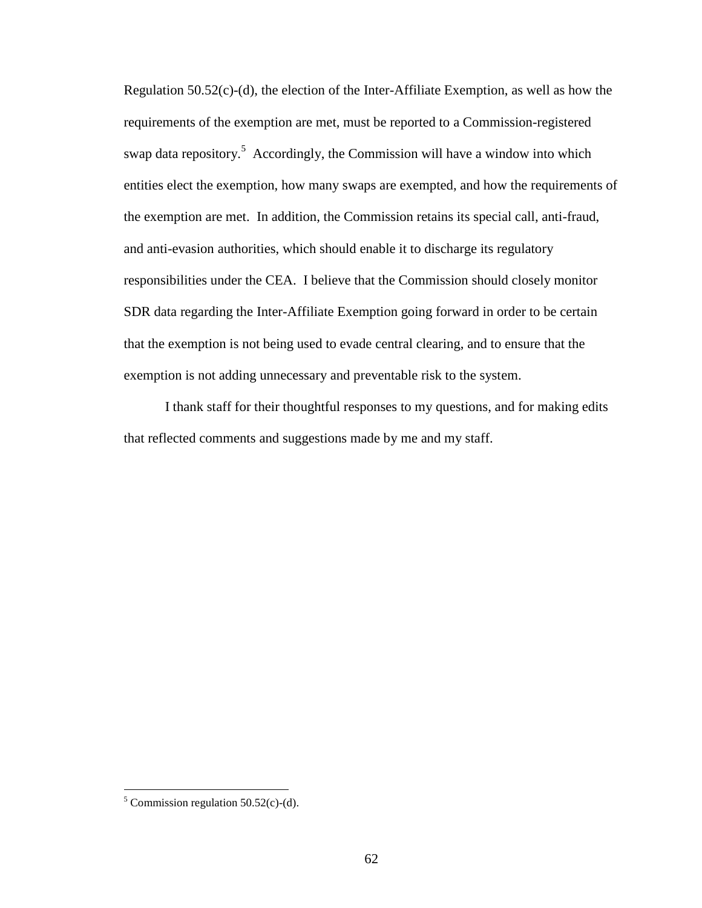Regulation 50.52(c)-(d), the election of the Inter-Affiliate Exemption, as well as how the requirements of the exemption are met, must be reported to a Commission-registered swap data repository.[5] Accordingly, the Commission will have a window into which entities elect the exemption, how many swaps are exempted, and how the requirements of the exemption are met. In addition, the Commission retains its special call, anti-fraud, and anti-evasion authorities, which should enable it to discharge its regulatory responsibilities under the CEA. I believe that the Commission should closely monitor SDR data regarding the Inter-Affiliate Exemption going forward in order to be certain that the exemption is not being used to evade central clearing, and to ensure that the exemption is not adding unnecessary and preventable risk to the system.

I thank staff for their thoughtful responses to my questions, and for making edits that reflected comments and suggestions made by me and my staff.

---

[5] Commission regulation 50.52(c)-(d).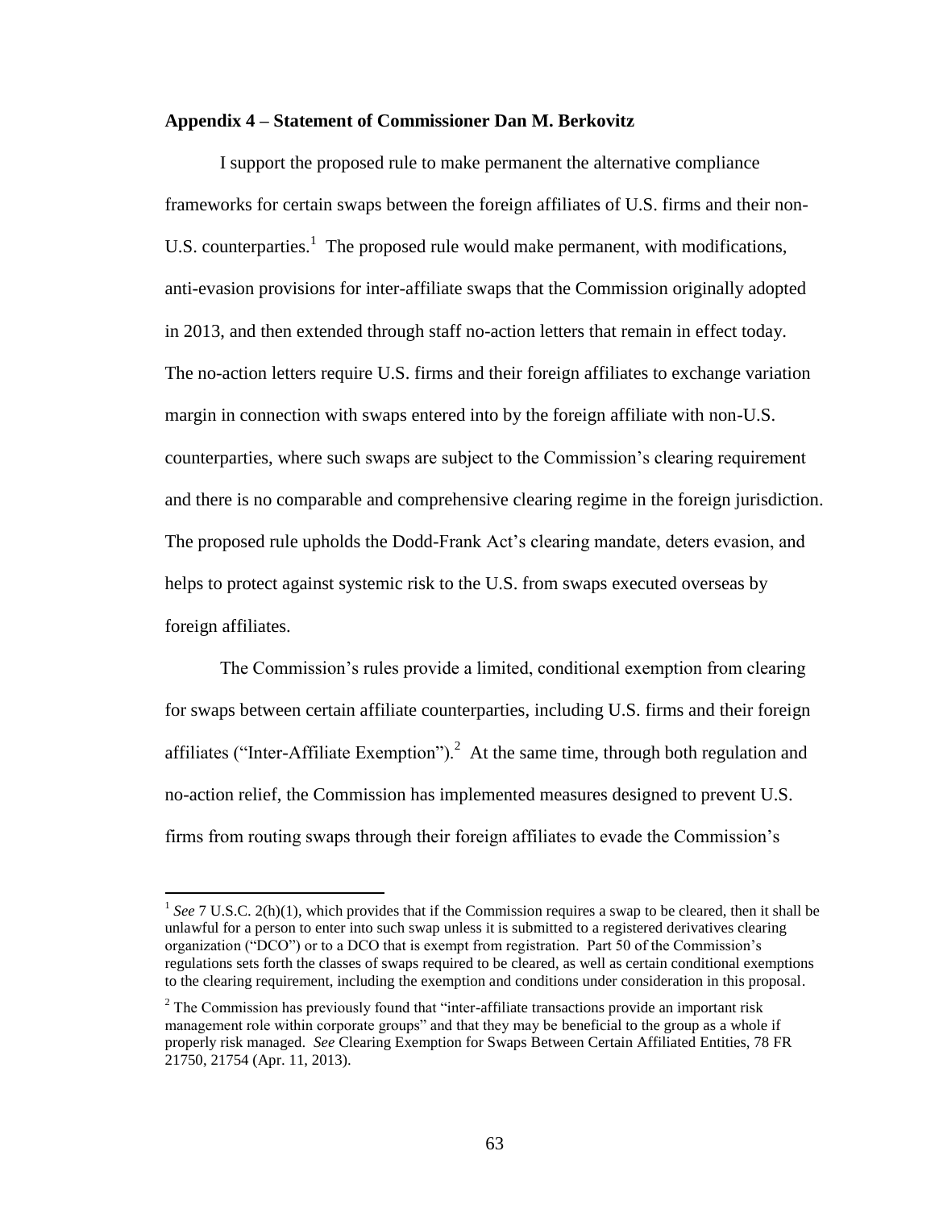**Appendix 4 – Statement of Commissioner Dan M. Berkovitz**

I support the proposed rule to make permanent the alternative compliance frameworks for certain swaps between the foreign affiliates of U.S. firms and their non-U.S. counterparties.[1] The proposed rule would make permanent, with modifications, anti-evasion provisions for inter-affiliate swaps that the Commission originally adopted in 2013, and then extended through staff no-action letters that remain in effect today. The no-action letters require U.S. firms and their foreign affiliates to exchange variation margin in connection with swaps entered into by the foreign affiliate with non-U.S. counterparties, where such swaps are subject to the Commission's clearing requirement and there is no comparable and comprehensive clearing regime in the foreign jurisdiction. The proposed rule upholds the Dodd-Frank Act's clearing mandate, deters evasion, and helps to protect against systemic risk to the U.S. from swaps executed overseas by foreign affiliates.

The Commission's rules provide a limited, conditional exemption from clearing for swaps between certain affiliate counterparties, including U.S. firms and their foreign affiliates ("Inter-Affiliate Exemption").[2] At the same time, through both regulation and no-action relief, the Commission has implemented measures designed to prevent U.S. firms from routing swaps through their foreign affiliates to evade the Commission's

---

[1] *See* 7 U.S.C. 2(h)(1), which provides that if the Commission requires a swap to be cleared, then it shall be unlawful for a person to enter into such swap unless it is submitted to a registered derivatives clearing organization ("DCO") or to a DCO that is exempt from registration. Part 50 of the Commission's regulations sets forth the classes of swaps required to be cleared, as well as certain conditional exemptions to the clearing requirement, including the exemption and conditions under consideration in this proposal.

[2] The Commission has previously found that "inter-affiliate transactions provide an important risk management role within corporate groups" and that they may be beneficial to the group as a whole if properly risk managed. *See* Clearing Exemption for Swaps Between Certain Affiliated Entities, 78 FR 21750, 21754 (Apr. 11, 2013).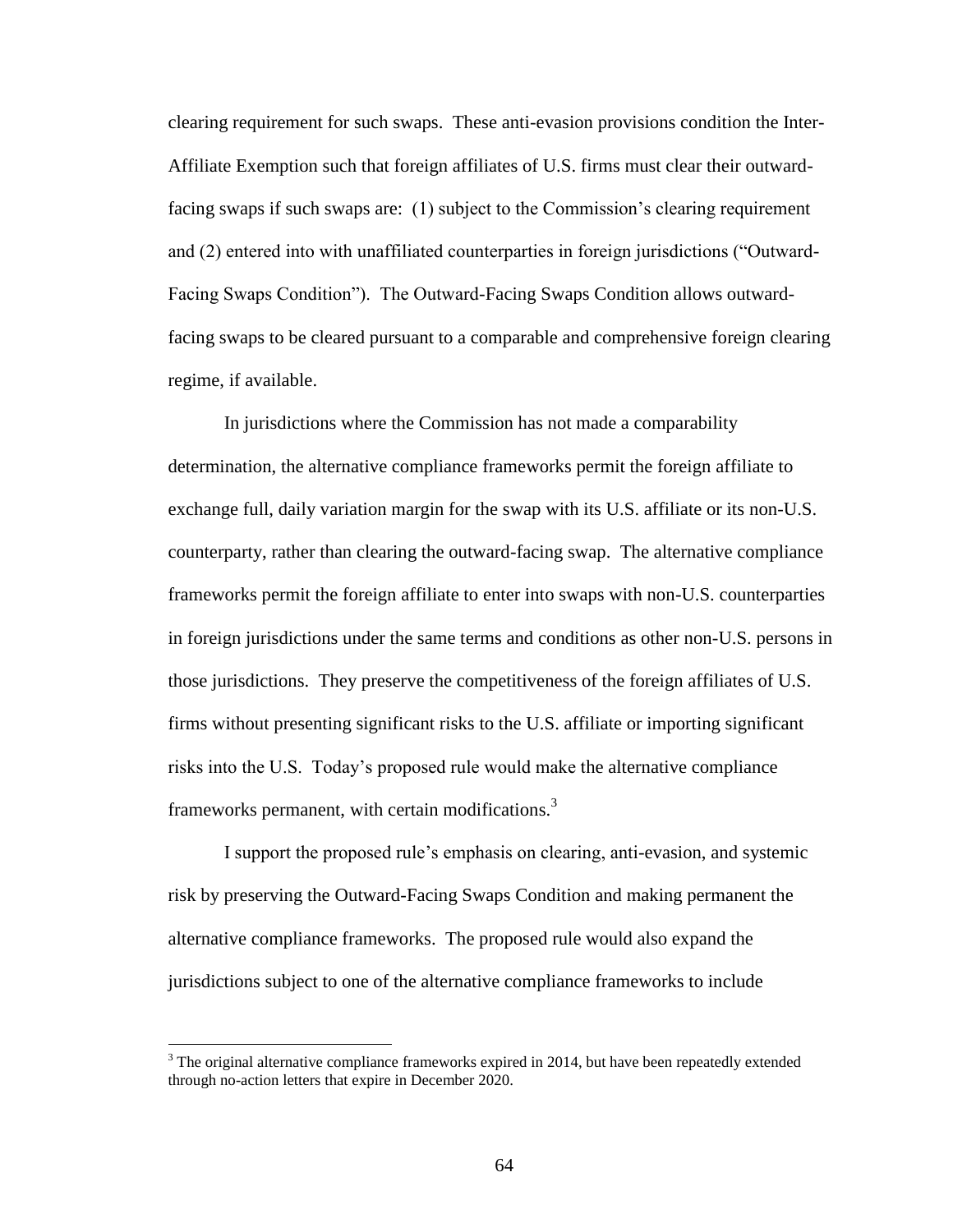clearing requirement for such swaps. These anti-evasion provisions condition the Inter-Affiliate Exemption such that foreign affiliates of U.S. firms must clear their outward-facing swaps if such swaps are: (1) subject to the Commission's clearing requirement and (2) entered into with unaffiliated counterparties in foreign jurisdictions ("Outward-Facing Swaps Condition"). The Outward-Facing Swaps Condition allows outward-facing swaps to be cleared pursuant to a comparable and comprehensive foreign clearing regime, if available.

In jurisdictions where the Commission has not made a comparability determination, the alternative compliance frameworks permit the foreign affiliate to exchange full, daily variation margin for the swap with its U.S. affiliate or its non-U.S. counterparty, rather than clearing the outward-facing swap. The alternative compliance frameworks permit the foreign affiliate to enter into swaps with non-U.S. counterparties in foreign jurisdictions under the same terms and conditions as other non-U.S. persons in those jurisdictions. They preserve the competitiveness of the foreign affiliates of U.S. firms without presenting significant risks to the U.S. affiliate or importing significant risks into the U.S. Today's proposed rule would make the alternative compliance frameworks permanent, with certain modifications.[3]

I support the proposed rule's emphasis on clearing, anti-evasion, and systemic risk by preserving the Outward-Facing Swaps Condition and making permanent the alternative compliance frameworks. The proposed rule would also expand the jurisdictions subject to one of the alternative compliance frameworks to include

[3] The original alternative compliance frameworks expired in 2014, but have been repeatedly extended through no-action letters that expire in December 2020.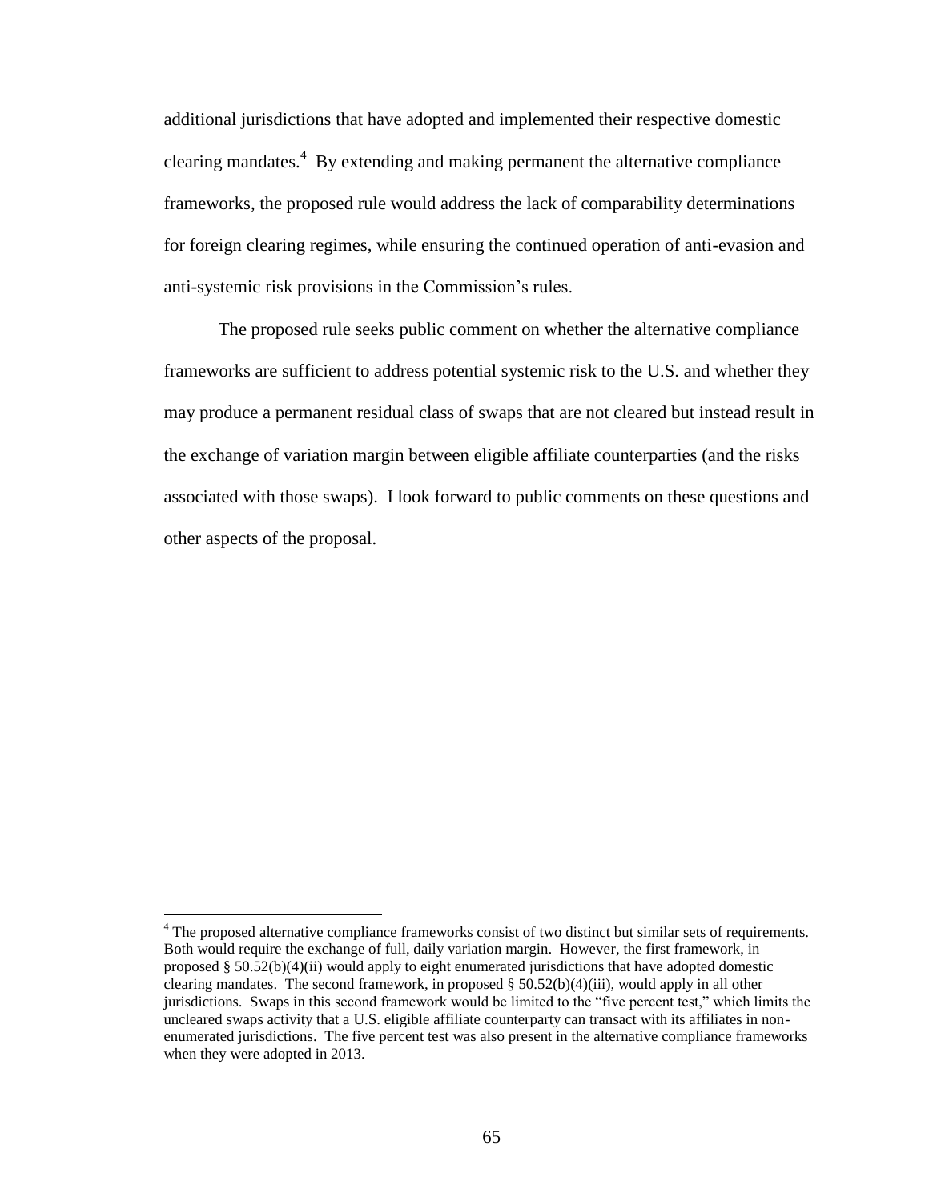additional jurisdictions that have adopted and implemented their respective domestic clearing mandates.[4] By extending and making permanent the alternative compliance frameworks, the proposed rule would address the lack of comparability determinations for foreign clearing regimes, while ensuring the continued operation of anti-evasion and anti-systemic risk provisions in the Commission's rules.

The proposed rule seeks public comment on whether the alternative compliance frameworks are sufficient to address potential systemic risk to the U.S. and whether they may produce a permanent residual class of swaps that are not cleared but instead result in the exchange of variation margin between eligible affiliate counterparties (and the risks associated with those swaps). I look forward to public comments on these questions and other aspects of the proposal.

---

[4] The proposed alternative compliance frameworks consist of two distinct but similar sets of requirements. Both would require the exchange of full, daily variation margin. However, the first framework, in proposed § 50.52(b)(4)(ii) would apply to eight enumerated jurisdictions that have adopted domestic clearing mandates. The second framework, in proposed § 50.52(b)(4)(iii), would apply in all other jurisdictions. Swaps in this second framework would be limited to the "five percent test," which limits the uncleared swaps activity that a U.S. eligible affiliate counterparty can transact with its affiliates in non-enumerated jurisdictions. The five percent test was also present in the alternative compliance frameworks when they were adopted in 2013.